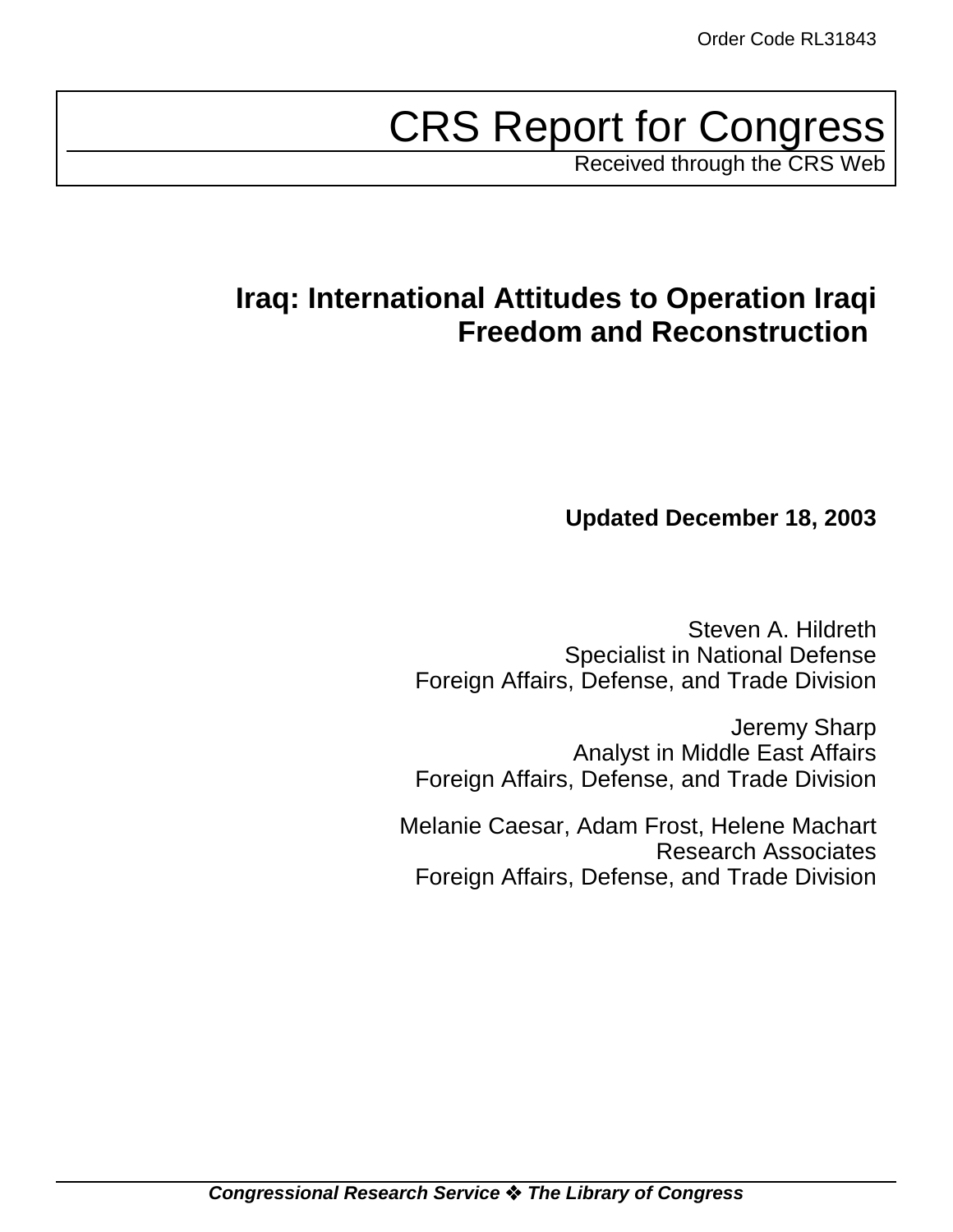Order Code RL31843

# CRS Report for Congress

Received through the CRS Web

## Iraq: International Attitudes to Operation Iraqi Freedom and Reconstruction

**Updated December 18, 2003**

Steven A. Hildreth
Specialist in National Defense
Foreign Affairs, Defense, and Trade Division

Jeremy Sharp
Analyst in Middle East Affairs
Foreign Affairs, Defense, and Trade Division

Melanie Caesar, Adam Frost, Helene Machart
Research Associates
Foreign Affairs, Defense, and Trade Division

***Congressional Research Service ❖ The Library of Congress***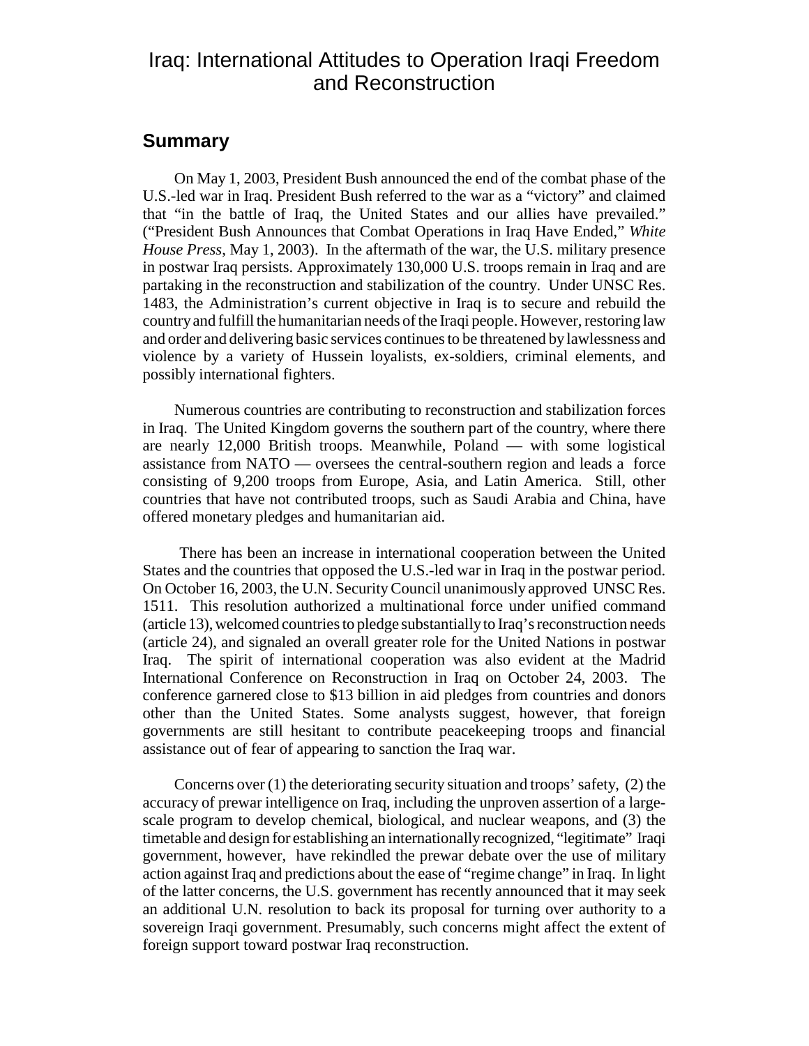# Iraq: International Attitudes to Operation Iraqi Freedom and Reconstruction

## Summary

On May 1, 2003, President Bush announced the end of the combat phase of the U.S.-led war in Iraq. President Bush referred to the war as a "victory" and claimed that "in the battle of Iraq, the United States and our allies have prevailed." ("President Bush Announces that Combat Operations in Iraq Have Ended," *White House Press*, May 1, 2003). In the aftermath of the war, the U.S. military presence in postwar Iraq persists. Approximately 130,000 U.S. troops remain in Iraq and are partaking in the reconstruction and stabilization of the country. Under UNSC Res. 1483, the Administration's current objective in Iraq is to secure and rebuild the country and fulfill the humanitarian needs of the Iraqi people. However, restoring law and order and delivering basic services continues to be threatened by lawlessness and violence by a variety of Hussein loyalists, ex-soldiers, criminal elements, and possibly international fighters.

Numerous countries are contributing to reconstruction and stabilization forces in Iraq. The United Kingdom governs the southern part of the country, where there are nearly 12,000 British troops. Meanwhile, Poland — with some logistical assistance from NATO — oversees the central-southern region and leads a force consisting of 9,200 troops from Europe, Asia, and Latin America. Still, other countries that have not contributed troops, such as Saudi Arabia and China, have offered monetary pledges and humanitarian aid.

There has been an increase in international cooperation between the United States and the countries that opposed the U.S.-led war in Iraq in the postwar period. On October 16, 2003, the U.N. Security Council unanimously approved UNSC Res. 1511. This resolution authorized a multinational force under unified command (article 13), welcomed countries to pledge substantially to Iraq's reconstruction needs (article 24), and signaled an overall greater role for the United Nations in postwar Iraq. The spirit of international cooperation was also evident at the Madrid International Conference on Reconstruction in Iraq on October 24, 2003. The conference garnered close to $13 billion in aid pledges from countries and donors other than the United States. Some analysts suggest, however, that foreign governments are still hesitant to contribute peacekeeping troops and financial assistance out of fear of appearing to sanction the Iraq war.

Concerns over (1) the deteriorating security situation and troops' safety, (2) the accuracy of prewar intelligence on Iraq, including the unproven assertion of a large-scale program to develop chemical, biological, and nuclear weapons, and (3) the timetable and design for establishing an internationally recognized, "legitimate" Iraqi government, however, have rekindled the prewar debate over the use of military action against Iraq and predictions about the ease of "regime change" in Iraq. In light of the latter concerns, the U.S. government has recently announced that it may seek an additional U.N. resolution to back its proposal for turning over authority to a sovereign Iraqi government. Presumably, such concerns might affect the extent of foreign support toward postwar Iraq reconstruction.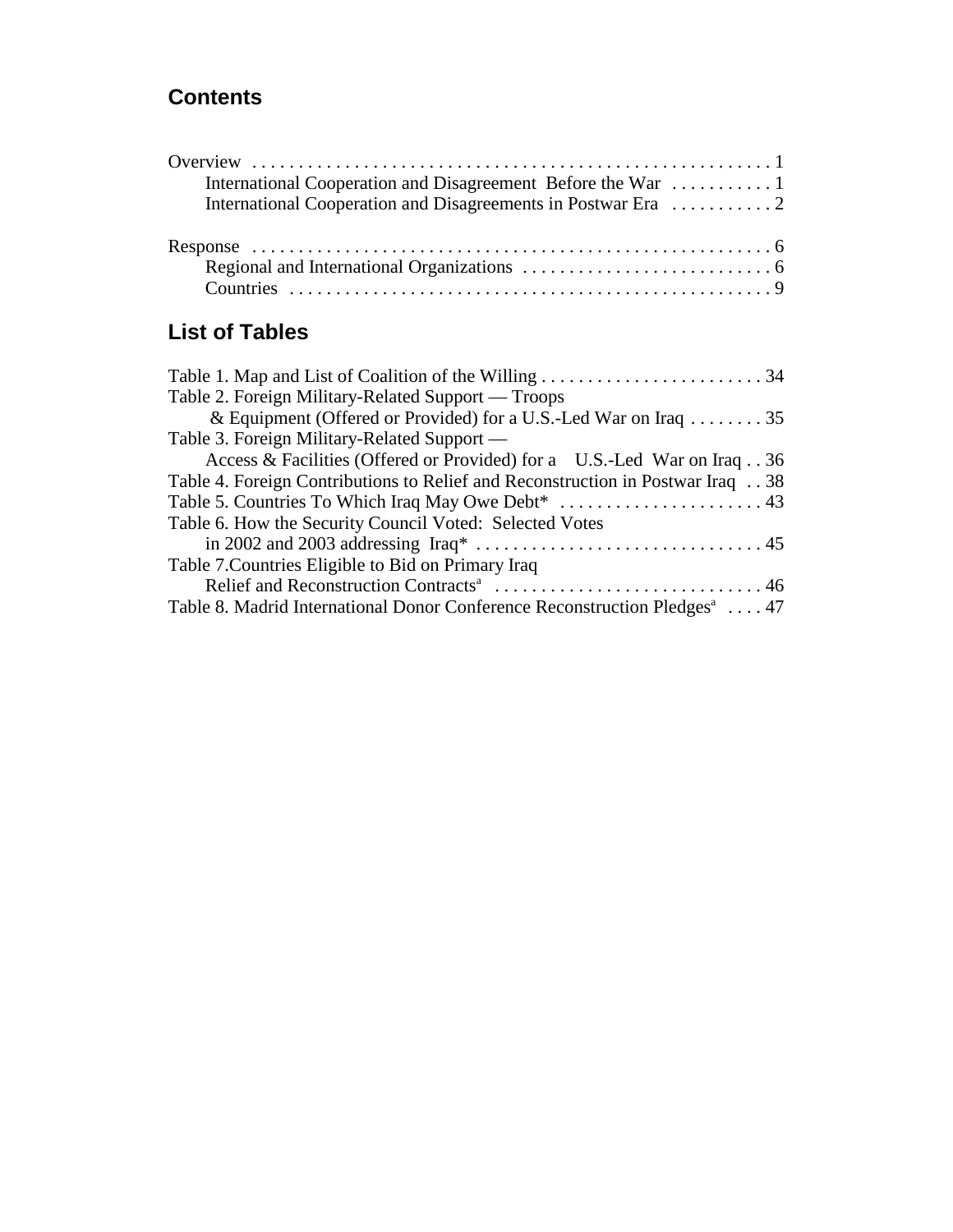## Contents

Overview . . . . . . . . . . . . . . . . . . . . . . . . . . . . . . . . . . . . . . . . . . . . . . . . . . . . . . 1
- International Cooperation and Disagreement Before the War . . . . . . . . . . . 1
- International Cooperation and Disagreements in Postwar Era . . . . . . . . . . . 2

Response . . . . . . . . . . . . . . . . . . . . . . . . . . . . . . . . . . . . . . . . . . . . . . . . . . . . . . 6
- Regional and International Organizations . . . . . . . . . . . . . . . . . . . . . . . . . . . 6
- Countries . . . . . . . . . . . . . . . . . . . . . . . . . . . . . . . . . . . . . . . . . . . . . . . . . . . . 9

## List of Tables

Table 1. Map and List of Coalition of the Willing . . . . . . . . . . . . . . . . . . . . . . . . . 34
Table 2. Foreign Military-Related Support — Troops & Equipment (Offered or Provided) for a U.S.-Led War on Iraq . . . . . . . . 35
Table 3. Foreign Military-Related Support — Access & Facilities (Offered or Provided) for a U.S.-Led War on Iraq . . 36
Table 4. Foreign Contributions to Relief and Reconstruction in Postwar Iraq . . 38
Table 5. Countries To Which Iraq May Owe Debt* . . . . . . . . . . . . . . . . . . . . . . 43
Table 6. How the Security Council Voted: Selected Votes in 2002 and 2003 addressing Iraq* . . . . . . . . . . . . . . . . . . . . . . . . . . . . . . . 45
Table 7.Countries Eligible to Bid on Primary Iraq Relief and Reconstruction Contracts[a] . . . . . . . . . . . . . . . . . . . . . . . . . . . . 46
Table 8. Madrid International Donor Conference Reconstruction Pledges[a] . . . . 47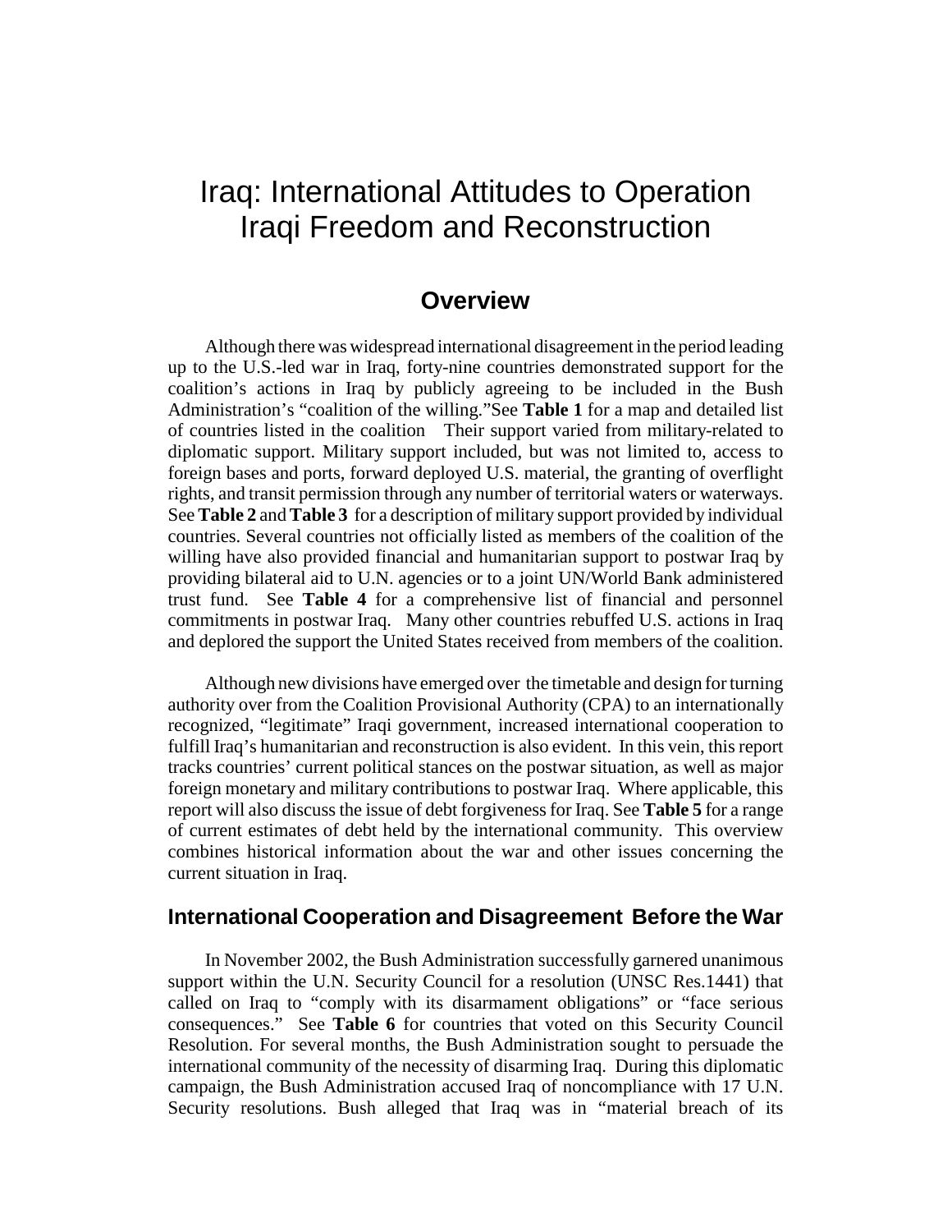# Iraq: International Attitudes to Operation Iraqi Freedom and Reconstruction

## Overview

Although there was widespread international disagreement in the period leading up to the U.S.-led war in Iraq, forty-nine countries demonstrated support for the coalition's actions in Iraq by publicly agreeing to be included in the Bush Administration's "coalition of the willing."See **Table 1** for a map and detailed list of countries listed in the coalition Their support varied from military-related to diplomatic support. Military support included, but was not limited to, access to foreign bases and ports, forward deployed U.S. material, the granting of overflight rights, and transit permission through any number of territorial waters or waterways. See **Table 2** and **Table 3** for a description of military support provided by individual countries. Several countries not officially listed as members of the coalition of the willing have also provided financial and humanitarian support to postwar Iraq by providing bilateral aid to U.N. agencies or to a joint UN/World Bank administered trust fund. See **Table 4** for a comprehensive list of financial and personnel commitments in postwar Iraq. Many other countries rebuffed U.S. actions in Iraq and deplored the support the United States received from members of the coalition.

Although new divisions have emerged over the timetable and design for turning authority over from the Coalition Provisional Authority (CPA) to an internationally recognized, "legitimate" Iraqi government, increased international cooperation to fulfill Iraq's humanitarian and reconstruction is also evident. In this vein, this report tracks countries' current political stances on the postwar situation, as well as major foreign monetary and military contributions to postwar Iraq. Where applicable, this report will also discuss the issue of debt forgiveness for Iraq. See **Table 5** for a range of current estimates of debt held by the international community. This overview combines historical information about the war and other issues concerning the current situation in Iraq.

### International Cooperation and Disagreement Before the War

In November 2002, the Bush Administration successfully garnered unanimous support within the U.N. Security Council for a resolution (UNSC Res.1441) that called on Iraq to "comply with its disarmament obligations" or "face serious consequences." See **Table 6** for countries that voted on this Security Council Resolution. For several months, the Bush Administration sought to persuade the international community of the necessity of disarming Iraq. During this diplomatic campaign, the Bush Administration accused Iraq of noncompliance with 17 U.N. Security resolutions. Bush alleged that Iraq was in "material breach of its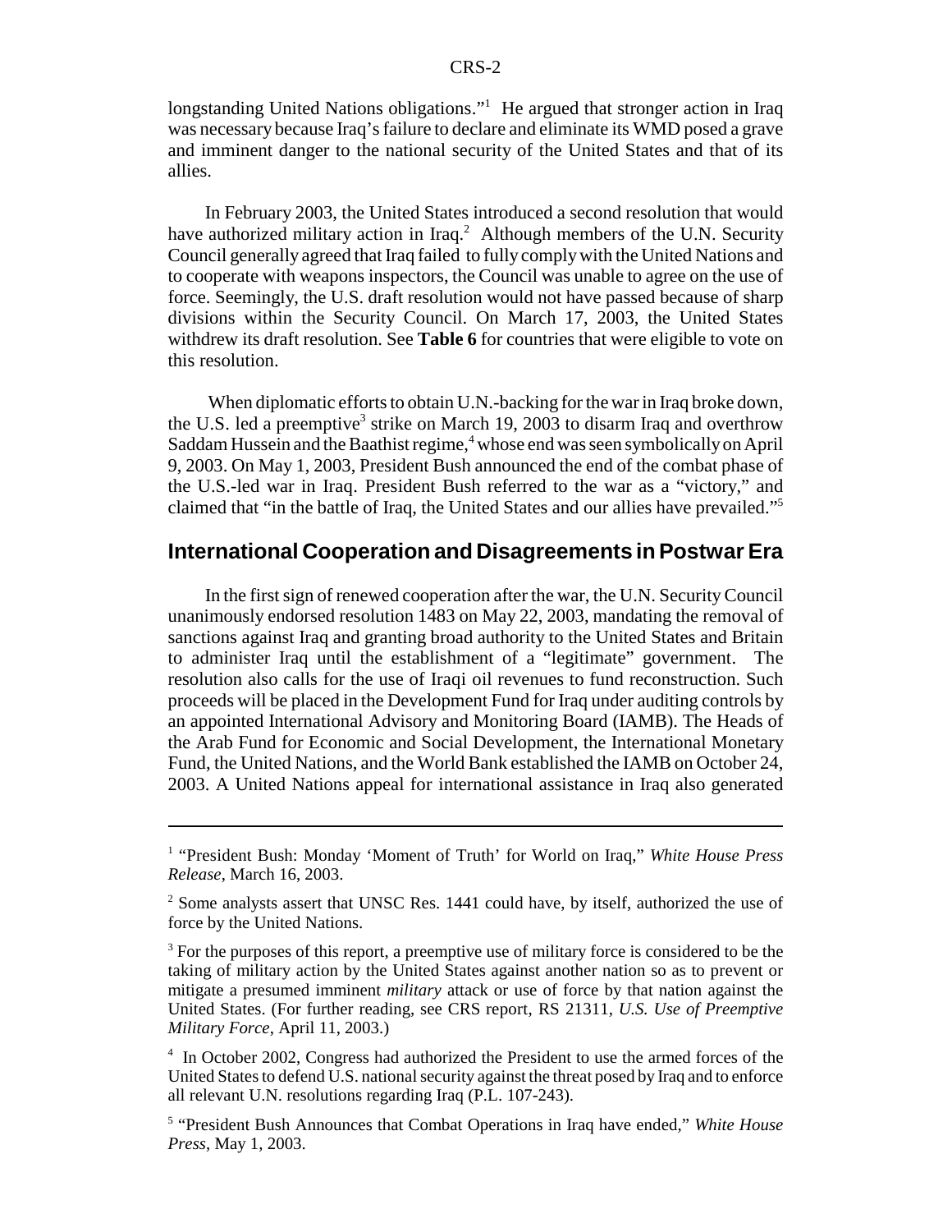longstanding United Nations obligations."[1] He argued that stronger action in Iraq was necessary because Iraq's failure to declare and eliminate its WMD posed a grave and imminent danger to the national security of the United States and that of its allies.

In February 2003, the United States introduced a second resolution that would have authorized military action in Iraq.[2] Although members of the U.N. Security Council generally agreed that Iraq failed to fully comply with the United Nations and to cooperate with weapons inspectors, the Council was unable to agree on the use of force. Seemingly, the U.S. draft resolution would not have passed because of sharp divisions within the Security Council. On March 17, 2003, the United States withdrew its draft resolution. See **Table 6** for countries that were eligible to vote on this resolution.

When diplomatic efforts to obtain U.N.-backing for the war in Iraq broke down, the U.S. led a preemptive[3] strike on March 19, 2003 to disarm Iraq and overthrow Saddam Hussein and the Baathist regime,[4] whose end was seen symbolically on April 9, 2003. On May 1, 2003, President Bush announced the end of the combat phase of the U.S.-led war in Iraq. President Bush referred to the war as a "victory," and claimed that "in the battle of Iraq, the United States and our allies have prevailed."[5]

## International Cooperation and Disagreements in Postwar Era

In the first sign of renewed cooperation after the war, the U.N. Security Council unanimously endorsed resolution 1483 on May 22, 2003, mandating the removal of sanctions against Iraq and granting broad authority to the United States and Britain to administer Iraq until the establishment of a "legitimate" government. The resolution also calls for the use of Iraqi oil revenues to fund reconstruction. Such proceeds will be placed in the Development Fund for Iraq under auditing controls by an appointed International Advisory and Monitoring Board (IAMB). The Heads of the Arab Fund for Economic and Social Development, the International Monetary Fund, the United Nations, and the World Bank established the IAMB on October 24, 2003. A United Nations appeal for international assistance in Iraq also generated

---

[1] "President Bush: Monday 'Moment of Truth' for World on Iraq," *White House Press Release*, March 16, 2003.

[2] Some analysts assert that UNSC Res. 1441 could have, by itself, authorized the use of force by the United Nations.

[3] For the purposes of this report, a preemptive use of military force is considered to be the taking of military action by the United States against another nation so as to prevent or mitigate a presumed imminent *military* attack or use of force by that nation against the United States. (For further reading, see CRS report, RS 21311, *U.S. Use of Preemptive Military Force*, April 11, 2003.)

[4] In October 2002, Congress had authorized the President to use the armed forces of the United States to defend U.S. national security against the threat posed by Iraq and to enforce all relevant U.N. resolutions regarding Iraq (P.L. 107-243).

[5] "President Bush Announces that Combat Operations in Iraq have ended," *White House Press*, May 1, 2003.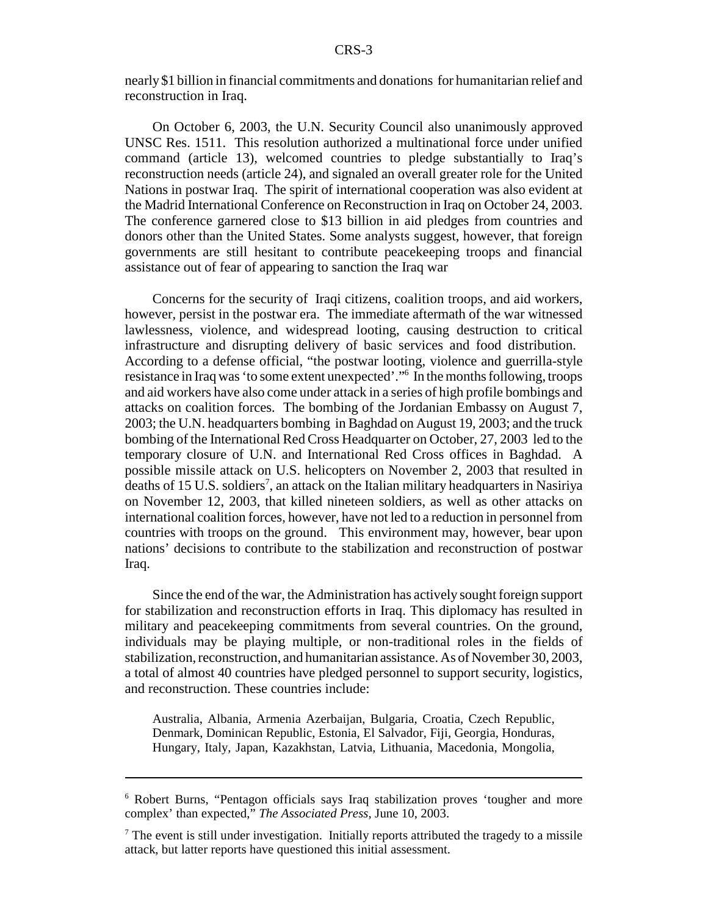nearly $1 billion in financial commitments and donations for humanitarian relief and reconstruction in Iraq.

On October 6, 2003, the U.N. Security Council also unanimously approved UNSC Res. 1511. This resolution authorized a multinational force under unified command (article 13), welcomed countries to pledge substantially to Iraq's reconstruction needs (article 24), and signaled an overall greater role for the United Nations in postwar Iraq. The spirit of international cooperation was also evident at the Madrid International Conference on Reconstruction in Iraq on October 24, 2003. The conference garnered close to $13 billion in aid pledges from countries and donors other than the United States. Some analysts suggest, however, that foreign governments are still hesitant to contribute peacekeeping troops and financial assistance out of fear of appearing to sanction the Iraq war

Concerns for the security of Iraqi citizens, coalition troops, and aid workers, however, persist in the postwar era. The immediate aftermath of the war witnessed lawlessness, violence, and widespread looting, causing destruction to critical infrastructure and disrupting delivery of basic services and food distribution. According to a defense official, "the postwar looting, violence and guerrilla-style resistance in Iraq was 'to some extent unexpected'."[6] In the months following, troops and aid workers have also come under attack in a series of high profile bombings and attacks on coalition forces. The bombing of the Jordanian Embassy on August 7, 2003; the U.N. headquarters bombing in Baghdad on August 19, 2003; and the truck bombing of the International Red Cross Headquarter on October, 27, 2003 led to the temporary closure of U.N. and International Red Cross offices in Baghdad. A possible missile attack on U.S. helicopters on November 2, 2003 that resulted in deaths of 15 U.S. soldiers[7], an attack on the Italian military headquarters in Nasiriya on November 12, 2003, that killed nineteen soldiers, as well as other attacks on international coalition forces, however, have not led to a reduction in personnel from countries with troops on the ground. This environment may, however, bear upon nations' decisions to contribute to the stabilization and reconstruction of postwar Iraq.

Since the end of the war, the Administration has actively sought foreign support for stabilization and reconstruction efforts in Iraq. This diplomacy has resulted in military and peacekeeping commitments from several countries. On the ground, individuals may be playing multiple, or non-traditional roles in the fields of stabilization, reconstruction, and humanitarian assistance. As of November 30, 2003, a total of almost 40 countries have pledged personnel to support security, logistics, and reconstruction. These countries include:

> Australia, Albania, Armenia Azerbaijan, Bulgaria, Croatia, Czech Republic, Denmark, Dominican Republic, Estonia, El Salvador, Fiji, Georgia, Honduras, Hungary, Italy, Japan, Kazakhstan, Latvia, Lithuania, Macedonia, Mongolia,

---

[6] Robert Burns, "Pentagon officials says Iraq stabilization proves 'tougher and more complex' than expected," *The Associated Press*, June 10, 2003.

[7] The event is still under investigation. Initially reports attributed the tragedy to a missile attack, but latter reports have questioned this initial assessment.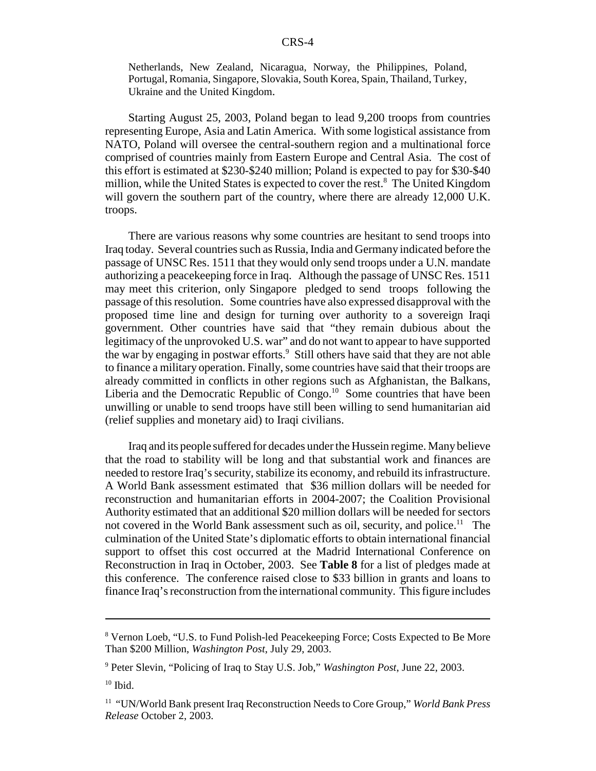Netherlands, New Zealand, Nicaragua, Norway, the Philippines, Poland, Portugal, Romania, Singapore, Slovakia, South Korea, Spain, Thailand, Turkey, Ukraine and the United Kingdom.

Starting August 25, 2003, Poland began to lead 9,200 troops from countries representing Europe, Asia and Latin America. With some logistical assistance from NATO, Poland will oversee the central-southern region and a multinational force comprised of countries mainly from Eastern Europe and Central Asia. The cost of this effort is estimated at $230-$240 million; Poland is expected to pay for $30-$40 million, while the United States is expected to cover the rest.[8] The United Kingdom will govern the southern part of the country, where there are already 12,000 U.K. troops.

There are various reasons why some countries are hesitant to send troops into Iraq today. Several countries such as Russia, India and Germany indicated before the passage of UNSC Res. 1511 that they would only send troops under a U.N. mandate authorizing a peacekeeping force in Iraq. Although the passage of UNSC Res. 1511 may meet this criterion, only Singapore pledged to send troops following the passage of this resolution. Some countries have also expressed disapproval with the proposed time line and design for turning over authority to a sovereign Iraqi government. Other countries have said that "they remain dubious about the legitimacy of the unprovoked U.S. war" and do not want to appear to have supported the war by engaging in postwar efforts.[9] Still others have said that they are not able to finance a military operation. Finally, some countries have said that their troops are already committed in conflicts in other regions such as Afghanistan, the Balkans, Liberia and the Democratic Republic of Congo.[10] Some countries that have been unwilling or unable to send troops have still been willing to send humanitarian aid (relief supplies and monetary aid) to Iraqi civilians.

Iraq and its people suffered for decades under the Hussein regime. Many believe that the road to stability will be long and that substantial work and finances are needed to restore Iraq's security, stabilize its economy, and rebuild its infrastructure. A World Bank assessment estimated that $36 million dollars will be needed for reconstruction and humanitarian efforts in 2004-2007; the Coalition Provisional Authority estimated that an additional $20 million dollars will be needed for sectors not covered in the World Bank assessment such as oil, security, and police.[11] The culmination of the United State's diplomatic efforts to obtain international financial support to offset this cost occurred at the Madrid International Conference on Reconstruction in Iraq in October, 2003. See **Table 8** for a list of pledges made at this conference. The conference raised close to $33 billion in grants and loans to finance Iraq's reconstruction from the international community. This figure includes

---

[8] Vernon Loeb, "U.S. to Fund Polish-led Peacekeeping Force; Costs Expected to Be More Than $200 Million, *Washington Post*, July 29, 2003.

[9] Peter Slevin, "Policing of Iraq to Stay U.S. Job," *Washington Post*, June 22, 2003.

[10] Ibid.

[11] "UN/World Bank present Iraq Reconstruction Needs to Core Group," *World Bank Press Release* October 2, 2003.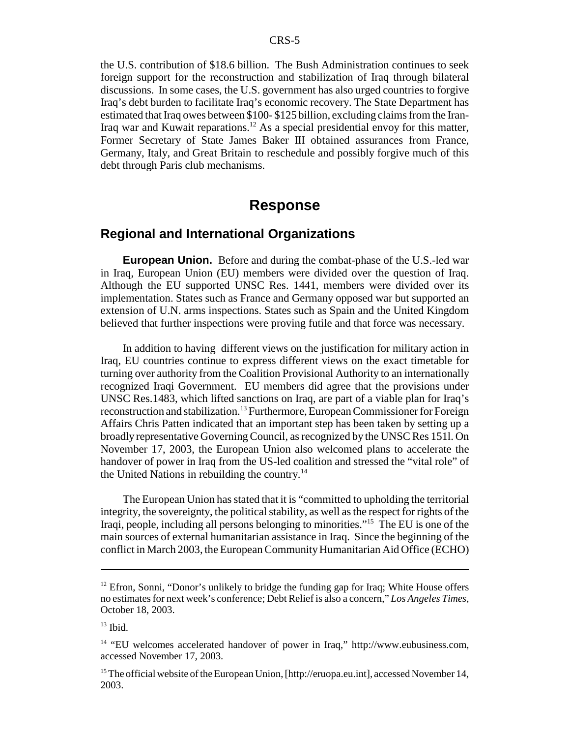the U.S. contribution of $18.6 billion. The Bush Administration continues to seek foreign support for the reconstruction and stabilization of Iraq through bilateral discussions. In some cases, the U.S. government has also urged countries to forgive Iraq's debt burden to facilitate Iraq's economic recovery. The State Department has estimated that Iraq owes between $100- $125 billion, excluding claims from the Iran-Iraq war and Kuwait reparations.[12] As a special presidential envoy for this matter, Former Secretary of State James Baker III obtained assurances from France, Germany, Italy, and Great Britain to reschedule and possibly forgive much of this debt through Paris club mechanisms.

# Response

## Regional and International Organizations

**European Union.** Before and during the combat-phase of the U.S.-led war in Iraq, European Union (EU) members were divided over the question of Iraq. Although the EU supported UNSC Res. 1441, members were divided over its implementation. States such as France and Germany opposed war but supported an extension of U.N. arms inspections. States such as Spain and the United Kingdom believed that further inspections were proving futile and that force was necessary.

In addition to having different views on the justification for military action in Iraq, EU countries continue to express different views on the exact timetable for turning over authority from the Coalition Provisional Authority to an internationally recognized Iraqi Government. EU members did agree that the provisions under UNSC Res.1483, which lifted sanctions on Iraq, are part of a viable plan for Iraq's reconstruction and stabilization.[13] Furthermore, European Commissioner for Foreign Affairs Chris Patten indicated that an important step has been taken by setting up a broadly representative Governing Council, as recognized by the UNSC Res 151l. On November 17, 2003, the European Union also welcomed plans to accelerate the handover of power in Iraq from the US-led coalition and stressed the "vital role" of the United Nations in rebuilding the country.[14]

The European Union has stated that it is "committed to upholding the territorial integrity, the sovereignty, the political stability, as well as the respect for rights of the Iraqi, people, including all persons belonging to minorities."[15] The EU is one of the main sources of external humanitarian assistance in Iraq. Since the beginning of the conflict in March 2003, the European Community Humanitarian Aid Office (ECHO)

---

[12] Efron, Sonni, "Donor's unlikely to bridge the funding gap for Iraq; White House offers no estimates for next week's conference; Debt Relief is also a concern," *Los Angeles Times*, October 18, 2003.

[13] Ibid.

[14] "EU welcomes accelerated handover of power in Iraq," http://www.eubusiness.com, accessed November 17, 2003.

[15] The official website of the European Union, [http://eruopa.eu.int], accessed November 14, 2003.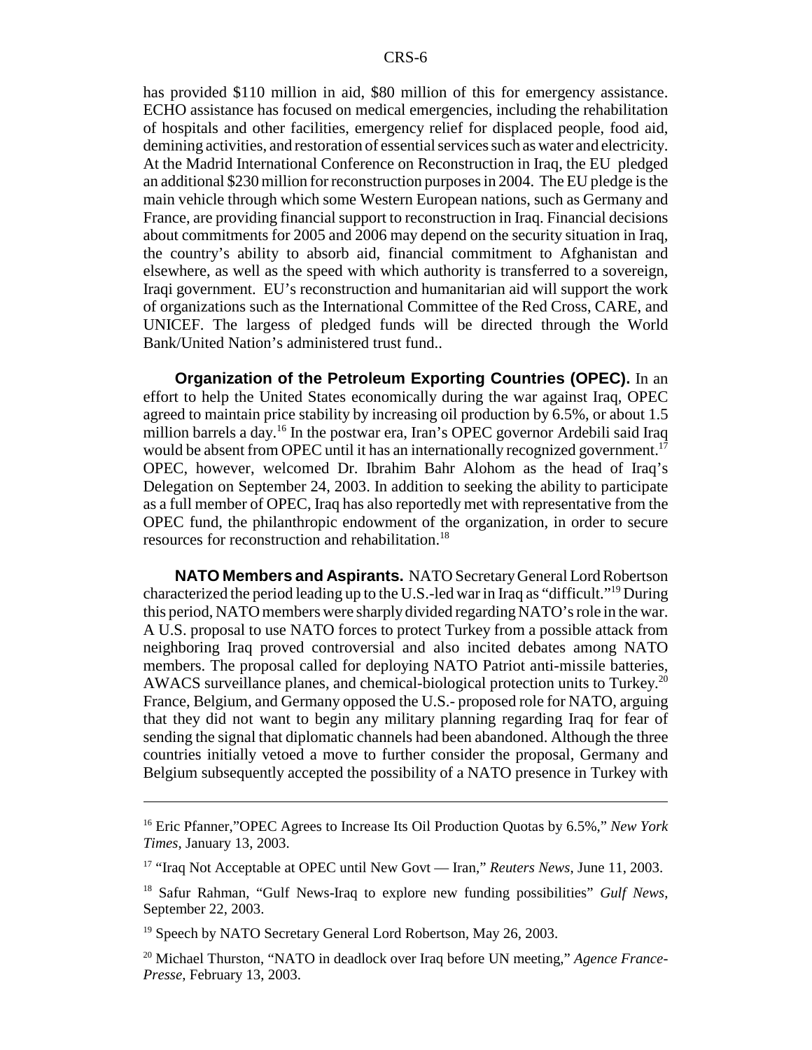has provided $110 million in aid, $80 million of this for emergency assistance. ECHO assistance has focused on medical emergencies, including the rehabilitation of hospitals and other facilities, emergency relief for displaced people, food aid, demining activities, and restoration of essential services such as water and electricity. At the Madrid International Conference on Reconstruction in Iraq, the EU pledged an additional $230 million for reconstruction purposes in 2004. The EU pledge is the main vehicle through which some Western European nations, such as Germany and France, are providing financial support to reconstruction in Iraq. Financial decisions about commitments for 2005 and 2006 may depend on the security situation in Iraq, the country's ability to absorb aid, financial commitment to Afghanistan and elsewhere, as well as the speed with which authority is transferred to a sovereign, Iraqi government. EU's reconstruction and humanitarian aid will support the work of organizations such as the International Committee of the Red Cross, CARE, and UNICEF. The largess of pledged funds will be directed through the World Bank/United Nation's administered trust fund..

**Organization of the Petroleum Exporting Countries (OPEC).** In an effort to help the United States economically during the war against Iraq, OPEC agreed to maintain price stability by increasing oil production by 6.5%, or about 1.5 million barrels a day.[16] In the postwar era, Iran's OPEC governor Ardebili said Iraq would be absent from OPEC until it has an internationally recognized government.[17] OPEC, however, welcomed Dr. Ibrahim Bahr Alohom as the head of Iraq's Delegation on September 24, 2003. In addition to seeking the ability to participate as a full member of OPEC, Iraq has also reportedly met with representative from the OPEC fund, the philanthropic endowment of the organization, in order to secure resources for reconstruction and rehabilitation.[18]

**NATO Members and Aspirants.** NATO Secretary General Lord Robertson characterized the period leading up to the U.S.-led war in Iraq as "difficult."[19] During this period, NATO members were sharply divided regarding NATO's role in the war. A U.S. proposal to use NATO forces to protect Turkey from a possible attack from neighboring Iraq proved controversial and also incited debates among NATO members. The proposal called for deploying NATO Patriot anti-missile batteries, AWACS surveillance planes, and chemical-biological protection units to Turkey.[20] France, Belgium, and Germany opposed the U.S.- proposed role for NATO, arguing that they did not want to begin any military planning regarding Iraq for fear of sending the signal that diplomatic channels had been abandoned. Although the three countries initially vetoed a move to further consider the proposal, Germany and Belgium subsequently accepted the possibility of a NATO presence in Turkey with

---

[16] Eric Pfanner,"OPEC Agrees to Increase Its Oil Production Quotas by 6.5%," *New York Times*, January 13, 2003.

[17] "Iraq Not Acceptable at OPEC until New Govt — Iran," *Reuters News*, June 11, 2003.

[18] Safur Rahman, "Gulf News-Iraq to explore new funding possibilities" *Gulf News*, September 22, 2003.

[19] Speech by NATO Secretary General Lord Robertson, May 26, 2003.

[20] Michael Thurston, "NATO in deadlock over Iraq before UN meeting," *Agence France-Presse*, February 13, 2003.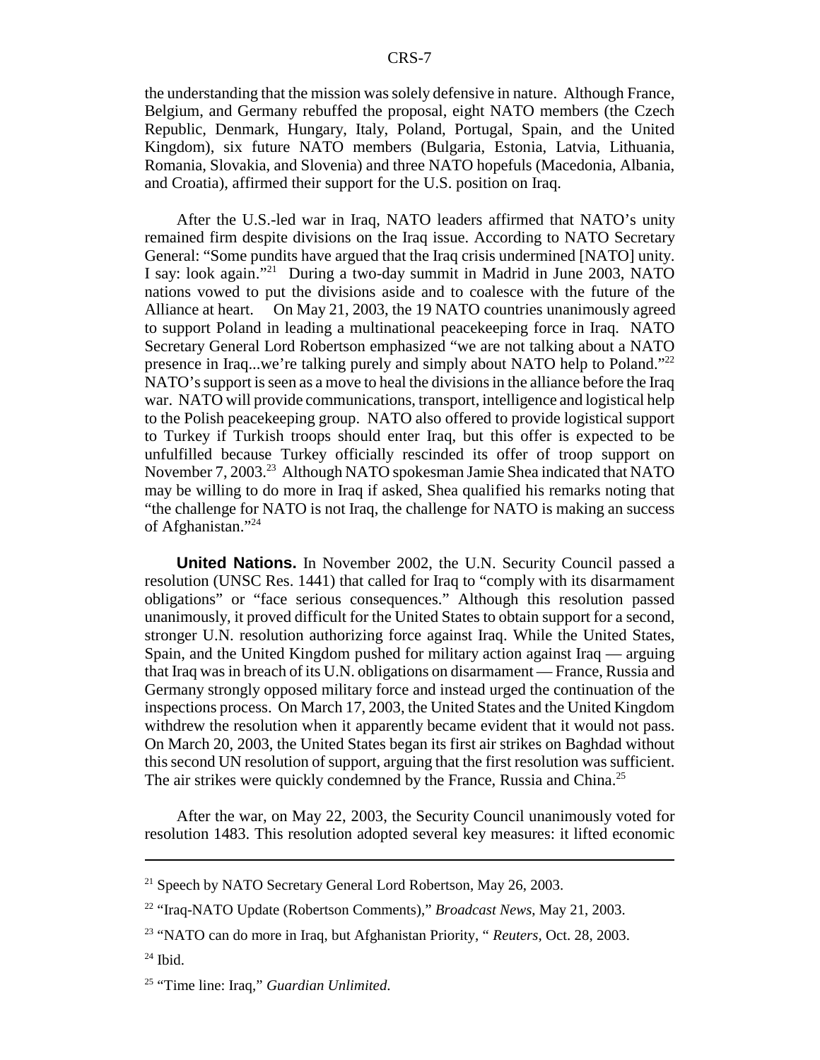the understanding that the mission was solely defensive in nature. Although France, Belgium, and Germany rebuffed the proposal, eight NATO members (the Czech Republic, Denmark, Hungary, Italy, Poland, Portugal, Spain, and the United Kingdom), six future NATO members (Bulgaria, Estonia, Latvia, Lithuania, Romania, Slovakia, and Slovenia) and three NATO hopefuls (Macedonia, Albania, and Croatia), affirmed their support for the U.S. position on Iraq.

After the U.S.-led war in Iraq, NATO leaders affirmed that NATO's unity remained firm despite divisions on the Iraq issue. According to NATO Secretary General: "Some pundits have argued that the Iraq crisis undermined [NATO] unity. I say: look again."[21] During a two-day summit in Madrid in June 2003, NATO nations vowed to put the divisions aside and to coalesce with the future of the Alliance at heart. On May 21, 2003, the 19 NATO countries unanimously agreed to support Poland in leading a multinational peacekeeping force in Iraq. NATO Secretary General Lord Robertson emphasized "we are not talking about a NATO presence in Iraq...we're talking purely and simply about NATO help to Poland."[22] NATO's support is seen as a move to heal the divisions in the alliance before the Iraq war. NATO will provide communications, transport, intelligence and logistical help to the Polish peacekeeping group. NATO also offered to provide logistical support to Turkey if Turkish troops should enter Iraq, but this offer is expected to be unfulfilled because Turkey officially rescinded its offer of troop support on November 7, 2003.[23] Although NATO spokesman Jamie Shea indicated that NATO may be willing to do more in Iraq if asked, Shea qualified his remarks noting that "the challenge for NATO is not Iraq, the challenge for NATO is making an success of Afghanistan."[24]

**United Nations.** In November 2002, the U.N. Security Council passed a resolution (UNSC Res. 1441) that called for Iraq to "comply with its disarmament obligations" or "face serious consequences." Although this resolution passed unanimously, it proved difficult for the United States to obtain support for a second, stronger U.N. resolution authorizing force against Iraq. While the United States, Spain, and the United Kingdom pushed for military action against Iraq — arguing that Iraq was in breach of its U.N. obligations on disarmament — France, Russia and Germany strongly opposed military force and instead urged the continuation of the inspections process. On March 17, 2003, the United States and the United Kingdom withdrew the resolution when it apparently became evident that it would not pass. On March 20, 2003, the United States began its first air strikes on Baghdad without this second UN resolution of support, arguing that the first resolution was sufficient. The air strikes were quickly condemned by the France, Russia and China.[25]

After the war, on May 22, 2003, the Security Council unanimously voted for resolution 1483. This resolution adopted several key measures: it lifted economic

---

[21] Speech by NATO Secretary General Lord Robertson, May 26, 2003.

[22] "Iraq-NATO Update (Robertson Comments)," *Broadcast News*, May 21, 2003.

[23] "NATO can do more in Iraq, but Afghanistan Priority, " *Reuters,* Oct. 28, 2003.

[24] Ibid.

[25] "Time line: Iraq," *Guardian Unlimited*.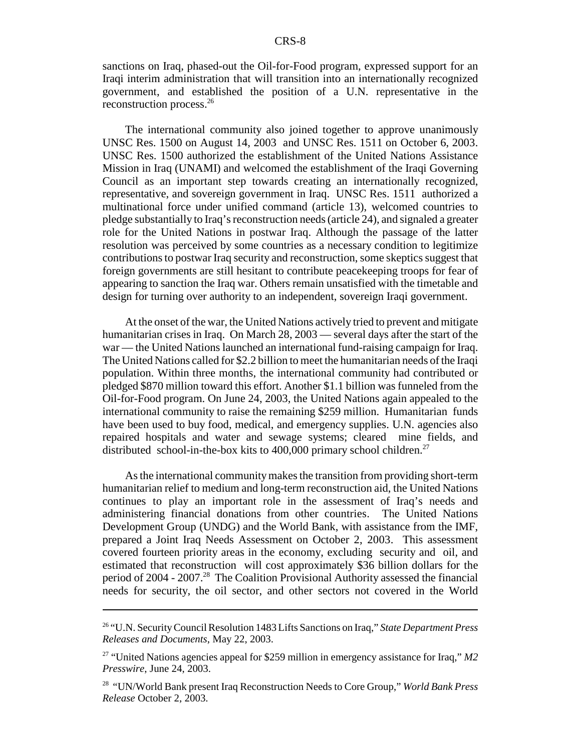sanctions on Iraq, phased-out the Oil-for-Food program, expressed support for an Iraqi interim administration that will transition into an internationally recognized government, and established the position of a U.N. representative in the reconstruction process.[26]

The international community also joined together to approve unanimously UNSC Res. 1500 on August 14, 2003 and UNSC Res. 1511 on October 6, 2003. UNSC Res. 1500 authorized the establishment of the United Nations Assistance Mission in Iraq (UNAMI) and welcomed the establishment of the Iraqi Governing Council as an important step towards creating an internationally recognized, representative, and sovereign government in Iraq. UNSC Res. 1511 authorized a multinational force under unified command (article 13), welcomed countries to pledge substantially to Iraq's reconstruction needs (article 24), and signaled a greater role for the United Nations in postwar Iraq. Although the passage of the latter resolution was perceived by some countries as a necessary condition to legitimize contributions to postwar Iraq security and reconstruction, some skeptics suggest that foreign governments are still hesitant to contribute peacekeeping troops for fear of appearing to sanction the Iraq war. Others remain unsatisfied with the timetable and design for turning over authority to an independent, sovereign Iraqi government.

At the onset of the war, the United Nations actively tried to prevent and mitigate humanitarian crises in Iraq. On March 28, 2003 — several days after the start of the war — the United Nations launched an international fund-raising campaign for Iraq. The United Nations called for $2.2 billion to meet the humanitarian needs of the Iraqi population. Within three months, the international community had contributed or pledged $870 million toward this effort. Another $1.1 billion was funneled from the Oil-for-Food program. On June 24, 2003, the United Nations again appealed to the international community to raise the remaining $259 million. Humanitarian funds have been used to buy food, medical, and emergency supplies. U.N. agencies also repaired hospitals and water and sewage systems; cleared mine fields, and distributed school-in-the-box kits to 400,000 primary school children.[27]

As the international community makes the transition from providing short-term humanitarian relief to medium and long-term reconstruction aid, the United Nations continues to play an important role in the assessment of Iraq's needs and administering financial donations from other countries. The United Nations Development Group (UNDG) and the World Bank, with assistance from the IMF, prepared a Joint Iraq Needs Assessment on October 2, 2003. This assessment covered fourteen priority areas in the economy, excluding security and oil, and estimated that reconstruction will cost approximately $36 billion dollars for the period of 2004 - 2007.[28] The Coalition Provisional Authority assessed the financial needs for security, the oil sector, and other sectors not covered in the World

---

[26] "U.N. Security Council Resolution 1483 Lifts Sanctions on Iraq," *State Department Press Releases and Documents*, May 22, 2003.

[27] "United Nations agencies appeal for $259 million in emergency assistance for Iraq," *M2 Presswire*, June 24, 2003.

[28] "UN/World Bank present Iraq Reconstruction Needs to Core Group," *World Bank Press Release* October 2, 2003.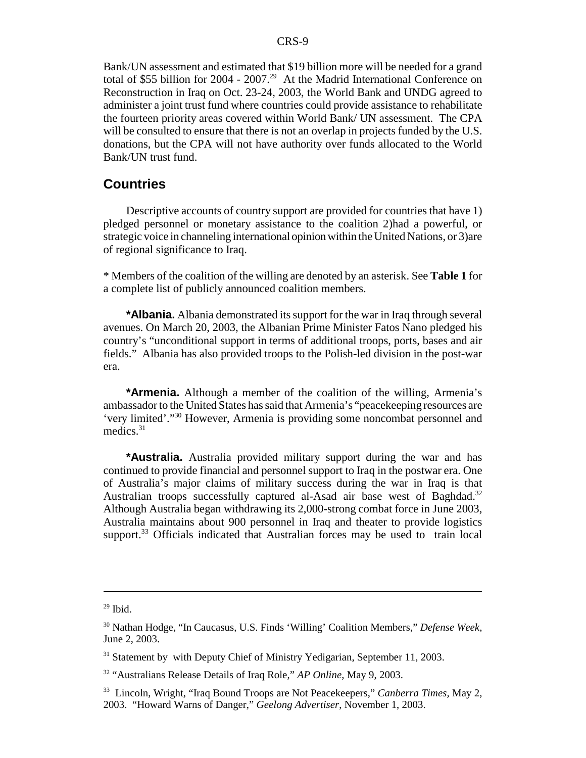Bank/UN assessment and estimated that $19 billion more will be needed for a grand total of $55 billion for 2004 - 2007.[29] At the Madrid International Conference on Reconstruction in Iraq on Oct. 23-24, 2003, the World Bank and UNDG agreed to administer a joint trust fund where countries could provide assistance to rehabilitate the fourteen priority areas covered within World Bank/ UN assessment. The CPA will be consulted to ensure that there is not an overlap in projects funded by the U.S. donations, but the CPA will not have authority over funds allocated to the World Bank/UN trust fund.

## Countries

Descriptive accounts of country support are provided for countries that have 1) pledged personnel or monetary assistance to the coalition 2)had a powerful, or strategic voice in channeling international opinion within the United Nations, or 3)are of regional significance to Iraq.

* Members of the coalition of the willing are denoted by an asterisk. See **Table 1** for a complete list of publicly announced coalition members.

**\*Albania.** Albania demonstrated its support for the war in Iraq through several avenues. On March 20, 2003, the Albanian Prime Minister Fatos Nano pledged his country's "unconditional support in terms of additional troops, ports, bases and air fields." Albania has also provided troops to the Polish-led division in the post-war era.

**\*Armenia.** Although a member of the coalition of the willing, Armenia's ambassador to the United States has said that Armenia's "peacekeeping resources are 'very limited'."[30] However, Armenia is providing some noncombat personnel and medics.[31]

**\*Australia.** Australia provided military support during the war and has continued to provide financial and personnel support to Iraq in the postwar era. One of Australia's major claims of military success during the war in Iraq is that Australian troops successfully captured al-Asad air base west of Baghdad.[32] Although Australia began withdrawing its 2,000-strong combat force in June 2003, Australia maintains about 900 personnel in Iraq and theater to provide logistics support.[33] Officials indicated that Australian forces may be used to train local

---

[29] Ibid.

[30] Nathan Hodge, "In Caucasus, U.S. Finds 'Willing' Coalition Members," *Defense Week*, June 2, 2003.

[31] Statement by with Deputy Chief of Ministry Yedigarian, September 11, 2003.

[32] "Australians Release Details of Iraq Role," *AP Online*, May 9, 2003.

[33] Lincoln, Wright, "Iraq Bound Troops are Not Peacekeepers," *Canberra Times*, May 2, 2003. "Howard Warns of Danger," *Geelong Advertiser*, November 1, 2003.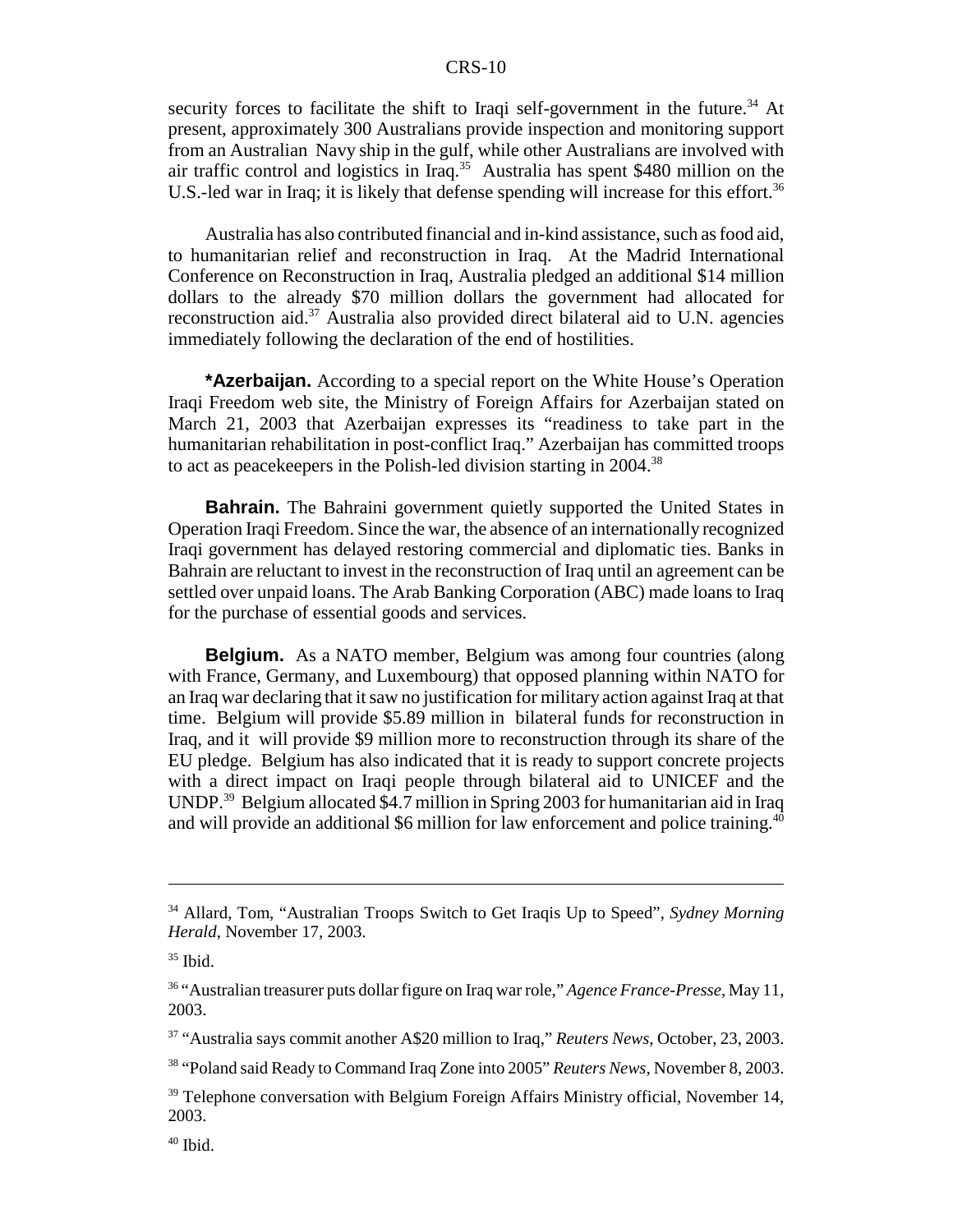security forces to facilitate the shift to Iraqi self-government in the future.[34] At present, approximately 300 Australians provide inspection and monitoring support from an Australian Navy ship in the gulf, while other Australians are involved with air traffic control and logistics in Iraq.[35] Australia has spent $480 million on the U.S.-led war in Iraq; it is likely that defense spending will increase for this effort.[36]

Australia has also contributed financial and in-kind assistance, such as food aid, to humanitarian relief and reconstruction in Iraq. At the Madrid International Conference on Reconstruction in Iraq, Australia pledged an additional $14 million dollars to the already $70 million dollars the government had allocated for reconstruction aid.[37] Australia also provided direct bilateral aid to U.N. agencies immediately following the declaration of the end of hostilities.

**\*Azerbaijan.** According to a special report on the White House's Operation Iraqi Freedom web site, the Ministry of Foreign Affairs for Azerbaijan stated on March 21, 2003 that Azerbaijan expresses its "readiness to take part in the humanitarian rehabilitation in post-conflict Iraq." Azerbaijan has committed troops to act as peacekeepers in the Polish-led division starting in 2004.[38]

**Bahrain.** The Bahraini government quietly supported the United States in Operation Iraqi Freedom. Since the war, the absence of an internationally recognized Iraqi government has delayed restoring commercial and diplomatic ties. Banks in Bahrain are reluctant to invest in the reconstruction of Iraq until an agreement can be settled over unpaid loans. The Arab Banking Corporation (ABC) made loans to Iraq for the purchase of essential goods and services.

**Belgium.** As a NATO member, Belgium was among four countries (along with France, Germany, and Luxembourg) that opposed planning within NATO for an Iraq war declaring that it saw no justification for military action against Iraq at that time. Belgium will provide $5.89 million in bilateral funds for reconstruction in Iraq, and it will provide $9 million more to reconstruction through its share of the EU pledge. Belgium has also indicated that it is ready to support concrete projects with a direct impact on Iraqi people through bilateral aid to UNICEF and the UNDP.[39] Belgium allocated $4.7 million in Spring 2003 for humanitarian aid in Iraq and will provide an additional $6 million for law enforcement and police training.[40]

---

[34] Allard, Tom, "Australian Troops Switch to Get Iraqis Up to Speed", *Sydney Morning Herald*, November 17, 2003.

[35] Ibid.

[36] "Australian treasurer puts dollar figure on Iraq war role," *Agence France-Presse*, May 11, 2003.

[37] "Australia says commit another A$20 million to Iraq," *Reuters News*, October, 23, 2003.

[38] "Poland said Ready to Command Iraq Zone into 2005" *Reuters News*, November 8, 2003.

[39] Telephone conversation with Belgium Foreign Affairs Ministry official, November 14, 2003.

[40] Ibid.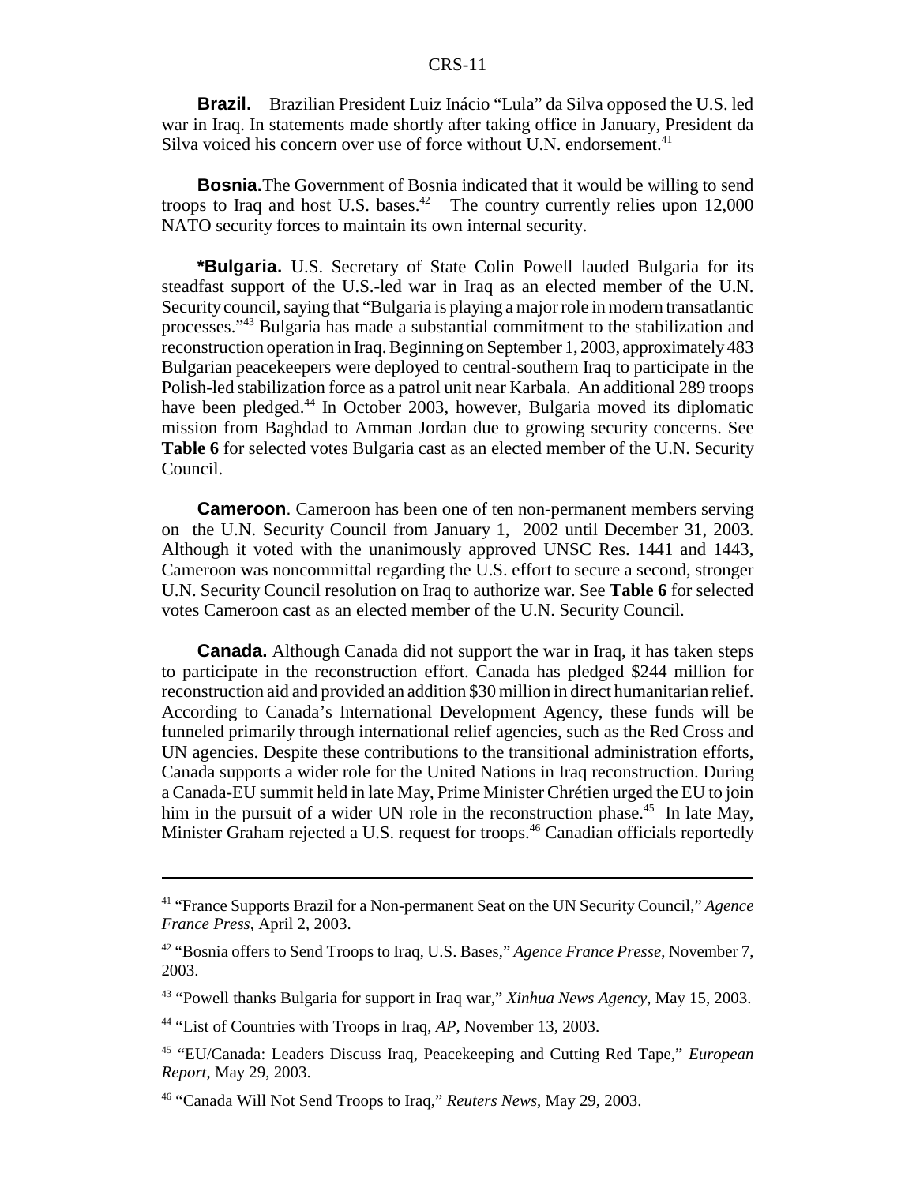**Brazil.** Brazilian President Luiz Inácio "Lula" da Silva opposed the U.S. led war in Iraq. In statements made shortly after taking office in January, President da Silva voiced his concern over use of force without U.N. endorsement.[41]

**Bosnia.** The Government of Bosnia indicated that it would be willing to send troops to Iraq and host U.S. bases.[42] The country currently relies upon 12,000 NATO security forces to maintain its own internal security.

**\*Bulgaria.** U.S. Secretary of State Colin Powell lauded Bulgaria for its steadfast support of the U.S.-led war in Iraq as an elected member of the U.N. Security council, saying that "Bulgaria is playing a major role in modern transatlantic processes."[43] Bulgaria has made a substantial commitment to the stabilization and reconstruction operation in Iraq. Beginning on September 1, 2003, approximately 483 Bulgarian peacekeepers were deployed to central-southern Iraq to participate in the Polish-led stabilization force as a patrol unit near Karbala. An additional 289 troops have been pledged.[44] In October 2003, however, Bulgaria moved its diplomatic mission from Baghdad to Amman Jordan due to growing security concerns. See **Table 6** for selected votes Bulgaria cast as an elected member of the U.N. Security Council.

**Cameroon**. Cameroon has been one of ten non-permanent members serving on the U.N. Security Council from January 1, 2002 until December 31, 2003. Although it voted with the unanimously approved UNSC Res. 1441 and 1443, Cameroon was noncommittal regarding the U.S. effort to secure a second, stronger U.N. Security Council resolution on Iraq to authorize war. See **Table 6** for selected votes Cameroon cast as an elected member of the U.N. Security Council.

**Canada.** Although Canada did not support the war in Iraq, it has taken steps to participate in the reconstruction effort. Canada has pledged $244 million for reconstruction aid and provided an addition $30 million in direct humanitarian relief. According to Canada's International Development Agency, these funds will be funneled primarily through international relief agencies, such as the Red Cross and UN agencies. Despite these contributions to the transitional administration efforts, Canada supports a wider role for the United Nations in Iraq reconstruction. During a Canada-EU summit held in late May, Prime Minister Chrétien urged the EU to join him in the pursuit of a wider UN role in the reconstruction phase.[45] In late May, Minister Graham rejected a U.S. request for troops.[46] Canadian officials reportedly

---

[41] "France Supports Brazil for a Non-permanent Seat on the UN Security Council," *Agence France Press*, April 2, 2003.

[42] "Bosnia offers to Send Troops to Iraq, U.S. Bases," *Agence France Presse*, November 7, 2003.

[43] "Powell thanks Bulgaria for support in Iraq war," *Xinhua News Agency*, May 15, 2003.

[44] "List of Countries with Troops in Iraq, *AP*, November 13, 2003.

[45] "EU/Canada: Leaders Discuss Iraq, Peacekeeping and Cutting Red Tape," *European Report*, May 29, 2003.

[46] "Canada Will Not Send Troops to Iraq," *Reuters News*, May 29, 2003.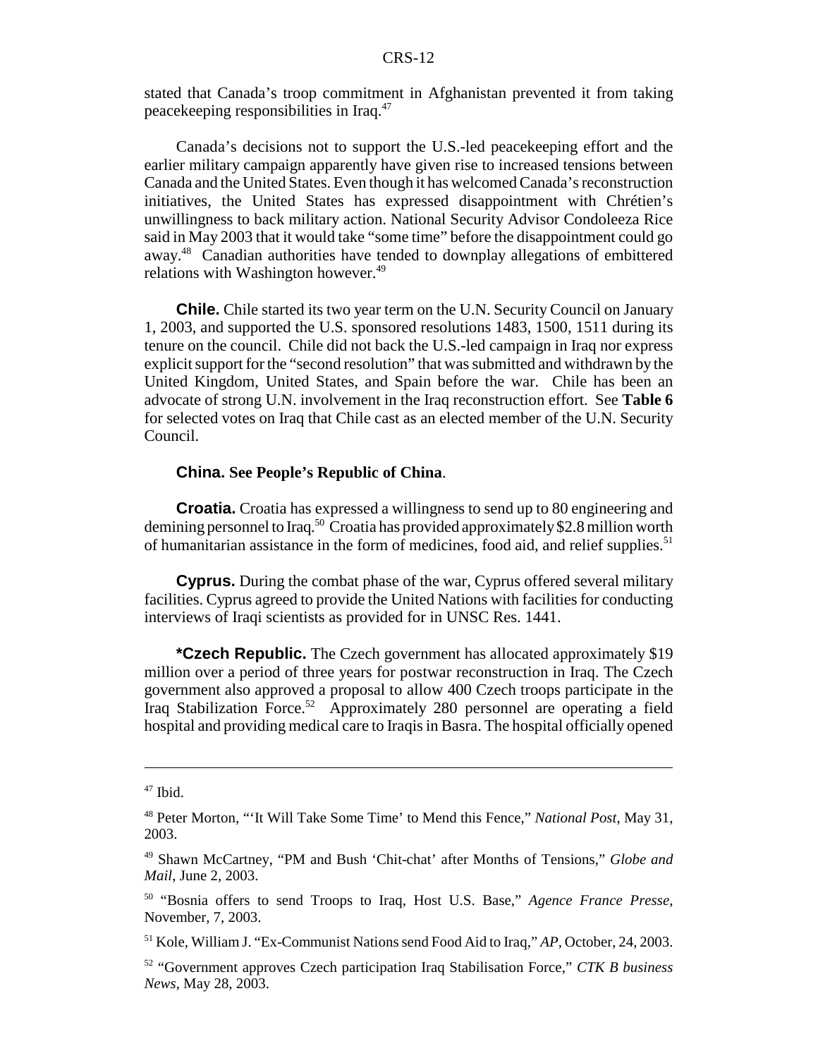stated that Canada's troop commitment in Afghanistan prevented it from taking peacekeeping responsibilities in Iraq.[47]

Canada's decisions not to support the U.S.-led peacekeeping effort and the earlier military campaign apparently have given rise to increased tensions between Canada and the United States. Even though it has welcomed Canada's reconstruction initiatives, the United States has expressed disappointment with Chrétien's unwillingness to back military action. National Security Advisor Condoleeza Rice said in May 2003 that it would take "some time" before the disappointment could go away.[48] Canadian authorities have tended to downplay allegations of embittered relations with Washington however.[49]

**Chile.** Chile started its two year term on the U.N. Security Council on January 1, 2003, and supported the U.S. sponsored resolutions 1483, 1500, 1511 during its tenure on the council. Chile did not back the U.S.-led campaign in Iraq nor express explicit support for the "second resolution" that was submitted and withdrawn by the United Kingdom, United States, and Spain before the war. Chile has been an advocate of strong U.N. involvement in the Iraq reconstruction effort. See **Table 6** for selected votes on Iraq that Chile cast as an elected member of the U.N. Security Council.

**China. See People's Republic of China**.

**Croatia.** Croatia has expressed a willingness to send up to 80 engineering and demining personnel to Iraq.[50] Croatia has provided approximately $2.8 million worth of humanitarian assistance in the form of medicines, food aid, and relief supplies.[51]

**Cyprus.** During the combat phase of the war, Cyprus offered several military facilities. Cyprus agreed to provide the United Nations with facilities for conducting interviews of Iraqi scientists as provided for in UNSC Res. 1441.

**\*Czech Republic.** The Czech government has allocated approximately $19 million over a period of three years for postwar reconstruction in Iraq. The Czech government also approved a proposal to allow 400 Czech troops participate in the Iraq Stabilization Force.[52] Approximately 280 personnel are operating a field hospital and providing medical care to Iraqis in Basra. The hospital officially opened

---

[47] Ibid.

[48] Peter Morton, "'It Will Take Some Time' to Mend this Fence," *National Post*, May 31, 2003.

[49] Shawn McCartney, "PM and Bush 'Chit-chat' after Months of Tensions," *Globe and Mail*, June 2, 2003.

[50] "Bosnia offers to send Troops to Iraq, Host U.S. Base," *Agence France Presse*, November, 7, 2003.

[51] Kole, William J. "Ex-Communist Nations send Food Aid to Iraq," *AP*, October, 24, 2003.

[52] "Government approves Czech participation Iraq Stabilisation Force," *CTK B business News*, May 28, 2003.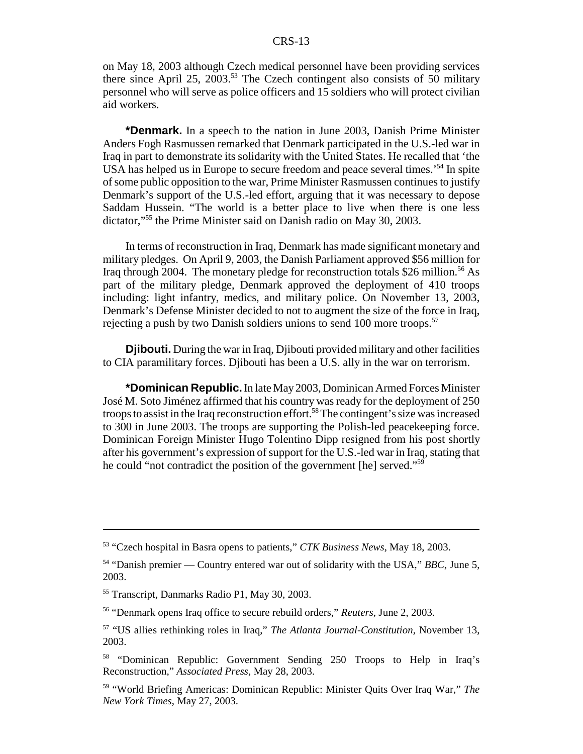on May 18, 2003 although Czech medical personnel have been providing services there since April 25, 2003.[53] The Czech contingent also consists of 50 military personnel who will serve as police officers and 15 soldiers who will protect civilian aid workers.

**\*Denmark.** In a speech to the nation in June 2003, Danish Prime Minister Anders Fogh Rasmussen remarked that Denmark participated in the U.S.-led war in Iraq in part to demonstrate its solidarity with the United States. He recalled that 'the USA has helped us in Europe to secure freedom and peace several times.'[54] In spite of some public opposition to the war, Prime Minister Rasmussen continues to justify Denmark's support of the U.S.-led effort, arguing that it was necessary to depose Saddam Hussein. "The world is a better place to live when there is one less dictator,"[55] the Prime Minister said on Danish radio on May 30, 2003.

In terms of reconstruction in Iraq, Denmark has made significant monetary and military pledges. On April 9, 2003, the Danish Parliament approved $56 million for Iraq through 2004. The monetary pledge for reconstruction totals $26 million.[56] As part of the military pledge, Denmark approved the deployment of 410 troops including: light infantry, medics, and military police. On November 13, 2003, Denmark's Defense Minister decided to not to augment the size of the force in Iraq, rejecting a push by two Danish soldiers unions to send 100 more troops.[57]

**Djibouti.** During the war in Iraq, Djibouti provided military and other facilities to CIA paramilitary forces. Djibouti has been a U.S. ally in the war on terrorism.

**\*Dominican Republic.** In late May 2003, Dominican Armed Forces Minister José M. Soto Jiménez affirmed that his country was ready for the deployment of 250 troops to assist in the Iraq reconstruction effort.[58] The contingent's size was increased to 300 in June 2003. The troops are supporting the Polish-led peacekeeping force. Dominican Foreign Minister Hugo Tolentino Dipp resigned from his post shortly after his government's expression of support for the U.S.-led war in Iraq, stating that he could "not contradict the position of the government [he] served."[59]

---

[53] "Czech hospital in Basra opens to patients," *CTK Business News*, May 18, 2003.

[54] "Danish premier — Country entered war out of solidarity with the USA," *BBC*, June 5, 2003.

[55] Transcript, Danmarks Radio P1, May 30, 2003.

[56] "Denmark opens Iraq office to secure rebuild orders," *Reuters*, June 2, 2003.

[57] "US allies rethinking roles in Iraq," *The Atlanta Journal-Constitution*, November 13, 2003.

[58] "Dominican Republic: Government Sending 250 Troops to Help in Iraq's Reconstruction," *Associated Press*, May 28, 2003.

[59] "World Briefing Americas: Dominican Republic: Minister Quits Over Iraq War," *The New York Times*, May 27, 2003.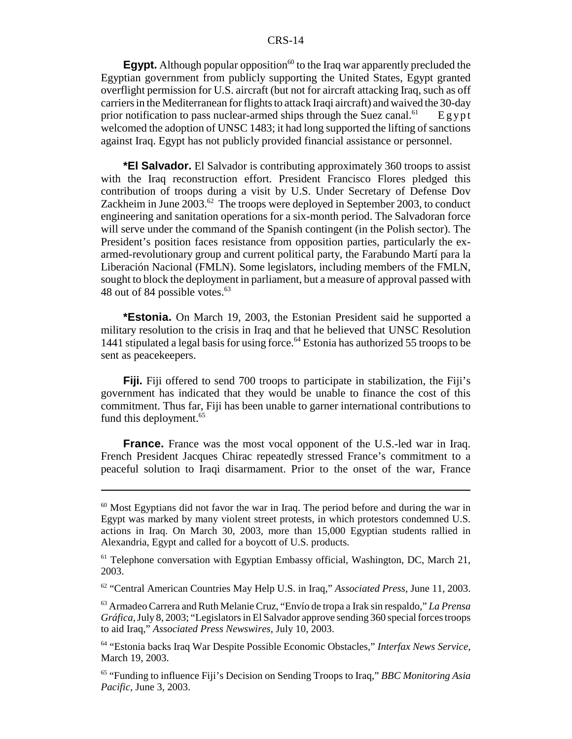**Egypt.** Although popular opposition[60] to the Iraq war apparently precluded the Egyptian government from publicly supporting the United States, Egypt granted overflight permission for U.S. aircraft (but not for aircraft attacking Iraq, such as off carriers in the Mediterranean for flights to attack Iraqi aircraft) and waived the 30-day prior notification to pass nuclear-armed ships through the Suez canal.[61] Egypt welcomed the adoption of UNSC 1483; it had long supported the lifting of sanctions against Iraq. Egypt has not publicly provided financial assistance or personnel.

***El Salvador.** El Salvador is contributing approximately 360 troops to assist with the Iraq reconstruction effort. President Francisco Flores pledged this contribution of troops during a visit by U.S. Under Secretary of Defense Dov Zackheim in June 2003.[62] The troops were deployed in September 2003, to conduct engineering and sanitation operations for a six-month period. The Salvadoran force will serve under the command of the Spanish contingent (in the Polish sector). The President's position faces resistance from opposition parties, particularly the ex-armed-revolutionary group and current political party, the Farabundo Martí para la Liberación Nacional (FMLN). Some legislators, including members of the FMLN, sought to block the deployment in parliament, but a measure of approval passed with 48 out of 84 possible votes.[63]

***Estonia.** On March 19, 2003, the Estonian President said he supported a military resolution to the crisis in Iraq and that he believed that UNSC Resolution 1441 stipulated a legal basis for using force.[64] Estonia has authorized 55 troops to be sent as peacekeepers.

**Fiji.** Fiji offered to send 700 troops to participate in stabilization, the Fiji's government has indicated that they would be unable to finance the cost of this commitment. Thus far, Fiji has been unable to garner international contributions to fund this deployment.[65]

**France.** France was the most vocal opponent of the U.S.-led war in Iraq. French President Jacques Chirac repeatedly stressed France's commitment to a peaceful solution to Iraqi disarmament. Prior to the onset of the war, France

---

[60] Most Egyptians did not favor the war in Iraq. The period before and during the war in Egypt was marked by many violent street protests, in which protestors condemned U.S. actions in Iraq. On March 30, 2003, more than 15,000 Egyptian students rallied in Alexandria, Egypt and called for a boycott of U.S. products.

[61] Telephone conversation with Egyptian Embassy official, Washington, DC, March 21, 2003.

[62] "Central American Countries May Help U.S. in Iraq," *Associated Press*, June 11, 2003.

[63] Armadeo Carrera and Ruth Melanie Cruz, "Envío de tropa a Irak sin respaldo," *La Prensa Gráfica*, July 8, 2003; "Legislators in El Salvador approve sending 360 special forces troops to aid Iraq," *Associated Press Newswires*, July 10, 2003.

[64] "Estonia backs Iraq War Despite Possible Economic Obstacles," *Interfax News Service*, March 19, 2003.

[65] "Funding to influence Fiji's Decision on Sending Troops to Iraq," *BBC Monitoring Asia Pacific*, June 3, 2003.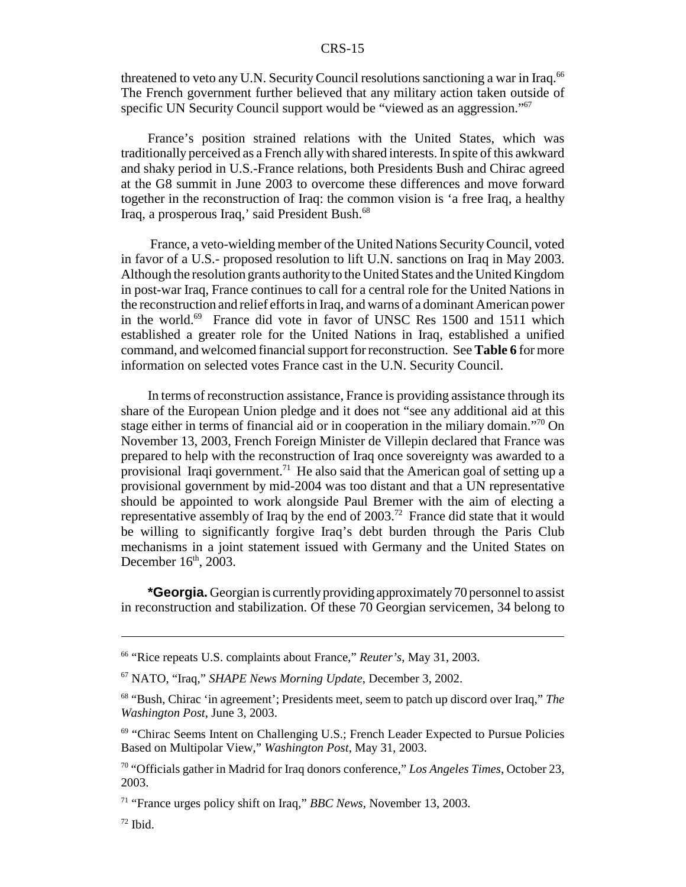threatened to veto any U.N. Security Council resolutions sanctioning a war in Iraq.[66] The French government further believed that any military action taken outside of specific UN Security Council support would be "viewed as an aggression."[67]

France's position strained relations with the United States, which was traditionally perceived as a French ally with shared interests. In spite of this awkward and shaky period in U.S.-France relations, both Presidents Bush and Chirac agreed at the G8 summit in June 2003 to overcome these differences and move forward together in the reconstruction of Iraq: the common vision is 'a free Iraq, a healthy Iraq, a prosperous Iraq,' said President Bush.[68]

France, a veto-wielding member of the United Nations Security Council, voted in favor of a U.S.- proposed resolution to lift U.N. sanctions on Iraq in May 2003. Although the resolution grants authority to the United States and the United Kingdom in post-war Iraq, France continues to call for a central role for the United Nations in the reconstruction and relief efforts in Iraq, and warns of a dominant American power in the world.[69] France did vote in favor of UNSC Res 1500 and 1511 which established a greater role for the United Nations in Iraq, established a unified command, and welcomed financial support for reconstruction. See **Table 6** for more information on selected votes France cast in the U.N. Security Council.

In terms of reconstruction assistance, France is providing assistance through its share of the European Union pledge and it does not "see any additional aid at this stage either in terms of financial aid or in cooperation in the miliary domain."[70] On November 13, 2003, French Foreign Minister de Villepin declared that France was prepared to help with the reconstruction of Iraq once sovereignty was awarded to a provisional Iraqi government.[71] He also said that the American goal of setting up a provisional government by mid-2004 was too distant and that a UN representative should be appointed to work alongside Paul Bremer with the aim of electing a representative assembly of Iraq by the end of 2003.[72] France did state that it would be willing to significantly forgive Iraq's debt burden through the Paris Club mechanisms in a joint statement issued with Germany and the United States on December 16th, 2003.

**\*Georgia.** Georgian is currently providing approximately 70 personnel to assist in reconstruction and stabilization. Of these 70 Georgian servicemen, 34 belong to

---

[66] "Rice repeats U.S. complaints about France," *Reuter's*, May 31, 2003.

[67] NATO, "Iraq," *SHAPE News Morning Update*, December 3, 2002.

[68] "Bush, Chirac 'in agreement'; Presidents meet, seem to patch up discord over Iraq," *The Washington Post*, June 3, 2003.

[69] "Chirac Seems Intent on Challenging U.S.; French Leader Expected to Pursue Policies Based on Multipolar View," *Washington Post*, May 31, 2003.

[70] "Officials gather in Madrid for Iraq donors conference," *Los Angeles Times*, October 23, 2003.

[71] "France urges policy shift on Iraq," *BBC News*, November 13, 2003.

[72] Ibid.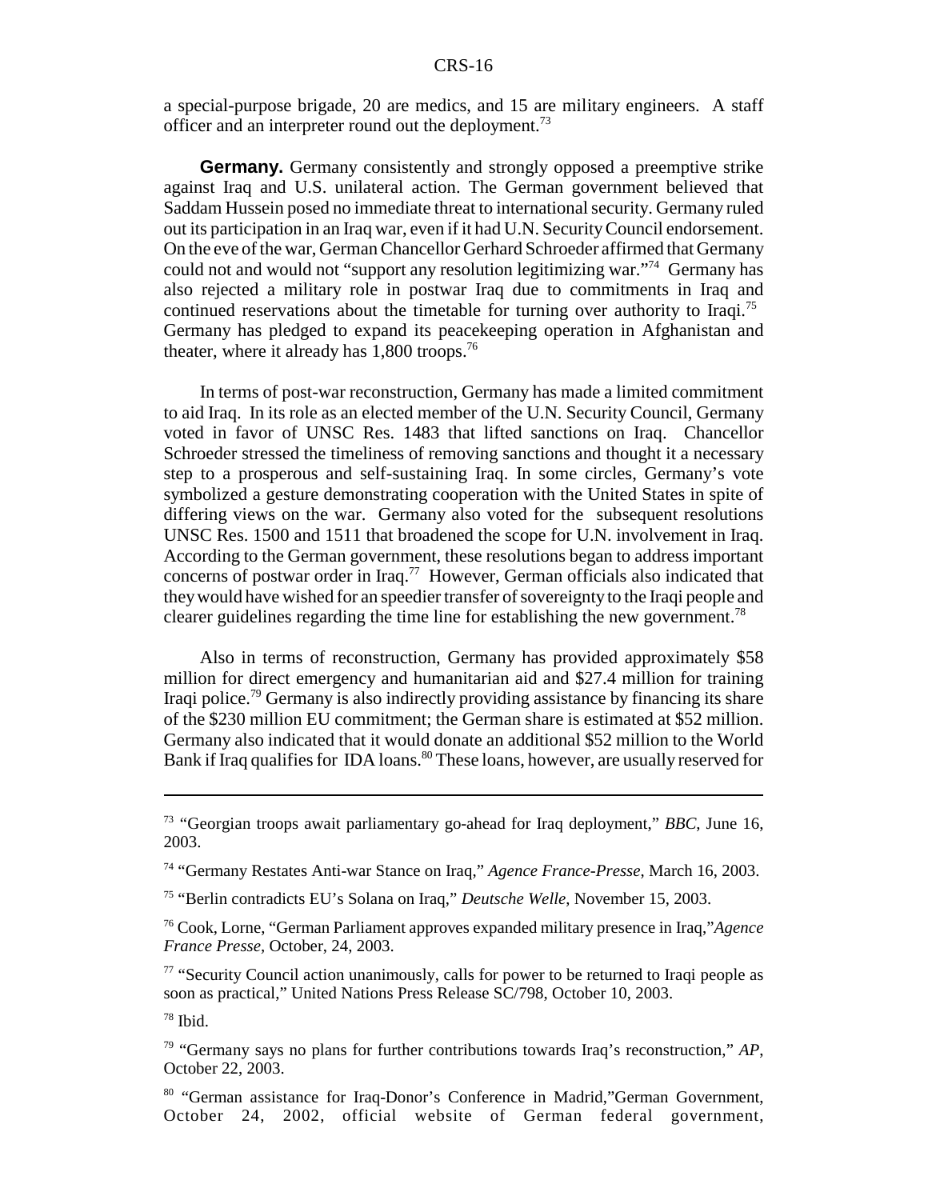a special-purpose brigade, 20 are medics, and 15 are military engineers. A staff officer and an interpreter round out the deployment.[73]

**Germany.** Germany consistently and strongly opposed a preemptive strike against Iraq and U.S. unilateral action. The German government believed that Saddam Hussein posed no immediate threat to international security. Germany ruled out its participation in an Iraq war, even if it had U.N. Security Council endorsement. On the eve of the war, German Chancellor Gerhard Schroeder affirmed that Germany could not and would not "support any resolution legitimizing war."[74] Germany has also rejected a military role in postwar Iraq due to commitments in Iraq and continued reservations about the timetable for turning over authority to Iraqi.[75] Germany has pledged to expand its peacekeeping operation in Afghanistan and theater, where it already has 1,800 troops.[76]

In terms of post-war reconstruction, Germany has made a limited commitment to aid Iraq. In its role as an elected member of the U.N. Security Council, Germany voted in favor of UNSC Res. 1483 that lifted sanctions on Iraq. Chancellor Schroeder stressed the timeliness of removing sanctions and thought it a necessary step to a prosperous and self-sustaining Iraq. In some circles, Germany's vote symbolized a gesture demonstrating cooperation with the United States in spite of differing views on the war. Germany also voted for the subsequent resolutions UNSC Res. 1500 and 1511 that broadened the scope for U.N. involvement in Iraq. According to the German government, these resolutions began to address important concerns of postwar order in Iraq.[77] However, German officials also indicated that they would have wished for an speedier transfer of sovereignty to the Iraqi people and clearer guidelines regarding the time line for establishing the new government.[78]

Also in terms of reconstruction, Germany has provided approximately $58 million for direct emergency and humanitarian aid and $27.4 million for training Iraqi police.[79] Germany is also indirectly providing assistance by financing its share of the $230 million EU commitment; the German share is estimated at $52 million. Germany also indicated that it would donate an additional $52 million to the World Bank if Iraq qualifies for IDA loans.[80] These loans, however, are usually reserved for

---

[73] "Georgian troops await parliamentary go-ahead for Iraq deployment," *BBC*, June 16, 2003.

[74] "Germany Restates Anti-war Stance on Iraq," *Agence France-Presse*, March 16, 2003.

[75] "Berlin contradicts EU's Solana on Iraq," *Deutsche Welle*, November 15, 2003.

[76] Cook, Lorne, "German Parliament approves expanded military presence in Iraq,"*Agence France Presse*, October, 24, 2003.

[77] "Security Council action unanimously, calls for power to be returned to Iraqi people as soon as practical," United Nations Press Release SC/798, October 10, 2003.

[78] Ibid.

[79] "Germany says no plans for further contributions towards Iraq's reconstruction," *AP*, October 22, 2003.

[80] "German assistance for Iraq-Donor's Conference in Madrid,"German Government, October 24, 2002, official website of German federal government,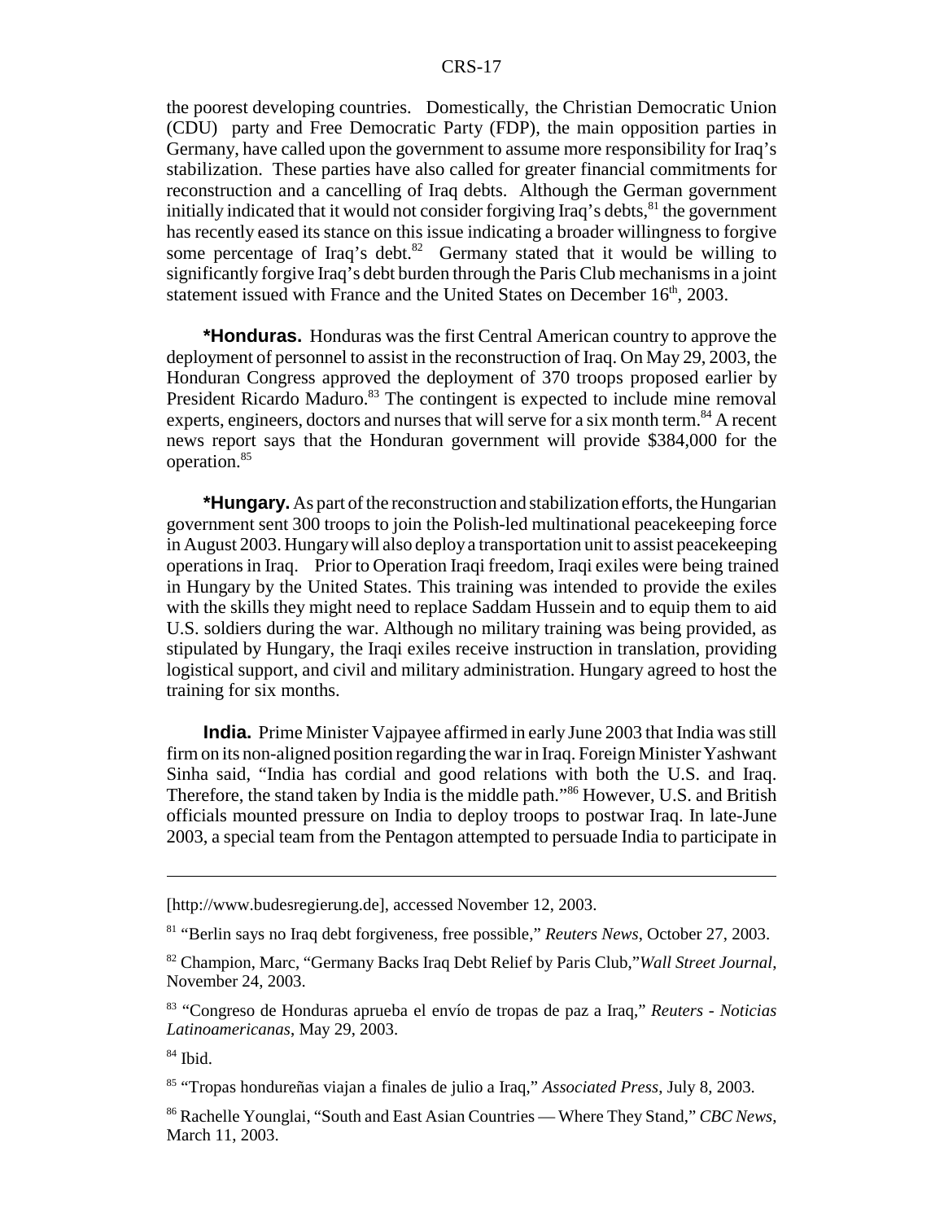the poorest developing countries. Domestically, the Christian Democratic Union (CDU) party and Free Democratic Party (FDP), the main opposition parties in Germany, have called upon the government to assume more responsibility for Iraq's stabilization. These parties have also called for greater financial commitments for reconstruction and a cancelling of Iraq debts. Although the German government initially indicated that it would not consider forgiving Iraq's debts,[81] the government has recently eased its stance on this issue indicating a broader willingness to forgive some percentage of Iraq's debt.[82] Germany stated that it would be willing to significantly forgive Iraq's debt burden through the Paris Club mechanisms in a joint statement issued with France and the United States on December 16th, 2003.

**\*Honduras.** Honduras was the first Central American country to approve the deployment of personnel to assist in the reconstruction of Iraq. On May 29, 2003, the Honduran Congress approved the deployment of 370 troops proposed earlier by President Ricardo Maduro.[83] The contingent is expected to include mine removal experts, engineers, doctors and nurses that will serve for a six month term.[84] A recent news report says that the Honduran government will provide $384,000 for the operation.[85]

**\*Hungary.** As part of the reconstruction and stabilization efforts, the Hungarian government sent 300 troops to join the Polish-led multinational peacekeeping force in August 2003. Hungary will also deploy a transportation unit to assist peacekeeping operations in Iraq. Prior to Operation Iraqi freedom, Iraqi exiles were being trained in Hungary by the United States. This training was intended to provide the exiles with the skills they might need to replace Saddam Hussein and to equip them to aid U.S. soldiers during the war. Although no military training was being provided, as stipulated by Hungary, the Iraqi exiles receive instruction in translation, providing logistical support, and civil and military administration. Hungary agreed to host the training for six months.

**India.** Prime Minister Vajpayee affirmed in early June 2003 that India was still firm on its non-aligned position regarding the war in Iraq. Foreign Minister Yashwant Sinha said, "India has cordial and good relations with both the U.S. and Iraq. Therefore, the stand taken by India is the middle path."[86] However, U.S. and British officials mounted pressure on India to deploy troops to postwar Iraq. In late-June 2003, a special team from the Pentagon attempted to persuade India to participate in

---

[http://www.budesregierung.de], accessed November 12, 2003.

[81] "Berlin says no Iraq debt forgiveness, free possible," *Reuters News*, October 27, 2003.

[82] Champion, Marc, "Germany Backs Iraq Debt Relief by Paris Club,"*Wall Street Journal*, November 24, 2003.

[83] "Congreso de Honduras aprueba el envío de tropas de paz a Iraq," *Reuters - Noticias Latinoamericanas*, May 29, 2003.

[84] Ibid.

[85] "Tropas hondureñas viajan a finales de julio a Iraq," *Associated Press*, July 8, 2003.

[86] Rachelle Younglai, "South and East Asian Countries — Where They Stand," *CBC News*, March 11, 2003.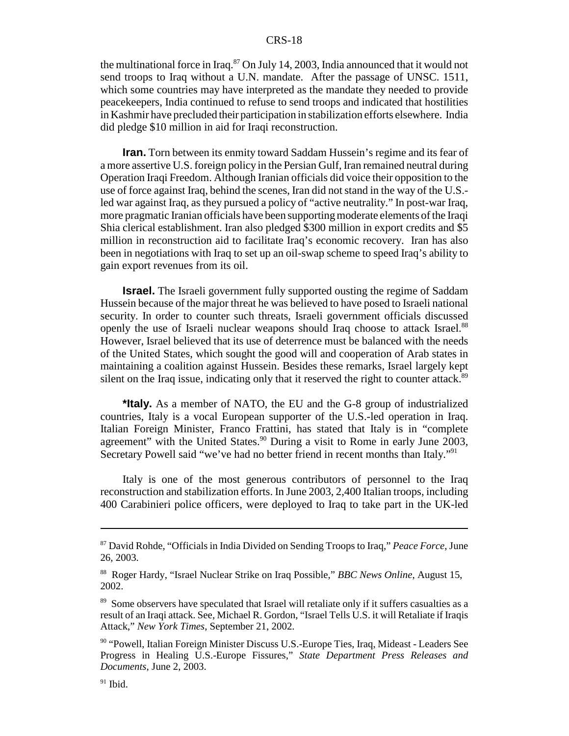the multinational force in Iraq.[87] On July 14, 2003, India announced that it would not send troops to Iraq without a U.N. mandate. After the passage of UNSC. 1511, which some countries may have interpreted as the mandate they needed to provide peacekeepers, India continued to refuse to send troops and indicated that hostilities in Kashmir have precluded their participation in stabilization efforts elsewhere. India did pledge $10 million in aid for Iraqi reconstruction.

**Iran.** Torn between its enmity toward Saddam Hussein's regime and its fear of a more assertive U.S. foreign policy in the Persian Gulf, Iran remained neutral during Operation Iraqi Freedom. Although Iranian officials did voice their opposition to the use of force against Iraq, behind the scenes, Iran did not stand in the way of the U.S.-led war against Iraq, as they pursued a policy of "active neutrality." In post-war Iraq, more pragmatic Iranian officials have been supporting moderate elements of the Iraqi Shia clerical establishment. Iran also pledged $300 million in export credits and $5 million in reconstruction aid to facilitate Iraq's economic recovery. Iran has also been in negotiations with Iraq to set up an oil-swap scheme to speed Iraq's ability to gain export revenues from its oil.

**Israel.** The Israeli government fully supported ousting the regime of Saddam Hussein because of the major threat he was believed to have posed to Israeli national security. In order to counter such threats, Israeli government officials discussed openly the use of Israeli nuclear weapons should Iraq choose to attack Israel.[88] However, Israel believed that its use of deterrence must be balanced with the needs of the United States, which sought the good will and cooperation of Arab states in maintaining a coalition against Hussein. Besides these remarks, Israel largely kept silent on the Iraq issue, indicating only that it reserved the right to counter attack.[89]

**\*Italy.** As a member of NATO, the EU and the G-8 group of industrialized countries, Italy is a vocal European supporter of the U.S.-led operation in Iraq. Italian Foreign Minister, Franco Frattini, has stated that Italy is in "complete agreement" with the United States.[90] During a visit to Rome in early June 2003, Secretary Powell said "we've had no better friend in recent months than Italy."[91]

Italy is one of the most generous contributors of personnel to the Iraq reconstruction and stabilization efforts. In June 2003, 2,400 Italian troops, including 400 Carabinieri police officers, were deployed to Iraq to take part in the UK-led

---

[87] David Rohde, "Officials in India Divided on Sending Troops to Iraq," *Peace Force*, June 26, 2003.

[88] Roger Hardy, "Israel Nuclear Strike on Iraq Possible," *BBC News Online*, August 15, 2002.

[89] Some observers have speculated that Israel will retaliate only if it suffers casualties as a result of an Iraqi attack. See, Michael R. Gordon, "Israel Tells U.S. it will Retaliate if Iraqis Attack," *New York Times*, September 21, 2002.

[90] "Powell, Italian Foreign Minister Discuss U.S.-Europe Ties, Iraq, Mideast - Leaders See Progress in Healing U.S.-Europe Fissures," *State Department Press Releases and Documents*, June 2, 2003.

[91] Ibid.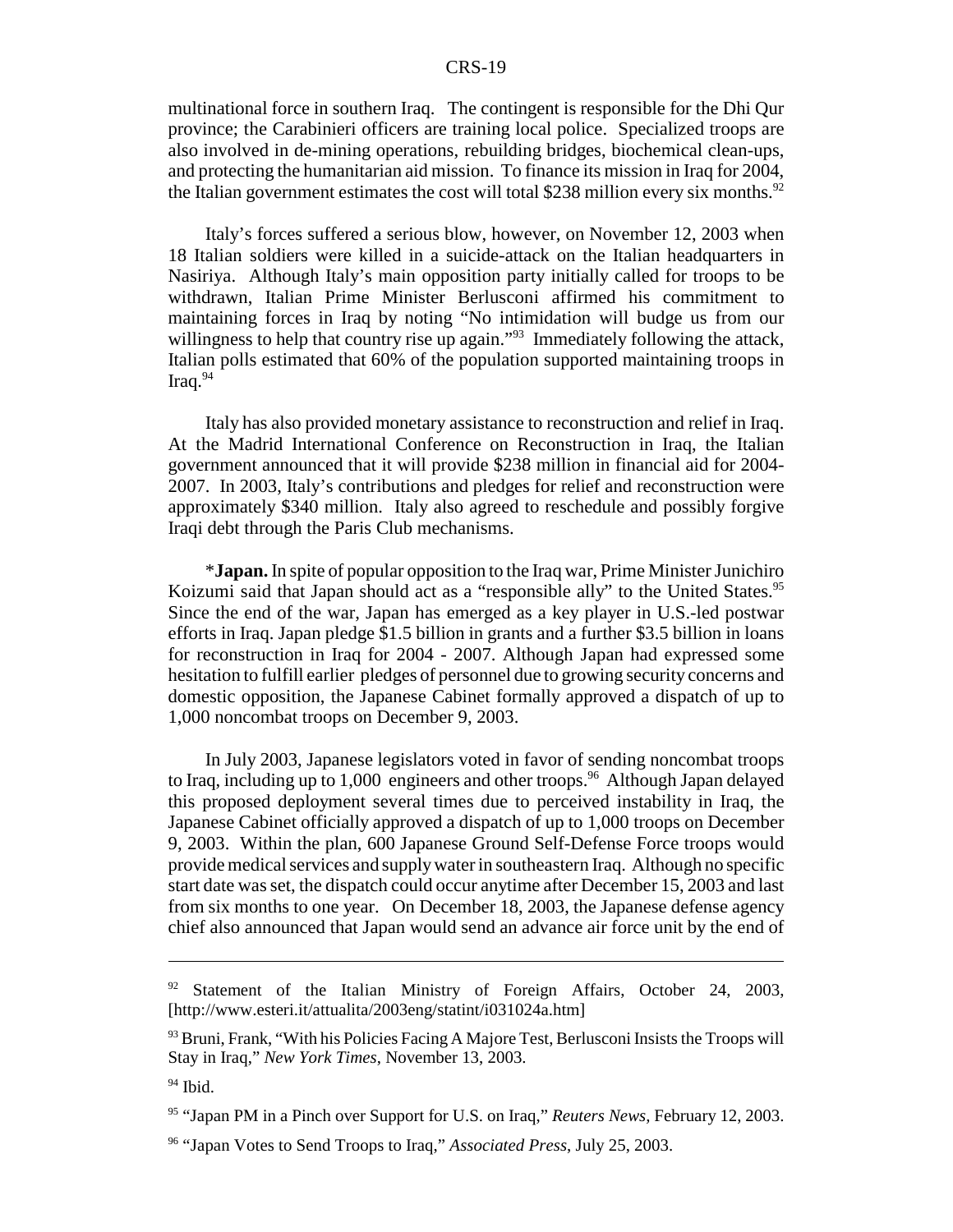multinational force in southern Iraq. The contingent is responsible for the Dhi Qur province; the Carabinieri officers are training local police. Specialized troops are also involved in de-mining operations, rebuilding bridges, biochemical clean-ups, and protecting the humanitarian aid mission. To finance its mission in Iraq for 2004, the Italian government estimates the cost will total $238 million every six months.[92]

Italy's forces suffered a serious blow, however, on November 12, 2003 when 18 Italian soldiers were killed in a suicide-attack on the Italian headquarters in Nasiriya. Although Italy's main opposition party initially called for troops to be withdrawn, Italian Prime Minister Berlusconi affirmed his commitment to maintaining forces in Iraq by noting "No intimidation will budge us from our willingness to help that country rise up again."[93] Immediately following the attack, Italian polls estimated that 60% of the population supported maintaining troops in Iraq.[94]

Italy has also provided monetary assistance to reconstruction and relief in Iraq. At the Madrid International Conference on Reconstruction in Iraq, the Italian government announced that it will provide $238 million in financial aid for 2004-2007. In 2003, Italy's contributions and pledges for relief and reconstruction were approximately $340 million. Italy also agreed to reschedule and possibly forgive Iraqi debt through the Paris Club mechanisms.

*__Japan.__ In spite of popular opposition to the Iraq war, Prime Minister Junichiro Koizumi said that Japan should act as a "responsible ally" to the United States.[95] Since the end of the war, Japan has emerged as a key player in U.S.-led postwar efforts in Iraq. Japan pledge $1.5 billion in grants and a further $3.5 billion in loans for reconstruction in Iraq for 2004 - 2007. Although Japan had expressed some hesitation to fulfill earlier pledges of personnel due to growing security concerns and domestic opposition, the Japanese Cabinet formally approved a dispatch of up to 1,000 noncombat troops on December 9, 2003.

In July 2003, Japanese legislators voted in favor of sending noncombat troops to Iraq, including up to 1,000 engineers and other troops.[96] Although Japan delayed this proposed deployment several times due to perceived instability in Iraq, the Japanese Cabinet officially approved a dispatch of up to 1,000 troops on December 9, 2003. Within the plan, 600 Japanese Ground Self-Defense Force troops would provide medical services and supply water in southeastern Iraq. Although no specific start date was set, the dispatch could occur anytime after December 15, 2003 and last from six months to one year. On December 18, 2003, the Japanese defense agency chief also announced that Japan would send an advance air force unit by the end of

---

[92] Statement of the Italian Ministry of Foreign Affairs, October 24, 2003, [http://www.esteri.it/attualita/2003eng/statint/i031024a.htm]

[93] Bruni, Frank, "With his Policies Facing A Majore Test, Berlusconi Insists the Troops will Stay in Iraq," *New York Times*, November 13, 2003.

[94] Ibid.

[95] "Japan PM in a Pinch over Support for U.S. on Iraq," *Reuters News*, February 12, 2003.

[96] "Japan Votes to Send Troops to Iraq," *Associated Press*, July 25, 2003.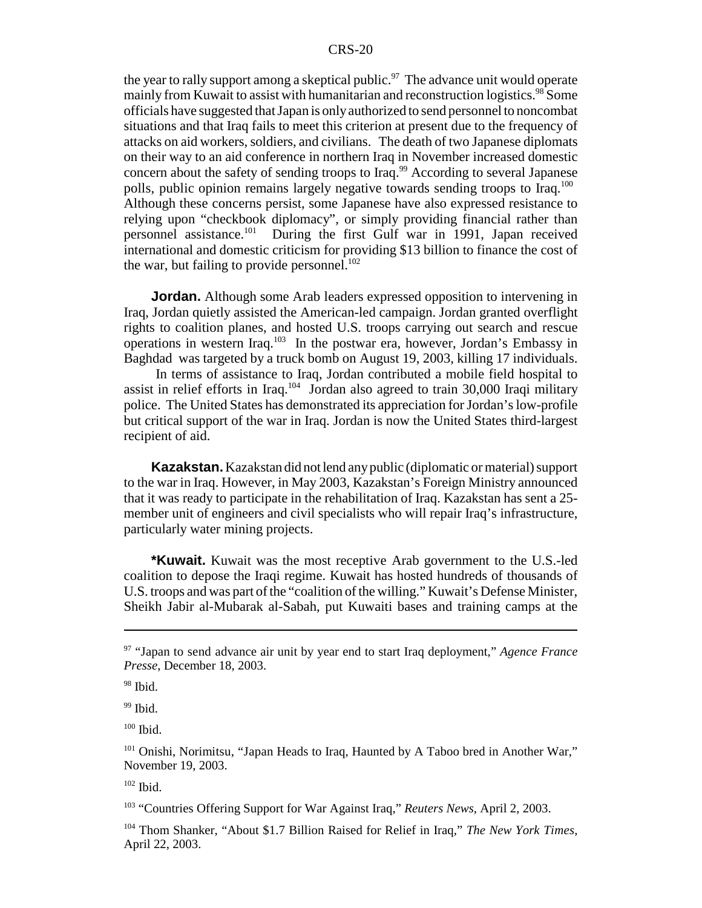the year to rally support among a skeptical public.[97] The advance unit would operate mainly from Kuwait to assist with humanitarian and reconstruction logistics.[98] Some officials have suggested that Japan is only authorized to send personnel to noncombat situations and that Iraq fails to meet this criterion at present due to the frequency of attacks on aid workers, soldiers, and civilians. The death of two Japanese diplomats on their way to an aid conference in northern Iraq in November increased domestic concern about the safety of sending troops to Iraq.[99] According to several Japanese polls, public opinion remains largely negative towards sending troops to Iraq.[100] Although these concerns persist, some Japanese have also expressed resistance to relying upon "checkbook diplomacy", or simply providing financial rather than personnel assistance.[101] During the first Gulf war in 1991, Japan received international and domestic criticism for providing $13 billion to finance the cost of the war, but failing to provide personnel.[102]

**Jordan.** Although some Arab leaders expressed opposition to intervening in Iraq, Jordan quietly assisted the American-led campaign. Jordan granted overflight rights to coalition planes, and hosted U.S. troops carrying out search and rescue operations in western Iraq.[103] In the postwar era, however, Jordan's Embassy in Baghdad was targeted by a truck bomb on August 19, 2003, killing 17 individuals. In terms of assistance to Iraq, Jordan contributed a mobile field hospital to assist in relief efforts in Iraq.[104] Jordan also agreed to train 30,000 Iraqi military police. The United States has demonstrated its appreciation for Jordan's low-profile but critical support of the war in Iraq. Jordan is now the United States third-largest recipient of aid.

**Kazakstan.** Kazakstan did not lend any public (diplomatic or material) support to the war in Iraq. However, in May 2003, Kazakstan's Foreign Ministry announced that it was ready to participate in the rehabilitation of Iraq. Kazakstan has sent a 25-member unit of engineers and civil specialists who will repair Iraq's infrastructure, particularly water mining projects.

**\*Kuwait.** Kuwait was the most receptive Arab government to the U.S.-led coalition to depose the Iraqi regime. Kuwait has hosted hundreds of thousands of U.S. troops and was part of the "coalition of the willing." Kuwait's Defense Minister, Sheikh Jabir al-Mubarak al-Sabah, put Kuwaiti bases and training camps at the

---

[97] "Japan to send advance air unit by year end to start Iraq deployment," *Agence France Presse*, December 18, 2003.

[98] Ibid.

[99] Ibid.

[100] Ibid.

[101] Onishi, Norimitsu, "Japan Heads to Iraq, Haunted by A Taboo bred in Another War," November 19, 2003.

[102] Ibid.

[103] "Countries Offering Support for War Against Iraq," *Reuters News*, April 2, 2003.

[104] Thom Shanker, "About $1.7 Billion Raised for Relief in Iraq," *The New York Times*, April 22, 2003.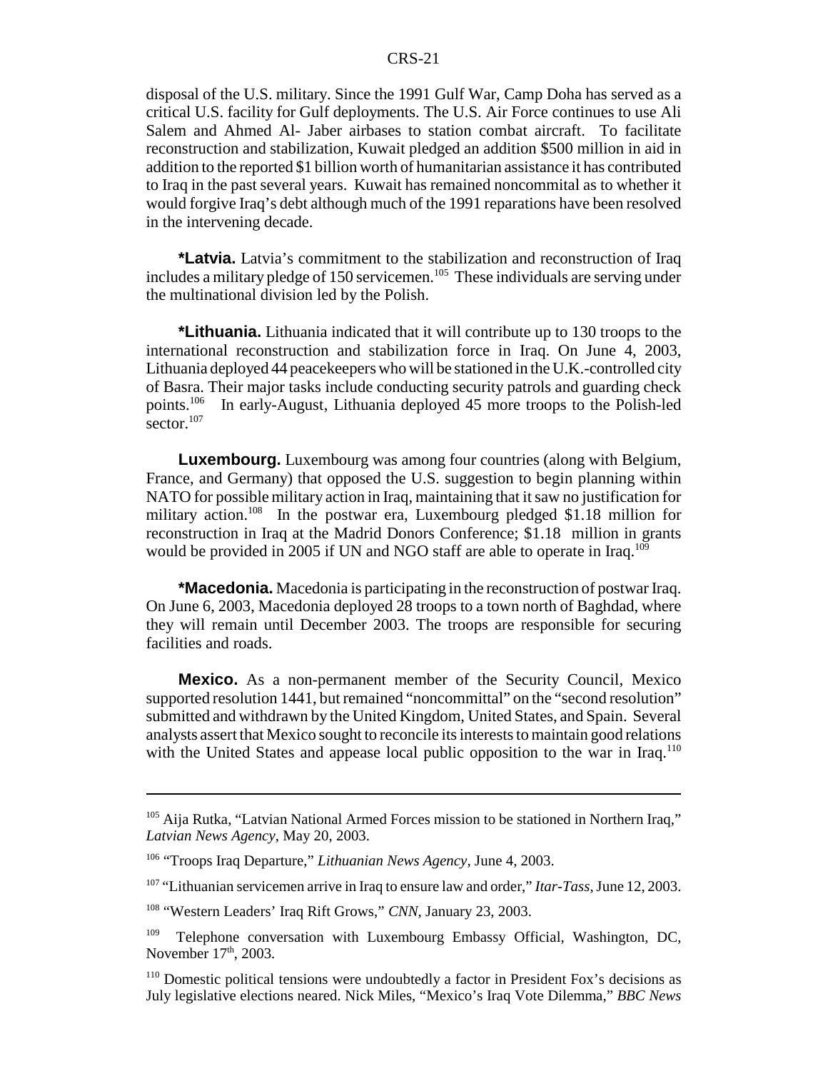disposal of the U.S. military. Since the 1991 Gulf War, Camp Doha has served as a critical U.S. facility for Gulf deployments. The U.S. Air Force continues to use Ali Salem and Ahmed Al- Jaber airbases to station combat aircraft. To facilitate reconstruction and stabilization, Kuwait pledged an addition $500 million in aid in addition to the reported $1 billion worth of humanitarian assistance it has contributed to Iraq in the past several years. Kuwait has remained noncommital as to whether it would forgive Iraq's debt although much of the 1991 reparations have been resolved in the intervening decade.

**\*Latvia.** Latvia's commitment to the stabilization and reconstruction of Iraq includes a military pledge of 150 servicemen.[105] These individuals are serving under the multinational division led by the Polish.

**\*Lithuania.** Lithuania indicated that it will contribute up to 130 troops to the international reconstruction and stabilization force in Iraq. On June 4, 2003, Lithuania deployed 44 peacekeepers who will be stationed in the U.K.-controlled city of Basra. Their major tasks include conducting security patrols and guarding check points.[106] In early-August, Lithuania deployed 45 more troops to the Polish-led sector.[107]

**Luxembourg.** Luxembourg was among four countries (along with Belgium, France, and Germany) that opposed the U.S. suggestion to begin planning within NATO for possible military action in Iraq, maintaining that it saw no justification for military action.[108] In the postwar era, Luxembourg pledged $1.18 million for reconstruction in Iraq at the Madrid Donors Conference; $1.18 million in grants would be provided in 2005 if UN and NGO staff are able to operate in Iraq.[109]

**\*Macedonia.** Macedonia is participating in the reconstruction of postwar Iraq. On June 6, 2003, Macedonia deployed 28 troops to a town north of Baghdad, where they will remain until December 2003. The troops are responsible for securing facilities and roads.

**Mexico.** As a non-permanent member of the Security Council, Mexico supported resolution 1441, but remained "noncommittal" on the "second resolution" submitted and withdrawn by the United Kingdom, United States, and Spain. Several analysts assert that Mexico sought to reconcile its interests to maintain good relations with the United States and appease local public opposition to the war in Iraq.[110]

---

[105] Aija Rutka, "Latvian National Armed Forces mission to be stationed in Northern Iraq," *Latvian News Agency*, May 20, 2003.

[106] "Troops Iraq Departure," *Lithuanian News Agency*, June 4, 2003.

[107] "Lithuanian servicemen arrive in Iraq to ensure law and order," *Itar-Tass*, June 12, 2003.

[108] "Western Leaders' Iraq Rift Grows," *CNN*, January 23, 2003.

[109] Telephone conversation with Luxembourg Embassy Official, Washington, DC, November 17th, 2003.

[110] Domestic political tensions were undoubtedly a factor in President Fox's decisions as July legislative elections neared. Nick Miles, "Mexico's Iraq Vote Dilemma," *BBC News*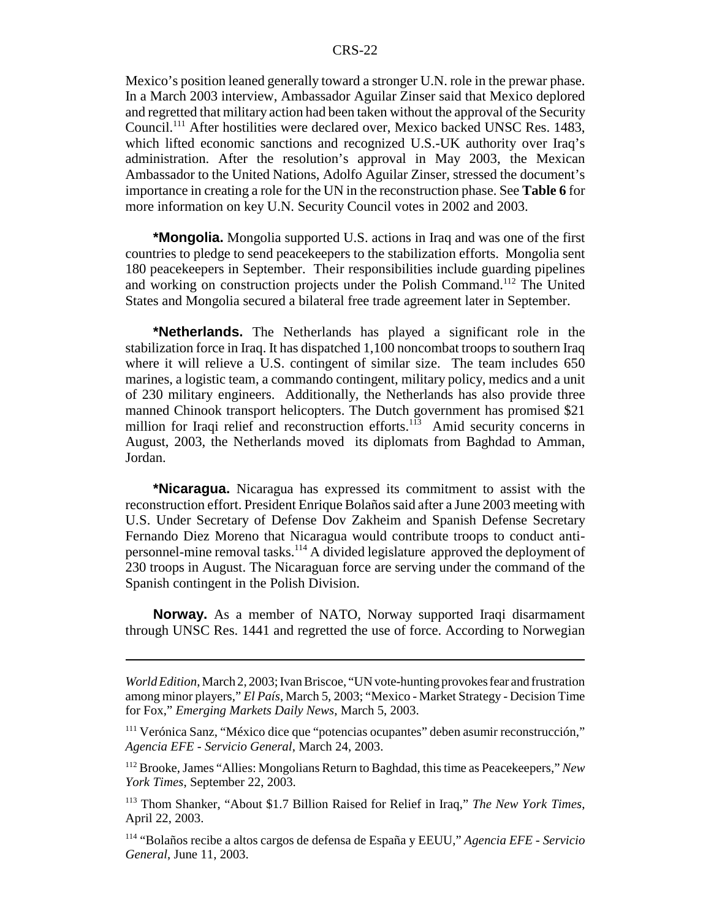Mexico's position leaned generally toward a stronger U.N. role in the prewar phase. In a March 2003 interview, Ambassador Aguilar Zinser said that Mexico deplored and regretted that military action had been taken without the approval of the Security Council.[111] After hostilities were declared over, Mexico backed UNSC Res. 1483, which lifted economic sanctions and recognized U.S.-UK authority over Iraq's administration. After the resolution's approval in May 2003, the Mexican Ambassador to the United Nations, Adolfo Aguilar Zinser, stressed the document's importance in creating a role for the UN in the reconstruction phase. See **Table 6** for more information on key U.N. Security Council votes in 2002 and 2003.

**\*Mongolia.** Mongolia supported U.S. actions in Iraq and was one of the first countries to pledge to send peacekeepers to the stabilization efforts. Mongolia sent 180 peacekeepers in September. Their responsibilities include guarding pipelines and working on construction projects under the Polish Command.[112] The United States and Mongolia secured a bilateral free trade agreement later in September.

**\*Netherlands.** The Netherlands has played a significant role in the stabilization force in Iraq. It has dispatched 1,100 noncombat troops to southern Iraq where it will relieve a U.S. contingent of similar size. The team includes 650 marines, a logistic team, a commando contingent, military policy, medics and a unit of 230 military engineers. Additionally, the Netherlands has also provide three manned Chinook transport helicopters. The Dutch government has promised $21 million for Iraqi relief and reconstruction efforts.[113] Amid security concerns in August, 2003, the Netherlands moved its diplomats from Baghdad to Amman, Jordan.

**\*Nicaragua.** Nicaragua has expressed its commitment to assist with the reconstruction effort. President Enrique Bolaños said after a June 2003 meeting with U.S. Under Secretary of Defense Dov Zakheim and Spanish Defense Secretary Fernando Diez Moreno that Nicaragua would contribute troops to conduct anti-personnel-mine removal tasks.[114] A divided legislature approved the deployment of 230 troops in August. The Nicaraguan force are serving under the command of the Spanish contingent in the Polish Division.

**Norway.** As a member of NATO, Norway supported Iraqi disarmament through UNSC Res. 1441 and regretted the use of force. According to Norwegian

---

*World Edition*, March 2, 2003; Ivan Briscoe, "UN vote-hunting provokes fear and frustration among minor players," *El País*, March 5, 2003; "Mexico - Market Strategy - Decision Time for Fox," *Emerging Markets Daily News*, March 5, 2003.

[111] Verónica Sanz, "México dice que "potencias ocupantes" deben asumir reconstrucción," *Agencia EFE - Servicio General*, March 24, 2003.

[112] Brooke, James "Allies: Mongolians Return to Baghdad, this time as Peacekeepers," *New York Times*, September 22, 2003.

[113] Thom Shanker, "About $1.7 Billion Raised for Relief in Iraq," *The New York Times*, April 22, 2003.

[114] "Bolaños recibe a altos cargos de defensa de España y EEUU," *Agencia EFE - Servicio General*, June 11, 2003.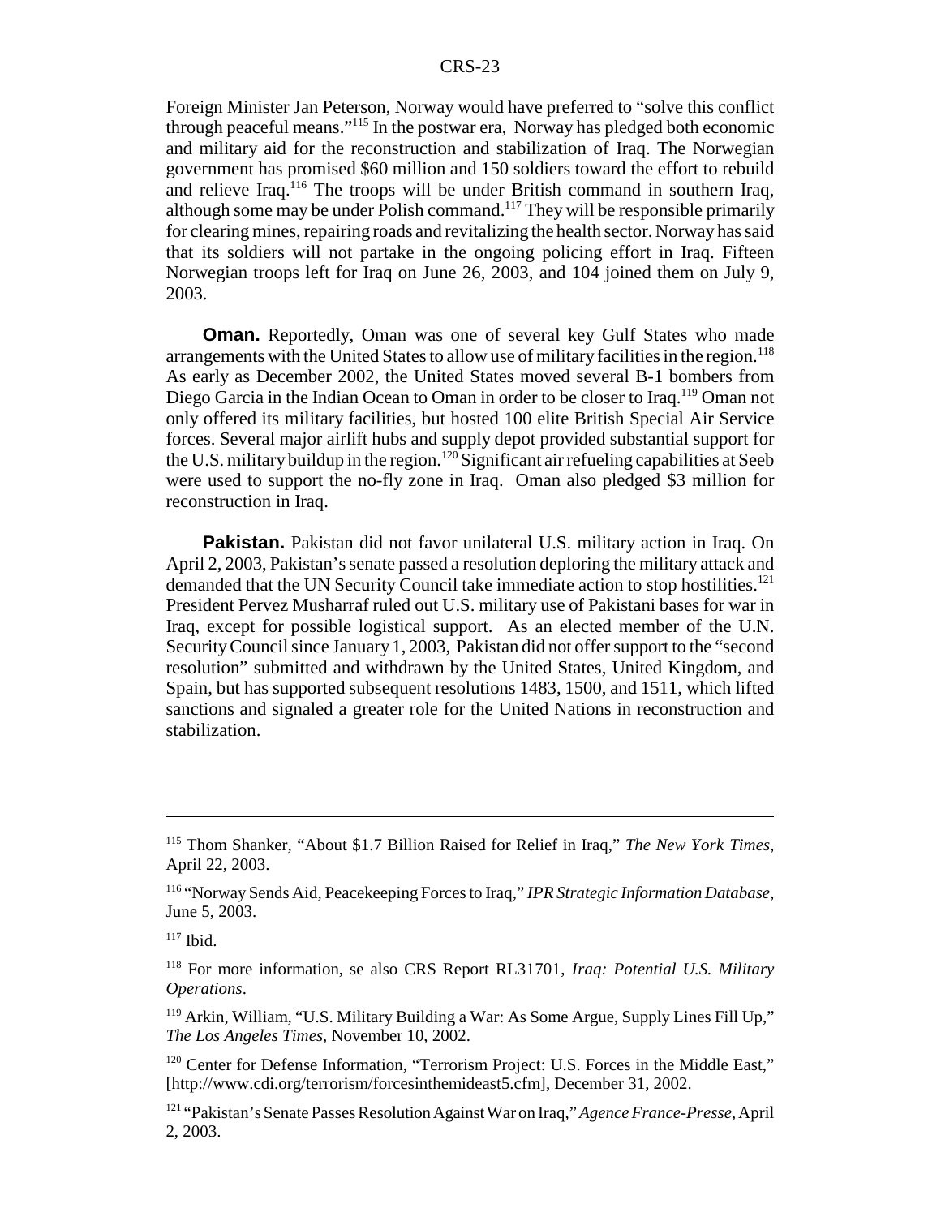Foreign Minister Jan Peterson, Norway would have preferred to "solve this conflict through peaceful means."[115] In the postwar era, Norway has pledged both economic and military aid for the reconstruction and stabilization of Iraq. The Norwegian government has promised $60 million and 150 soldiers toward the effort to rebuild and relieve Iraq.[116] The troops will be under British command in southern Iraq, although some may be under Polish command.[117] They will be responsible primarily for clearing mines, repairing roads and revitalizing the health sector. Norway has said that its soldiers will not partake in the ongoing policing effort in Iraq. Fifteen Norwegian troops left for Iraq on June 26, 2003, and 104 joined them on July 9, 2003.

**Oman.** Reportedly, Oman was one of several key Gulf States who made arrangements with the United States to allow use of military facilities in the region.[118] As early as December 2002, the United States moved several B-1 bombers from Diego Garcia in the Indian Ocean to Oman in order to be closer to Iraq.[119] Oman not only offered its military facilities, but hosted 100 elite British Special Air Service forces. Several major airlift hubs and supply depot provided substantial support for the U.S. military buildup in the region.[120] Significant air refueling capabilities at Seeb were used to support the no-fly zone in Iraq. Oman also pledged $3 million for reconstruction in Iraq.

**Pakistan.** Pakistan did not favor unilateral U.S. military action in Iraq. On April 2, 2003, Pakistan's senate passed a resolution deploring the military attack and demanded that the UN Security Council take immediate action to stop hostilities.[121] President Pervez Musharraf ruled out U.S. military use of Pakistani bases for war in Iraq, except for possible logistical support. As an elected member of the U.N. Security Council since January 1, 2003, Pakistan did not offer support to the "second resolution" submitted and withdrawn by the United States, United Kingdom, and Spain, but has supported subsequent resolutions 1483, 1500, and 1511, which lifted sanctions and signaled a greater role for the United Nations in reconstruction and stabilization.

---

[115] Thom Shanker, "About $1.7 Billion Raised for Relief in Iraq," *The New York Times*, April 22, 2003.

[116] "Norway Sends Aid, Peacekeeping Forces to Iraq," *IPR Strategic Information Database*, June 5, 2003.

[117] Ibid.

[118] For more information, se also CRS Report RL31701, *Iraq: Potential U.S. Military Operations*.

[119] Arkin, William, "U.S. Military Building a War: As Some Argue, Supply Lines Fill Up," *The Los Angeles Times*, November 10, 2002.

[120] Center for Defense Information, "Terrorism Project: U.S. Forces in the Middle East," [http://www.cdi.org/terrorism/forcesinthemideast5.cfm], December 31, 2002.

[121] "Pakistan's Senate Passes Resolution Against War on Iraq," *Agence France-Presse*, April 2, 2003.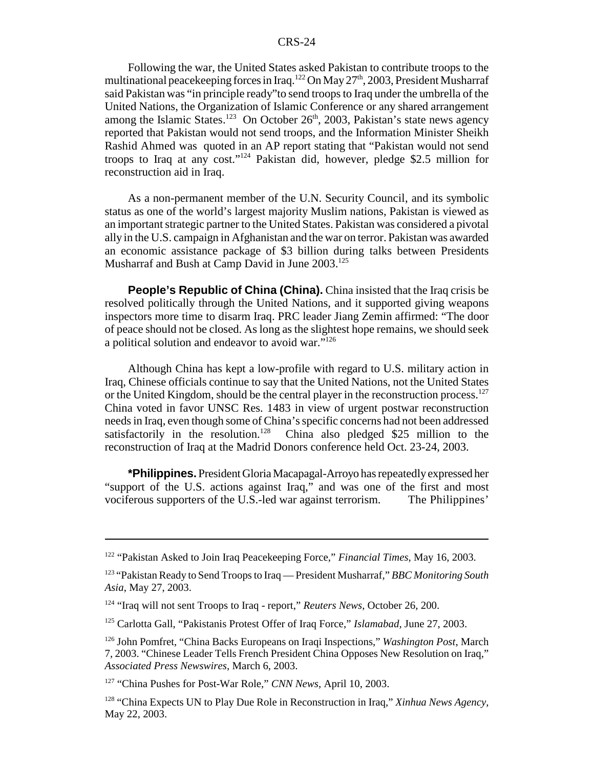Following the war, the United States asked Pakistan to contribute troops to the multinational peacekeeping forces in Iraq.[122] On May 27th, 2003, President Musharraf said Pakistan was "in principle ready"to send troops to Iraq under the umbrella of the United Nations, the Organization of Islamic Conference or any shared arrangement among the Islamic States.[123] On October 26th, 2003, Pakistan's state news agency reported that Pakistan would not send troops, and the Information Minister Sheikh Rashid Ahmed was quoted in an AP report stating that "Pakistan would not send troops to Iraq at any cost."[124] Pakistan did, however, pledge $2.5 million for reconstruction aid in Iraq.

As a non-permanent member of the U.N. Security Council, and its symbolic status as one of the world's largest majority Muslim nations, Pakistan is viewed as an important strategic partner to the United States. Pakistan was considered a pivotal ally in the U.S. campaign in Afghanistan and the war on terror. Pakistan was awarded an economic assistance package of $3 billion during talks between Presidents Musharraf and Bush at Camp David in June 2003.[125]

**People's Republic of China (China).** China insisted that the Iraq crisis be resolved politically through the United Nations, and it supported giving weapons inspectors more time to disarm Iraq. PRC leader Jiang Zemin affirmed: "The door of peace should not be closed. As long as the slightest hope remains, we should seek a political solution and endeavor to avoid war."[126]

Although China has kept a low-profile with regard to U.S. military action in Iraq, Chinese officials continue to say that the United Nations, not the United States or the United Kingdom, should be the central player in the reconstruction process.[127] China voted in favor UNSC Res. 1483 in view of urgent postwar reconstruction needs in Iraq, even though some of China's specific concerns had not been addressed satisfactorily in the resolution.[128] China also pledged $25 million to the reconstruction of Iraq at the Madrid Donors conference held Oct. 23-24, 2003.

**\*Philippines.** President Gloria Macapagal-Arroyo has repeatedly expressed her "support of the U.S. actions against Iraq," and was one of the first and most vociferous supporters of the U.S.-led war against terrorism. The Philippines'

---

[122] "Pakistan Asked to Join Iraq Peacekeeping Force," *Financial Times*, May 16, 2003.

[123] "Pakistan Ready to Send Troops to Iraq — President Musharraf," *BBC Monitoring South Asia*, May 27, 2003.

[124] "Iraq will not sent Troops to Iraq - report," *Reuters News*, October 26, 200.

[125] Carlotta Gall, "Pakistanis Protest Offer of Iraq Force," *Islamabad*, June 27, 2003.

[126] John Pomfret, "China Backs Europeans on Iraqi Inspections," *Washington Post*, March 7, 2003. "Chinese Leader Tells French President China Opposes New Resolution on Iraq," *Associated Press Newswires*, March 6, 2003.

[127] "China Pushes for Post-War Role," *CNN News*, April 10, 2003.

[128] "China Expects UN to Play Due Role in Reconstruction in Iraq," *Xinhua News Agency*, May 22, 2003.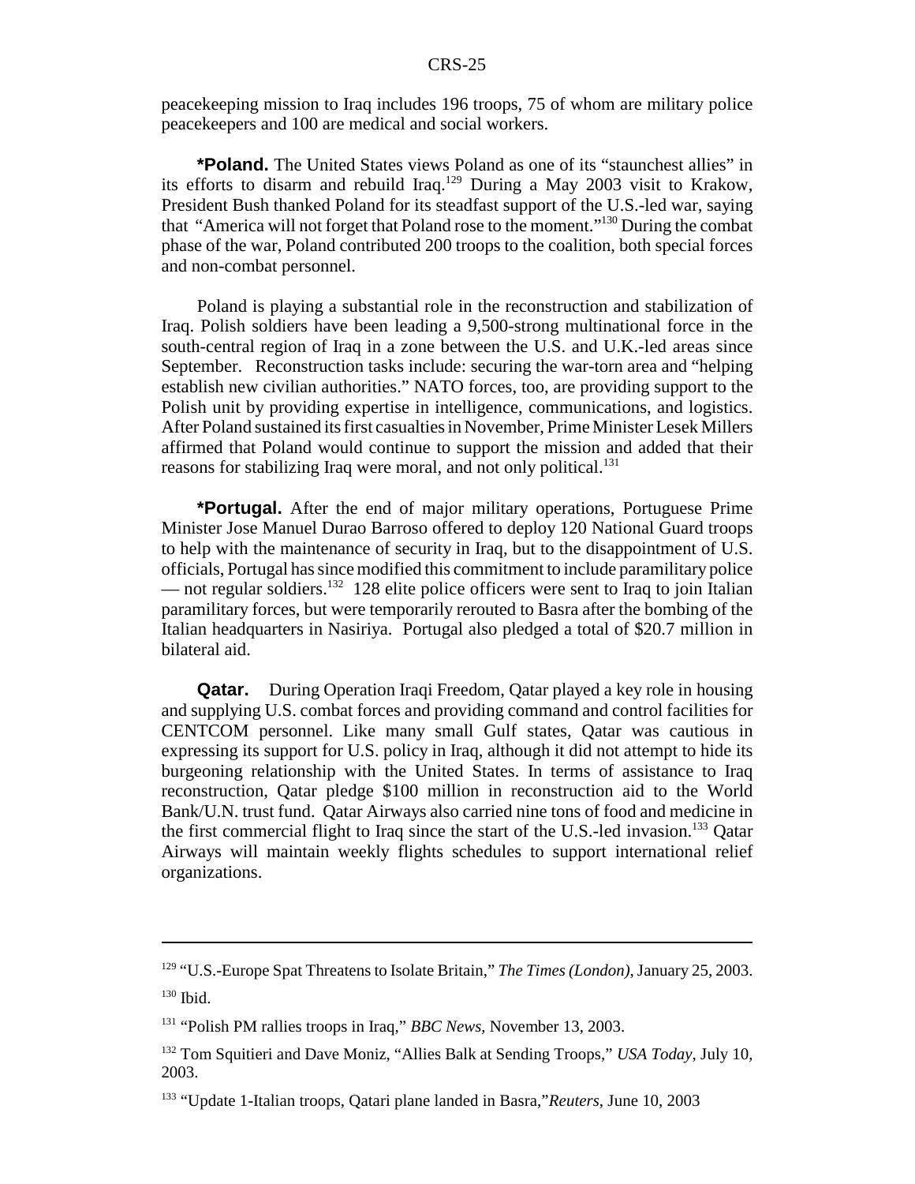peacekeeping mission to Iraq includes 196 troops, 75 of whom are military police peacekeepers and 100 are medical and social workers.

**\*Poland.** The United States views Poland as one of its "staunchest allies" in its efforts to disarm and rebuild Iraq.[129] During a May 2003 visit to Krakow, President Bush thanked Poland for its steadfast support of the U.S.-led war, saying that "America will not forget that Poland rose to the moment."[130] During the combat phase of the war, Poland contributed 200 troops to the coalition, both special forces and non-combat personnel.

Poland is playing a substantial role in the reconstruction and stabilization of Iraq. Polish soldiers have been leading a 9,500-strong multinational force in the south-central region of Iraq in a zone between the U.S. and U.K.-led areas since September. Reconstruction tasks include: securing the war-torn area and "helping establish new civilian authorities." NATO forces, too, are providing support to the Polish unit by providing expertise in intelligence, communications, and logistics. After Poland sustained its first casualties in November, Prime Minister Lesek Millers affirmed that Poland would continue to support the mission and added that their reasons for stabilizing Iraq were moral, and not only political.[131]

**\*Portugal.** After the end of major military operations, Portuguese Prime Minister Jose Manuel Durao Barroso offered to deploy 120 National Guard troops to help with the maintenance of security in Iraq, but to the disappointment of U.S. officials, Portugal has since modified this commitment to include paramilitary police — not regular soldiers.[132] 128 elite police officers were sent to Iraq to join Italian paramilitary forces, but were temporarily rerouted to Basra after the bombing of the Italian headquarters in Nasiriya. Portugal also pledged a total of $20.7 million in bilateral aid.

**Qatar.** During Operation Iraqi Freedom, Qatar played a key role in housing and supplying U.S. combat forces and providing command and control facilities for CENTCOM personnel. Like many small Gulf states, Qatar was cautious in expressing its support for U.S. policy in Iraq, although it did not attempt to hide its burgeoning relationship with the United States. In terms of assistance to Iraq reconstruction, Qatar pledge $100 million in reconstruction aid to the World Bank/U.N. trust fund. Qatar Airways also carried nine tons of food and medicine in the first commercial flight to Iraq since the start of the U.S.-led invasion.[133] Qatar Airways will maintain weekly flights schedules to support international relief organizations.

---

[129] "U.S.-Europe Spat Threatens to Isolate Britain," *The Times (London)*, January 25, 2003.

[130] Ibid.

[131] "Polish PM rallies troops in Iraq," *BBC News*, November 13, 2003.

[132] Tom Squitieri and Dave Moniz, "Allies Balk at Sending Troops," *USA Today*, July 10, 2003.

[133] "Update 1-Italian troops, Qatari plane landed in Basra,"*Reuters*, June 10, 2003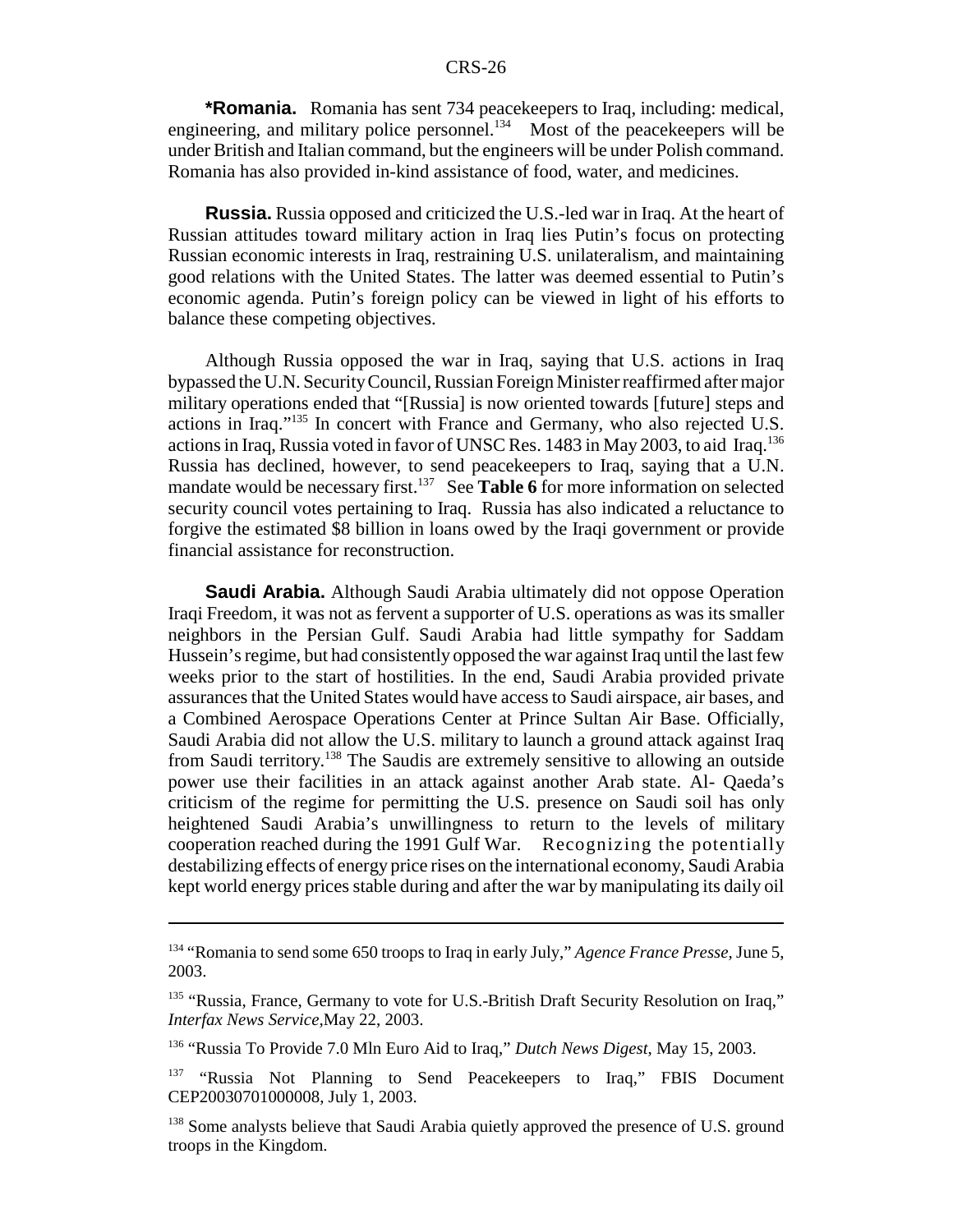**\*Romania.** Romania has sent 734 peacekeepers to Iraq, including: medical, engineering, and military police personnel.[134] Most of the peacekeepers will be under British and Italian command, but the engineers will be under Polish command. Romania has also provided in-kind assistance of food, water, and medicines.

**Russia.** Russia opposed and criticized the U.S.-led war in Iraq. At the heart of Russian attitudes toward military action in Iraq lies Putin's focus on protecting Russian economic interests in Iraq, restraining U.S. unilateralism, and maintaining good relations with the United States. The latter was deemed essential to Putin's economic agenda. Putin's foreign policy can be viewed in light of his efforts to balance these competing objectives.

Although Russia opposed the war in Iraq, saying that U.S. actions in Iraq bypassed the U.N. Security Council, Russian Foreign Minister reaffirmed after major military operations ended that "[Russia] is now oriented towards [future] steps and actions in Iraq."[135] In concert with France and Germany, who also rejected U.S. actions in Iraq, Russia voted in favor of UNSC Res. 1483 in May 2003, to aid Iraq.[136] Russia has declined, however, to send peacekeepers to Iraq, saying that a U.N. mandate would be necessary first.[137] See **Table 6** for more information on selected security council votes pertaining to Iraq. Russia has also indicated a reluctance to forgive the estimated $8 billion in loans owed by the Iraqi government or provide financial assistance for reconstruction.

**Saudi Arabia.** Although Saudi Arabia ultimately did not oppose Operation Iraqi Freedom, it was not as fervent a supporter of U.S. operations as was its smaller neighbors in the Persian Gulf. Saudi Arabia had little sympathy for Saddam Hussein's regime, but had consistently opposed the war against Iraq until the last few weeks prior to the start of hostilities. In the end, Saudi Arabia provided private assurances that the United States would have access to Saudi airspace, air bases, and a Combined Aerospace Operations Center at Prince Sultan Air Base. Officially, Saudi Arabia did not allow the U.S. military to launch a ground attack against Iraq from Saudi territory.[138] The Saudis are extremely sensitive to allowing an outside power use their facilities in an attack against another Arab state. Al- Qaeda's criticism of the regime for permitting the U.S. presence on Saudi soil has only heightened Saudi Arabia's unwillingness to return to the levels of military cooperation reached during the 1991 Gulf War. Recognizing the potentially destabilizing effects of energy price rises on the international economy, Saudi Arabia kept world energy prices stable during and after the war by manipulating its daily oil

---

[134] "Romania to send some 650 troops to Iraq in early July," *Agence France Presse*, June 5, 2003.

[135] "Russia, France, Germany to vote for U.S.-British Draft Security Resolution on Iraq," *Interfax News Service*,May 22, 2003.

[136] "Russia To Provide 7.0 Mln Euro Aid to Iraq," *Dutch News Digest*, May 15, 2003.

[137] "Russia Not Planning to Send Peacekeepers to Iraq," FBIS Document CEP20030701000008, July 1, 2003.

[138] Some analysts believe that Saudi Arabia quietly approved the presence of U.S. ground troops in the Kingdom.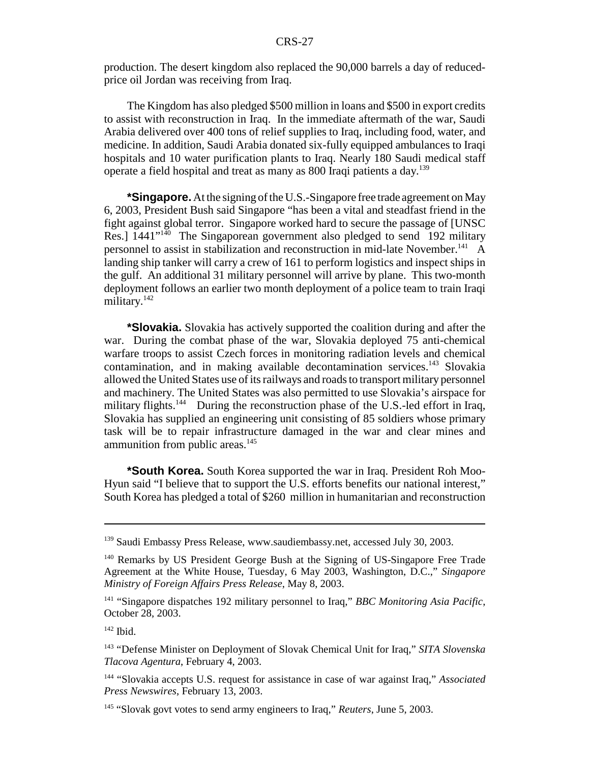production. The desert kingdom also replaced the 90,000 barrels a day of reduced-price oil Jordan was receiving from Iraq.

The Kingdom has also pledged $500 million in loans and $500 in export credits to assist with reconstruction in Iraq. In the immediate aftermath of the war, Saudi Arabia delivered over 400 tons of relief supplies to Iraq, including food, water, and medicine. In addition, Saudi Arabia donated six-fully equipped ambulances to Iraqi hospitals and 10 water purification plants to Iraq. Nearly 180 Saudi medical staff operate a field hospital and treat as many as 800 Iraqi patients a day.[139]

**\*Singapore.** At the signing of the U.S.-Singapore free trade agreement on May 6, 2003, President Bush said Singapore "has been a vital and steadfast friend in the fight against global terror. Singapore worked hard to secure the passage of [UNSC Res.] 1441"[140] The Singaporean government also pledged to send 192 military personnel to assist in stabilization and reconstruction in mid-late November.[141] A landing ship tanker will carry a crew of 161 to perform logistics and inspect ships in the gulf. An additional 31 military personnel will arrive by plane. This two-month deployment follows an earlier two month deployment of a police team to train Iraqi military.[142]

**\*Slovakia.** Slovakia has actively supported the coalition during and after the war. During the combat phase of the war, Slovakia deployed 75 anti-chemical warfare troops to assist Czech forces in monitoring radiation levels and chemical contamination, and in making available decontamination services.[143] Slovakia allowed the United States use of its railways and roads to transport military personnel and machinery. The United States was also permitted to use Slovakia's airspace for military flights.[144] During the reconstruction phase of the U.S.-led effort in Iraq, Slovakia has supplied an engineering unit consisting of 85 soldiers whose primary task will be to repair infrastructure damaged in the war and clear mines and ammunition from public areas.[145]

**\*South Korea.** South Korea supported the war in Iraq. President Roh Moo-Hyun said "I believe that to support the U.S. efforts benefits our national interest," South Korea has pledged a total of $260 million in humanitarian and reconstruction

---

[139] Saudi Embassy Press Release, www.saudiembassy.net, accessed July 30, 2003.

[140] Remarks by US President George Bush at the Signing of US-Singapore Free Trade Agreement at the White House, Tuesday, 6 May 2003, Washington, D.C.," *Singapore Ministry of Foreign Affairs Press Release*, May 8, 2003.

[141] "Singapore dispatches 192 military personnel to Iraq," *BBC Monitoring Asia Pacific*, October 28, 2003.

[142] Ibid.

[143] "Defense Minister on Deployment of Slovak Chemical Unit for Iraq," *SITA Slovenska Tlacova Agentura*, February 4, 2003.

[144] "Slovakia accepts U.S. request for assistance in case of war against Iraq," *Associated Press Newswires*, February 13, 2003.

[145] "Slovak govt votes to send army engineers to Iraq," *Reuters*, June 5, 2003.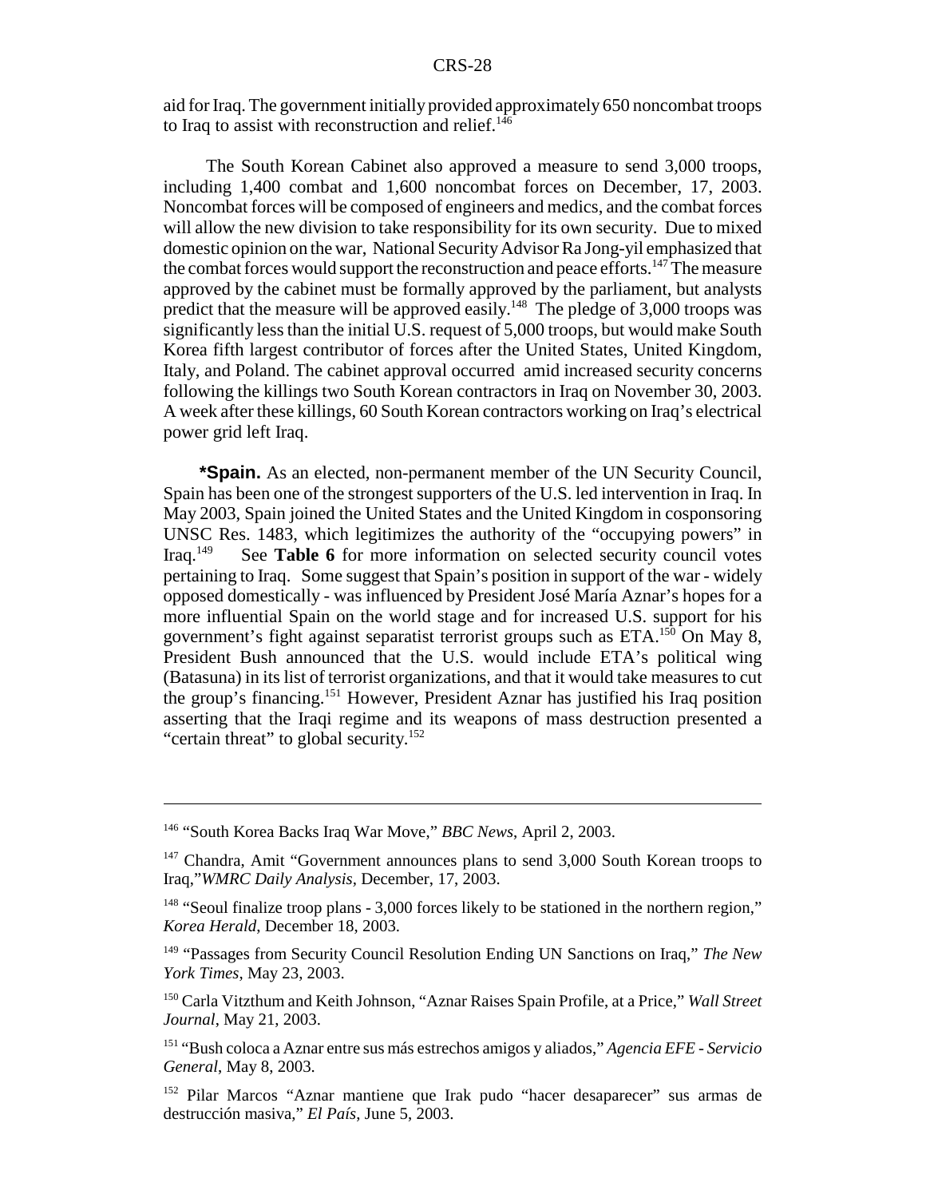aid for Iraq. The government initially provided approximately 650 noncombat troops to Iraq to assist with reconstruction and relief.[146]

The South Korean Cabinet also approved a measure to send 3,000 troops, including 1,400 combat and 1,600 noncombat forces on December, 17, 2003. Noncombat forces will be composed of engineers and medics, and the combat forces will allow the new division to take responsibility for its own security. Due to mixed domestic opinion on the war, National Security Advisor Ra Jong-yil emphasized that the combat forces would support the reconstruction and peace efforts.[147] The measure approved by the cabinet must be formally approved by the parliament, but analysts predict that the measure will be approved easily.[148] The pledge of 3,000 troops was significantly less than the initial U.S. request of 5,000 troops, but would make South Korea fifth largest contributor of forces after the United States, United Kingdom, Italy, and Poland. The cabinet approval occurred amid increased security concerns following the killings two South Korean contractors in Iraq on November 30, 2003. A week after these killings, 60 South Korean contractors working on Iraq's electrical power grid left Iraq.

**\*Spain.** As an elected, non-permanent member of the UN Security Council, Spain has been one of the strongest supporters of the U.S. led intervention in Iraq. In May 2003, Spain joined the United States and the United Kingdom in cosponsoring UNSC Res. 1483, which legitimizes the authority of the "occupying powers" in Iraq.[149] See **Table 6** for more information on selected security council votes pertaining to Iraq. Some suggest that Spain's position in support of the war - widely opposed domestically - was influenced by President José María Aznar's hopes for a more influential Spain on the world stage and for increased U.S. support for his government's fight against separatist terrorist groups such as ETA.[150] On May 8, President Bush announced that the U.S. would include ETA's political wing (Batasuna) in its list of terrorist organizations, and that it would take measures to cut the group's financing.[151] However, President Aznar has justified his Iraq position asserting that the Iraqi regime and its weapons of mass destruction presented a "certain threat" to global security.[152]

---

[146] "South Korea Backs Iraq War Move," *BBC News*, April 2, 2003.

[147] Chandra, Amit "Government announces plans to send 3,000 South Korean troops to Iraq,"*WMRC Daily Analysis*, December, 17, 2003.

[148] "Seoul finalize troop plans - 3,000 forces likely to be stationed in the northern region," *Korea Herald*, December 18, 2003.

[149] "Passages from Security Council Resolution Ending UN Sanctions on Iraq," *The New York Times*, May 23, 2003.

[150] Carla Vitzthum and Keith Johnson, "Aznar Raises Spain Profile, at a Price," *Wall Street Journal*, May 21, 2003.

[151] "Bush coloca a Aznar entre sus más estrechos amigos y aliados," *Agencia EFE - Servicio General*, May 8, 2003.

[152] Pilar Marcos "Aznar mantiene que Irak pudo "hacer desaparecer" sus armas de destrucción masiva," *El País*, June 5, 2003.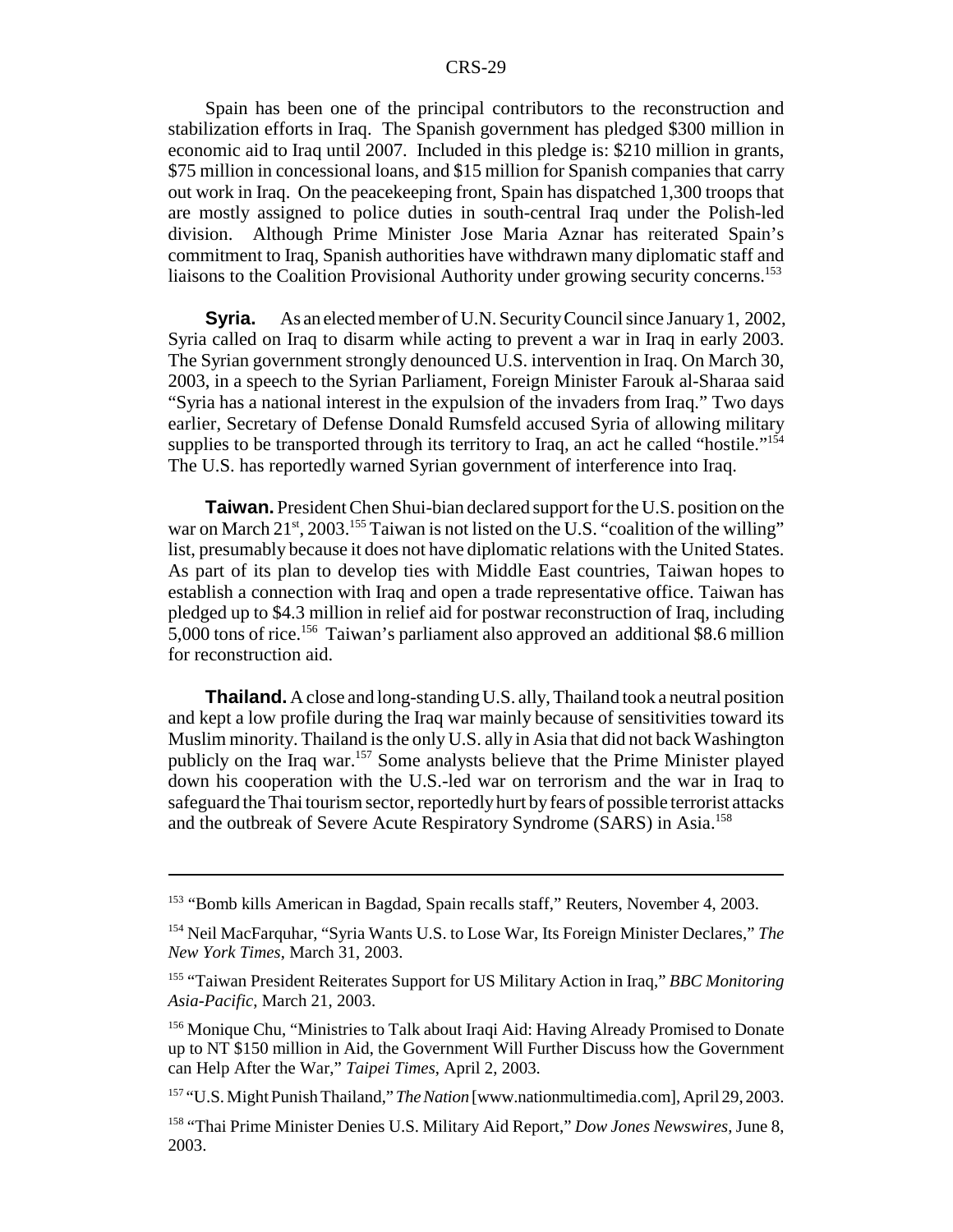Spain has been one of the principal contributors to the reconstruction and stabilization efforts in Iraq. The Spanish government has pledged \$300 million in economic aid to Iraq until 2007. Included in this pledge is: \$210 million in grants, \$75 million in concessional loans, and \$15 million for Spanish companies that carry out work in Iraq. On the peacekeeping front, Spain has dispatched 1,300 troops that are mostly assigned to police duties in south-central Iraq under the Polish-led division. Although Prime Minister Jose Maria Aznar has reiterated Spain's commitment to Iraq, Spanish authorities have withdrawn many diplomatic staff and liaisons to the Coalition Provisional Authority under growing security concerns.[153]

**Syria.** As an elected member of U.N. Security Council since January 1, 2002, Syria called on Iraq to disarm while acting to prevent a war in Iraq in early 2003. The Syrian government strongly denounced U.S. intervention in Iraq. On March 30, 2003, in a speech to the Syrian Parliament, Foreign Minister Farouk al-Sharaa said "Syria has a national interest in the expulsion of the invaders from Iraq." Two days earlier, Secretary of Defense Donald Rumsfeld accused Syria of allowing military supplies to be transported through its territory to Iraq, an act he called "hostile."[154] The U.S. has reportedly warned Syrian government of interference into Iraq.

**Taiwan.** President Chen Shui-bian declared support for the U.S. position on the war on March 21st, 2003.[155] Taiwan is not listed on the U.S. "coalition of the willing" list, presumably because it does not have diplomatic relations with the United States. As part of its plan to develop ties with Middle East countries, Taiwan hopes to establish a connection with Iraq and open a trade representative office. Taiwan has pledged up to \$4.3 million in relief aid for postwar reconstruction of Iraq, including 5,000 tons of rice.[156] Taiwan's parliament also approved an additional \$8.6 million for reconstruction aid.

**Thailand.** A close and long-standing U.S. ally, Thailand took a neutral position and kept a low profile during the Iraq war mainly because of sensitivities toward its Muslim minority. Thailand is the only U.S. ally in Asia that did not back Washington publicly on the Iraq war.[157] Some analysts believe that the Prime Minister played down his cooperation with the U.S.-led war on terrorism and the war in Iraq to safeguard the Thai tourism sector, reportedly hurt by fears of possible terrorist attacks and the outbreak of Severe Acute Respiratory Syndrome (SARS) in Asia.[158]

---

[153] "Bomb kills American in Bagdad, Spain recalls staff," Reuters, November 4, 2003.

[154] Neil MacFarquhar, "Syria Wants U.S. to Lose War, Its Foreign Minister Declares," *The New York Times*, March 31, 2003.

[155] "Taiwan President Reiterates Support for US Military Action in Iraq," *BBC Monitoring Asia-Pacific*, March 21, 2003.

[156] Monique Chu, "Ministries to Talk about Iraqi Aid: Having Already Promised to Donate up to NT \$150 million in Aid, the Government Will Further Discuss how the Government can Help After the War," *Taipei Times*, April 2, 2003.

[157] "U.S. Might Punish Thailand," *The Nation* [www.nationmultimedia.com], April 29, 2003.

[158] "Thai Prime Minister Denies U.S. Military Aid Report," *Dow Jones Newswires*, June 8, 2003.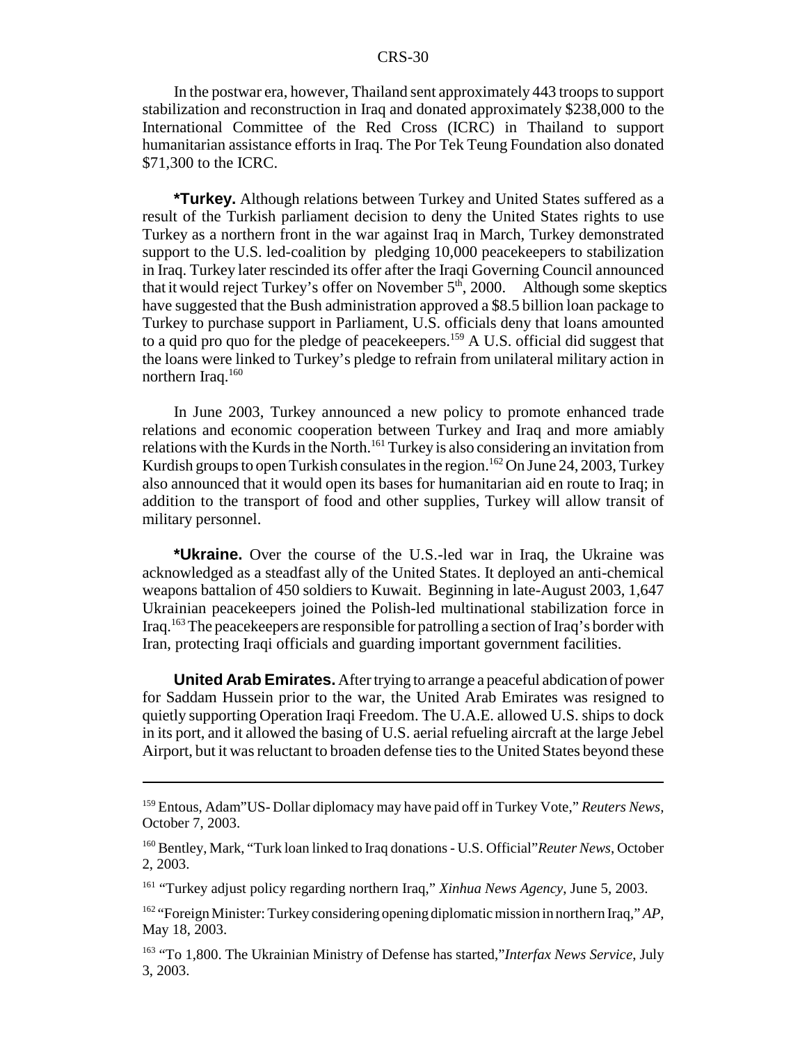In the postwar era, however, Thailand sent approximately 443 troops to support stabilization and reconstruction in Iraq and donated approximately $238,000 to the International Committee of the Red Cross (ICRC) in Thailand to support humanitarian assistance efforts in Iraq. The Por Tek Teung Foundation also donated $71,300 to the ICRC.

**\*Turkey.** Although relations between Turkey and United States suffered as a result of the Turkish parliament decision to deny the United States rights to use Turkey as a northern front in the war against Iraq in March, Turkey demonstrated support to the U.S. led-coalition by pledging 10,000 peacekeepers to stabilization in Iraq. Turkey later rescinded its offer after the Iraqi Governing Council announced that it would reject Turkey's offer on November 5th, 2000. Although some skeptics have suggested that the Bush administration approved a $8.5 billion loan package to Turkey to purchase support in Parliament, U.S. officials deny that loans amounted to a quid pro quo for the pledge of peacekeepers.[159] A U.S. official did suggest that the loans were linked to Turkey's pledge to refrain from unilateral military action in northern Iraq.[160]

In June 2003, Turkey announced a new policy to promote enhanced trade relations and economic cooperation between Turkey and Iraq and more amiably relations with the Kurds in the North.[161] Turkey is also considering an invitation from Kurdish groups to open Turkish consulates in the region.[162] On June 24, 2003, Turkey also announced that it would open its bases for humanitarian aid en route to Iraq; in addition to the transport of food and other supplies, Turkey will allow transit of military personnel.

**\*Ukraine.** Over the course of the U.S.-led war in Iraq, the Ukraine was acknowledged as a steadfast ally of the United States. It deployed an anti-chemical weapons battalion of 450 soldiers to Kuwait. Beginning in late-August 2003, 1,647 Ukrainian peacekeepers joined the Polish-led multinational stabilization force in Iraq.[163] The peacekeepers are responsible for patrolling a section of Iraq's border with Iran, protecting Iraqi officials and guarding important government facilities.

**United Arab Emirates.** After trying to arrange a peaceful abdication of power for Saddam Hussein prior to the war, the United Arab Emirates was resigned to quietly supporting Operation Iraqi Freedom. The U.A.E. allowed U.S. ships to dock in its port, and it allowed the basing of U.S. aerial refueling aircraft at the large Jebel Airport, but it was reluctant to broaden defense ties to the United States beyond these

---

[159] Entous, Adam"US- Dollar diplomacy may have paid off in Turkey Vote," *Reuters News*, October 7, 2003.

[160] Bentley, Mark, "Turk loan linked to Iraq donations - U.S. Official"*Reuter News*, October 2, 2003.

[161] "Turkey adjust policy regarding northern Iraq," *Xinhua News Agency*, June 5, 2003.

[162] "Foreign Minister: Turkey considering opening diplomatic mission in northern Iraq," *AP*, May 18, 2003.

[163] "To 1,800. The Ukrainian Ministry of Defense has started,"*Interfax News Service*, July 3, 2003.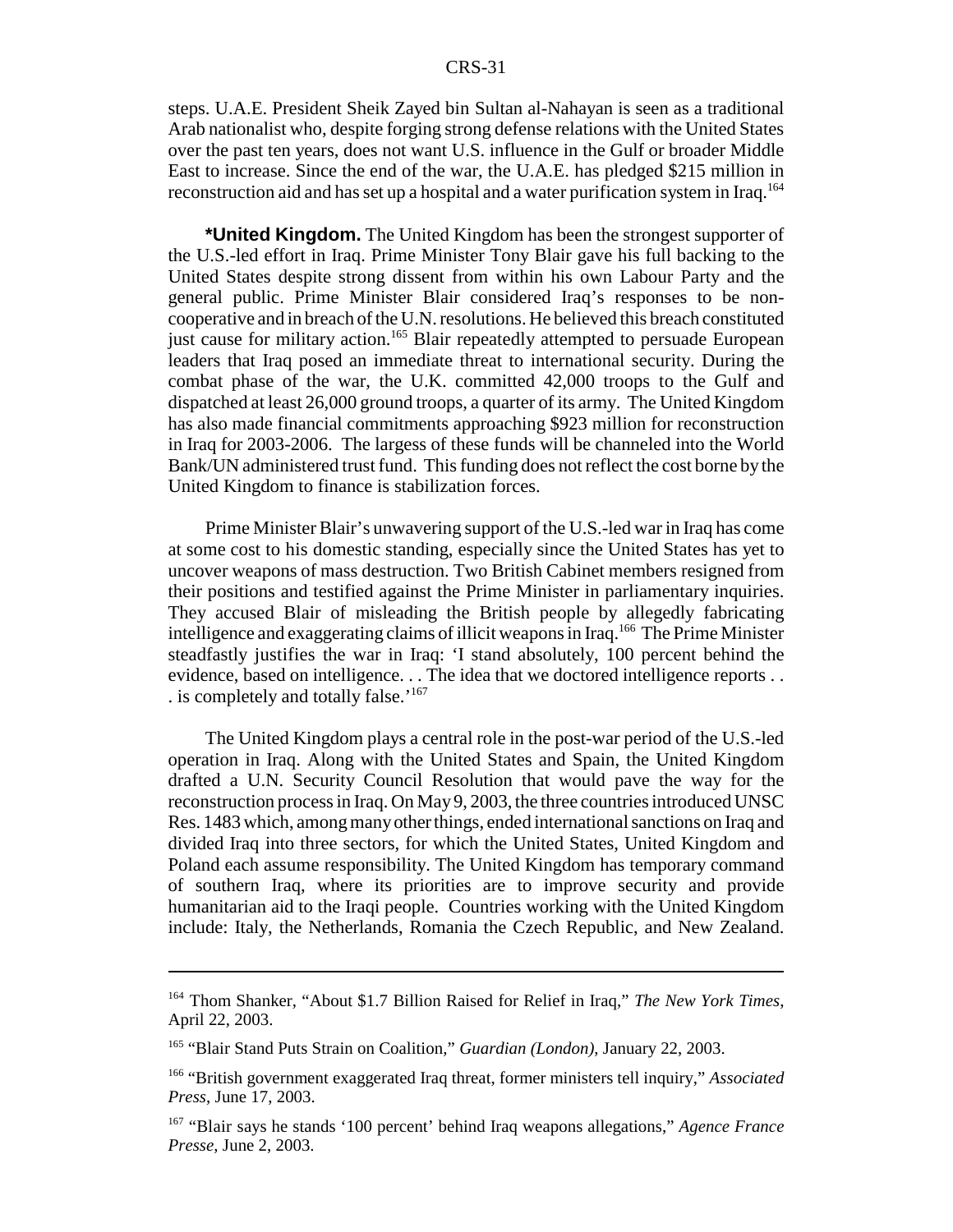steps. U.A.E. President Sheik Zayed bin Sultan al-Nahayan is seen as a traditional Arab nationalist who, despite forging strong defense relations with the United States over the past ten years, does not want U.S. influence in the Gulf or broader Middle East to increase. Since the end of the war, the U.A.E. has pledged $215 million in reconstruction aid and has set up a hospital and a water purification system in Iraq.[164]

**\*United Kingdom.** The United Kingdom has been the strongest supporter of the U.S.-led effort in Iraq. Prime Minister Tony Blair gave his full backing to the United States despite strong dissent from within his own Labour Party and the general public. Prime Minister Blair considered Iraq's responses to be non-cooperative and in breach of the U.N. resolutions. He believed this breach constituted just cause for military action.[165] Blair repeatedly attempted to persuade European leaders that Iraq posed an immediate threat to international security. During the combat phase of the war, the U.K. committed 42,000 troops to the Gulf and dispatched at least 26,000 ground troops, a quarter of its army. The United Kingdom has also made financial commitments approaching $923 million for reconstruction in Iraq for 2003-2006. The largess of these funds will be channeled into the World Bank/UN administered trust fund. This funding does not reflect the cost borne by the United Kingdom to finance is stabilization forces.

Prime Minister Blair's unwavering support of the U.S.-led war in Iraq has come at some cost to his domestic standing, especially since the United States has yet to uncover weapons of mass destruction. Two British Cabinet members resigned from their positions and testified against the Prime Minister in parliamentary inquiries. They accused Blair of misleading the British people by allegedly fabricating intelligence and exaggerating claims of illicit weapons in Iraq.[166] The Prime Minister steadfastly justifies the war in Iraq: 'I stand absolutely, 100 percent behind the evidence, based on intelligence. . . The idea that we doctored intelligence reports . . . is completely and totally false.'[167]

The United Kingdom plays a central role in the post-war period of the U.S.-led operation in Iraq. Along with the United States and Spain, the United Kingdom drafted a U.N. Security Council Resolution that would pave the way for the reconstruction process in Iraq. On May 9, 2003, the three countries introduced UNSC Res. 1483 which, among many other things, ended international sanctions on Iraq and divided Iraq into three sectors, for which the United States, United Kingdom and Poland each assume responsibility. The United Kingdom has temporary command of southern Iraq, where its priorities are to improve security and provide humanitarian aid to the Iraqi people. Countries working with the United Kingdom include: Italy, the Netherlands, Romania the Czech Republic, and New Zealand.

---

[164] Thom Shanker, "About $1.7 Billion Raised for Relief in Iraq," *The New York Times*, April 22, 2003.

[165] "Blair Stand Puts Strain on Coalition," *Guardian (London)*, January 22, 2003.

[166] "British government exaggerated Iraq threat, former ministers tell inquiry," *Associated Press*, June 17, 2003.

[167] "Blair says he stands '100 percent' behind Iraq weapons allegations," *Agence France Presse*, June 2, 2003.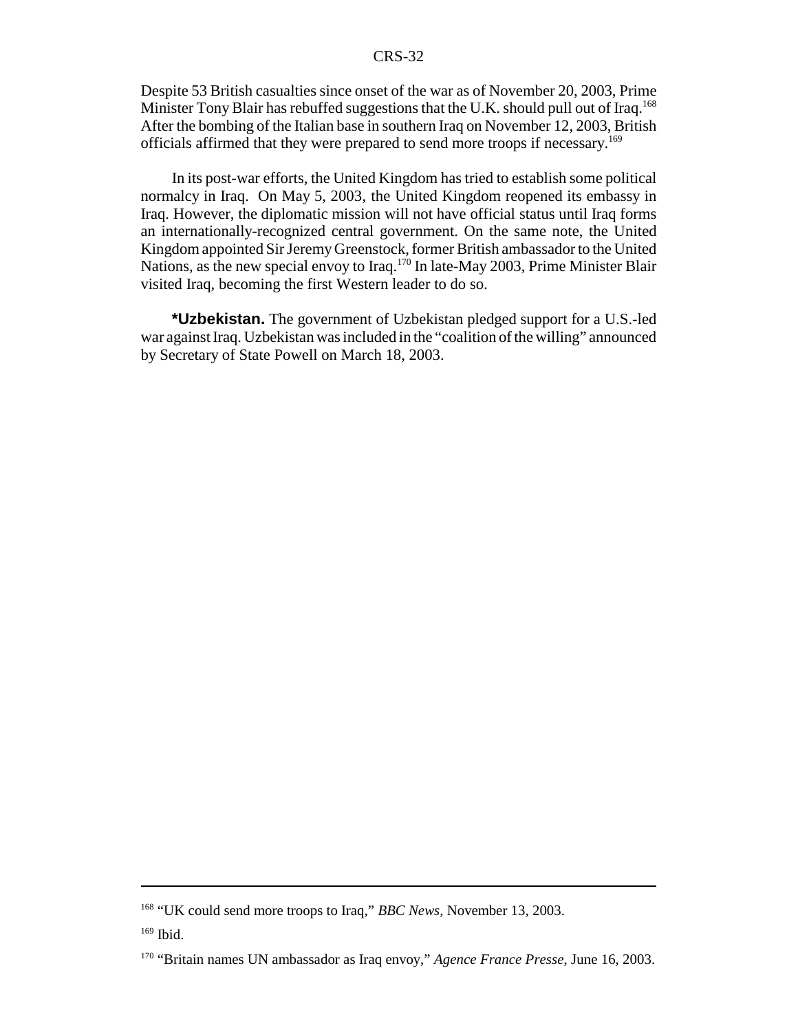Despite 53 British casualties since onset of the war as of November 20, 2003, Prime Minister Tony Blair has rebuffed suggestions that the U.K. should pull out of Iraq.[168] After the bombing of the Italian base in southern Iraq on November 12, 2003, British officials affirmed that they were prepared to send more troops if necessary.[169]

In its post-war efforts, the United Kingdom has tried to establish some political normalcy in Iraq. On May 5, 2003, the United Kingdom reopened its embassy in Iraq. However, the diplomatic mission will not have official status until Iraq forms an internationally-recognized central government. On the same note, the United Kingdom appointed Sir Jeremy Greenstock, former British ambassador to the United Nations, as the new special envoy to Iraq.[170] In late-May 2003, Prime Minister Blair visited Iraq, becoming the first Western leader to do so.

**\*Uzbekistan.** The government of Uzbekistan pledged support for a U.S.-led war against Iraq. Uzbekistan was included in the "coalition of the willing" announced by Secretary of State Powell on March 18, 2003.

---

[168] "UK could send more troops to Iraq," *BBC News*, November 13, 2003.

[169] Ibid.

[170] "Britain names UN ambassador as Iraq envoy," *Agence France Presse*, June 16, 2003.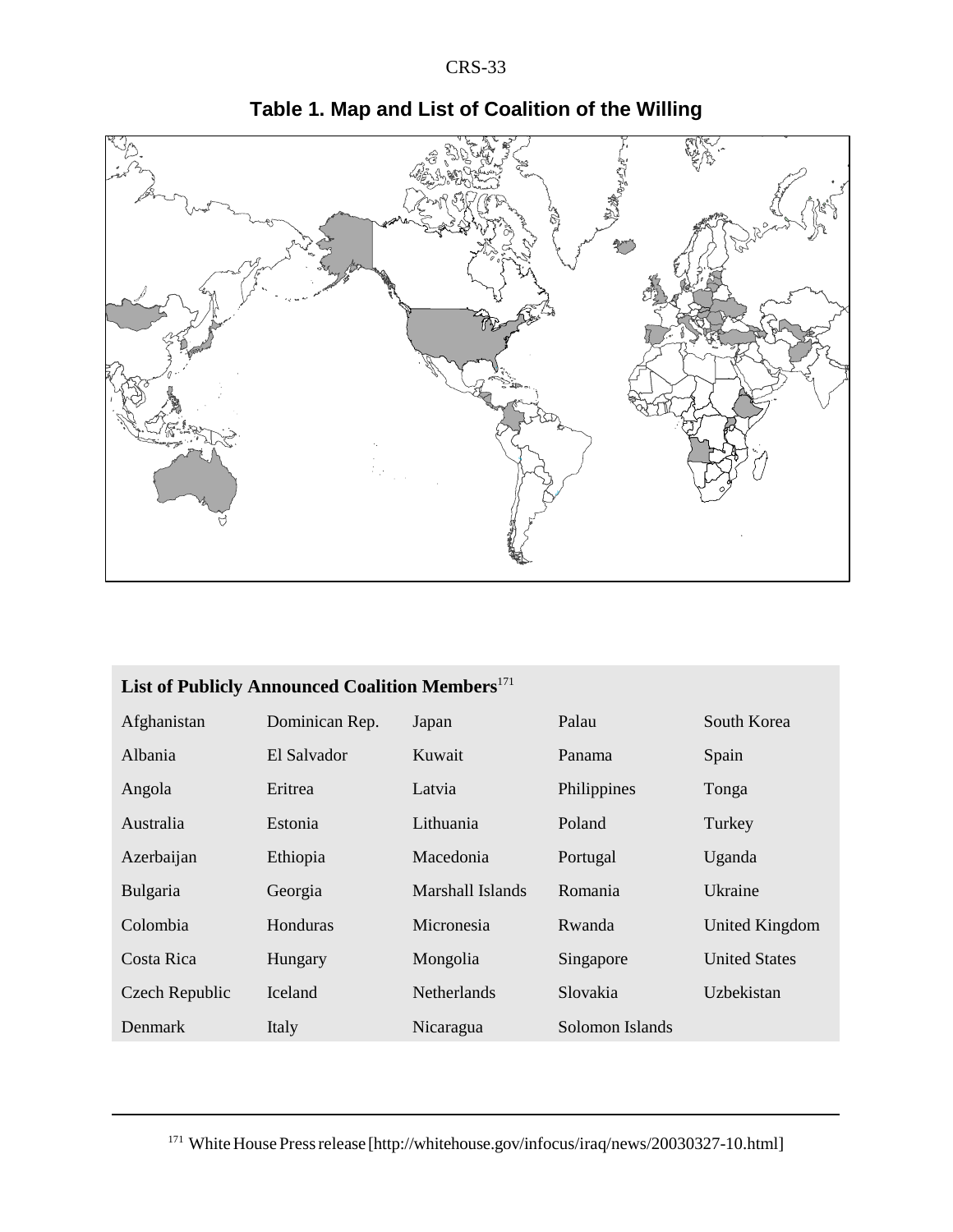## Table 1. Map and List of Coalition of the Willing

**List of Publicly Announced Coalition Members**[171]

| | | | | |
|---|---|---|---|---|
| Afghanistan | Dominican Rep. | Japan | Palau | South Korea |
| Albania | El Salvador | Kuwait | Panama | Spain |
| Angola | Eritrea | Latvia | Philippines | Tonga |
| Australia | Estonia | Lithuania | Poland | Turkey |
| Azerbaijan | Ethiopia | Macedonia | Portugal | Uganda |
| Bulgaria | Georgia | Marshall Islands | Romania | Ukraine |
| Colombia | Honduras | Micronesia | Rwanda | United Kingdom |
| Costa Rica | Hungary | Mongolia | Singapore | United States |
| Czech Republic | Iceland | Netherlands | Slovakia | Uzbekistan |
| Denmark | Italy | Nicaragua | Solomon Islands | |

[171] White House Press release [http://whitehouse.gov/infocus/iraq/news/20030327-10.html]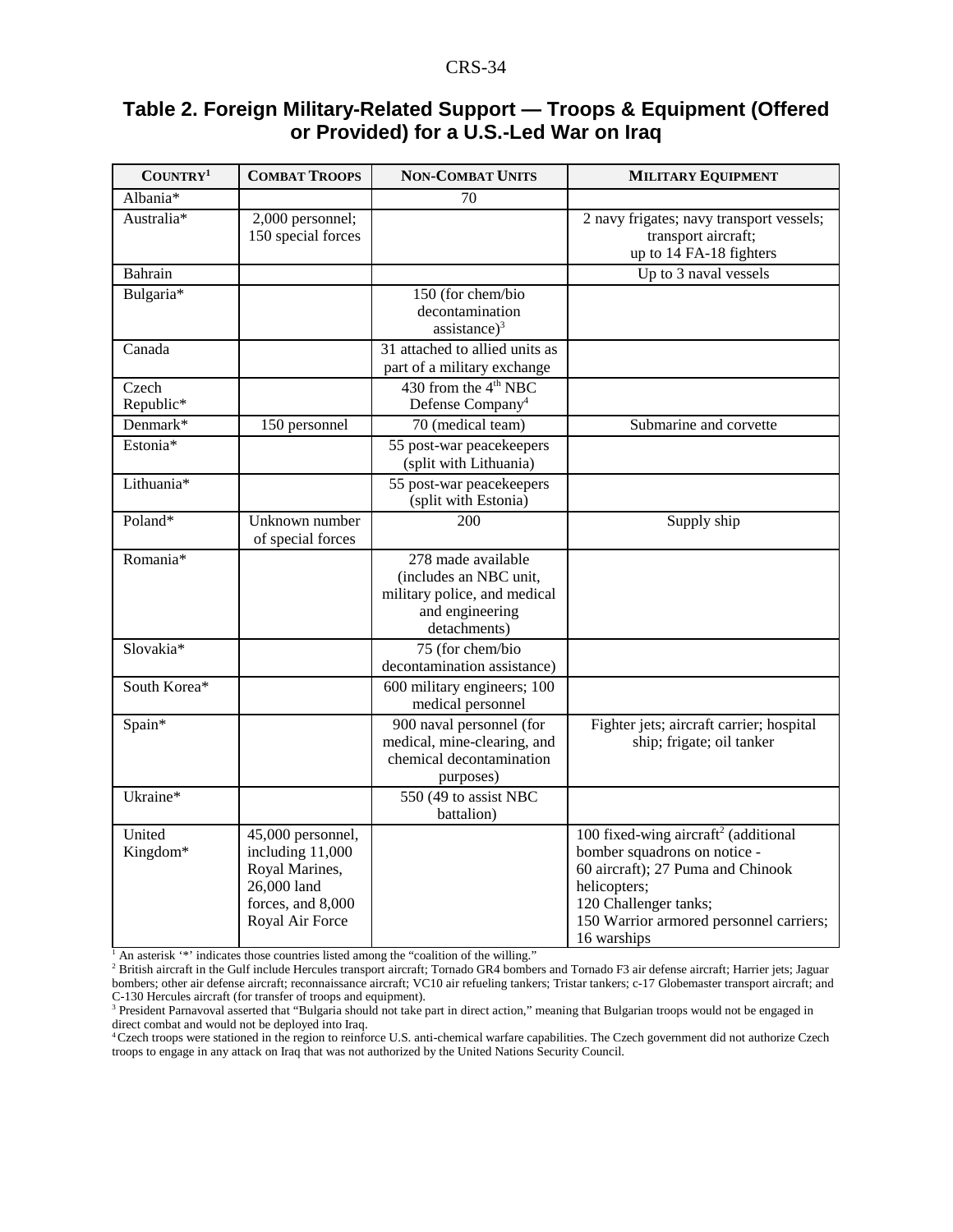## Table 2. Foreign Military-Related Support — Troops & Equipment (Offered or Provided) for a U.S.-Led War on Iraq

| COUNTRY[1] | COMBAT TROOPS | NON-COMBAT UNITS | MILITARY EQUIPMENT |
|---|---|---|---|
| Albania* | | 70 | |
| Australia* | 2,000 personnel; 150 special forces | | 2 navy frigates; navy transport vessels; transport aircraft; up to 14 FA-18 fighters |
| Bahrain | | | Up to 3 naval vessels |
| Bulgaria* | | 150 (for chem/bio decontamination assistance)[3] | |
| Canada | | 31 attached to allied units as part of a military exchange | |
| Czech Republic* | | 430 from the 4th NBC Defense Company[4] | |
| Denmark* | 150 personnel | 70 (medical team) | Submarine and corvette |
| Estonia* | | 55 post-war peacekeepers (split with Lithuania) | |
| Lithuania* | | 55 post-war peacekeepers (split with Estonia) | |
| Poland* | Unknown number of special forces | 200 | Supply ship |
| Romania* | | 278 made available (includes an NBC unit, military police, and medical and engineering detachments) | |
| Slovakia* | | 75 (for chem/bio decontamination assistance) | |
| South Korea* | | 600 military engineers; 100 medical personnel | |
| Spain* | | 900 naval personnel (for medical, mine-clearing, and chemical decontamination purposes) | Fighter jets; aircraft carrier; hospital ship; frigate; oil tanker |
| Ukraine* | | 550 (49 to assist NBC battalion) | |
| United Kingdom* | 45,000 personnel, including 11,000 Royal Marines, 26,000 land forces, and 8,000 Royal Air Force | | 100 fixed-wing aircraft[2] (additional bomber squadrons on notice - 60 aircraft); 27 Puma and Chinook helicopters; 120 Challenger tanks; 150 Warrior armored personnel carriers; 16 warships |

[1] An asterisk '*' indicates those countries listed among the "coalition of the willing."
[2] British aircraft in the Gulf include Hercules transport aircraft; Tornado GR4 bombers and Tornado F3 air defense aircraft; Harrier jets; Jaguar bombers; other air defense aircraft; reconnaissance aircraft; VC10 air refueling tankers; Tristar tankers; c-17 Globemaster transport aircraft; and C-130 Hercules aircraft (for transfer of troops and equipment).
[3] President Parnavoval asserted that "Bulgaria should not take part in direct action," meaning that Bulgarian troops would not be engaged in direct combat and would not be deployed into Iraq.
[4] Czech troops were stationed in the region to reinforce U.S. anti-chemical warfare capabilities. The Czech government did not authorize Czech troops to engage in any attack on Iraq that was not authorized by the United Nations Security Council.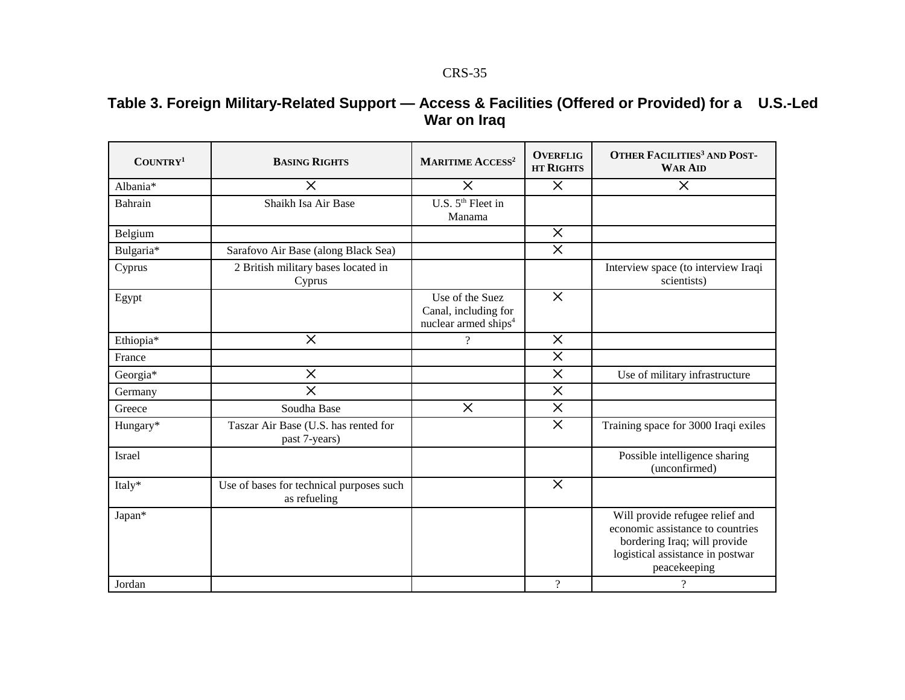## Table 3. Foreign Military-Related Support — Access & Facilities (Offered or Provided) for a U.S.-Led War on Iraq

| COUNTRY[1] | BASING RIGHTS | MARITIME ACCESS[2] | OVERFLIGHT RIGHTS | OTHER FACILITIES[3] AND POST-WAR AID |
|---|---|---|---|---|
| Albania* | X | X | X | X |
| Bahrain | Shaikh Isa Air Base | U.S. 5th Fleet in Manama | | |
| Belgium | | | X | |
| Bulgaria* | Sarafovo Air Base (along Black Sea) | | X | |
| Cyprus | 2 British military bases located in Cyprus | | | Interview space (to interview Iraqi scientists) |
| Egypt | | Use of the Suez Canal, including for nuclear armed ships[4] | X | |
| Ethiopia* | X | ? | X | |
| France | | | X | |
| Georgia* | X | | X | Use of military infrastructure |
| Germany | X | | X | |
| Greece | Soudha Base | X | X | |
| Hungary* | Taszar Air Base (U.S. has rented for past 7-years) | | X | Training space for 3000 Iraqi exiles |
| Israel | | | | Possible intelligence sharing (unconfirmed) |
| Italy* | Use of bases for technical purposes such as refueling | | X | |
| Japan* | | | | Will provide refugee relief and economic assistance to countries bordering Iraq; will provide logistical assistance in postwar peacekeeping |
| Jordan | | | ? | ? |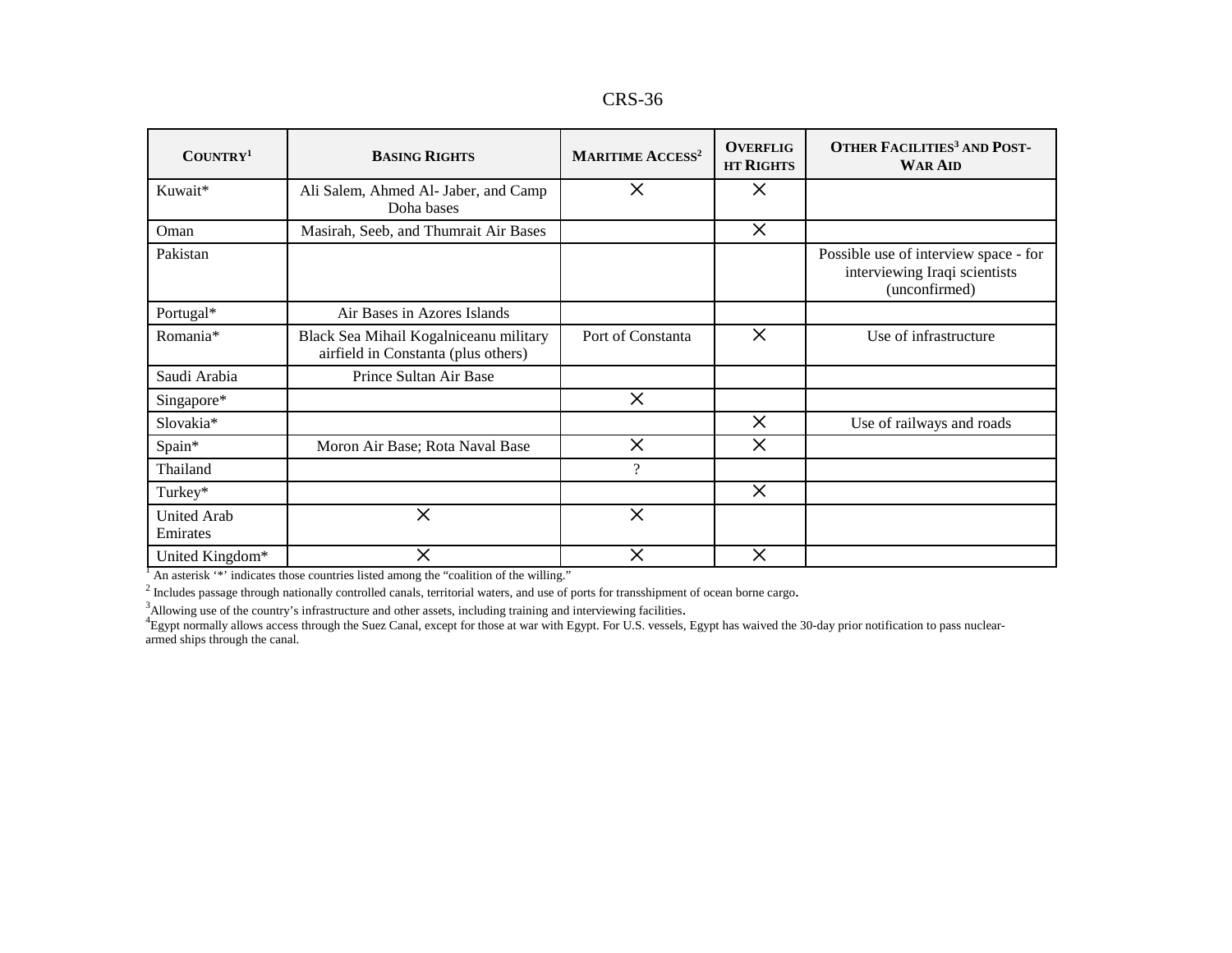| Country[1] | Basing Rights | Maritime Access[2] | Overflight Rights | Other Facilities[3] and Post-War Aid |
|---|---|---|---|---|
| Kuwait* | Ali Salem, Ahmed Al- Jaber, and Camp Doha bases | X | X | |
| Oman | Masirah, Seeb, and Thumrait Air Bases | | X | |
| Pakistan | | | | Possible use of interview space - for interviewing Iraqi scientists (unconfirmed) |
| Portugal* | Air Bases in Azores Islands | | | |
| Romania* | Black Sea Mihail Kogalniceanu military airfield in Constanta (plus others) | Port of Constanta | X | Use of infrastructure |
| Saudi Arabia | Prince Sultan Air Base | | | |
| Singapore* | | X | | |
| Slovakia* | | | X | Use of railways and roads |
| Spain* | Moron Air Base; Rota Naval Base | X | X | |
| Thailand | | ? | | |
| Turkey* | | | X | |
| United Arab Emirates | X | X | | |
| United Kingdom* | X | X | X | |

[1] An asterisk '*' indicates those countries listed among the "coalition of the willing."

[2] Includes passage through nationally controlled canals, territorial waters, and use of ports for transshipment of ocean borne cargo.

[3] Allowing use of the country's infrastructure and other assets, including training and interviewing facilities.

[4] Egypt normally allows access through the Suez Canal, except for those at war with Egypt. For U.S. vessels, Egypt has waived the 30-day prior notification to pass nuclear-armed ships through the canal.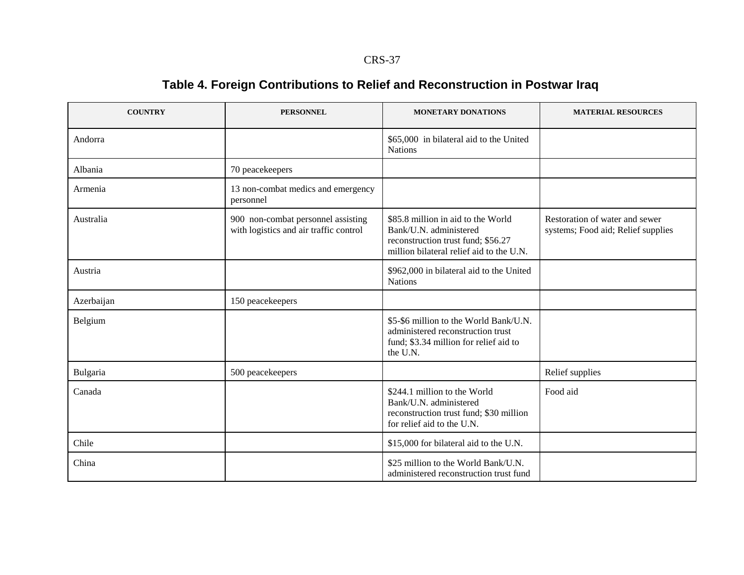**Table 4. Foreign Contributions to Relief and Reconstruction in Postwar Iraq**

| COUNTRY | PERSONNEL | MONETARY DONATIONS | MATERIAL RESOURCES |
|---|---|---|---|
| Andorra | | $65,000 in bilateral aid to the United Nations | |
| Albania | 70 peacekeepers | | |
| Armenia | 13 non-combat medics and emergency personnel | | |
| Australia | 900 non-combat personnel assisting with logistics and air traffic control | $85.8 million in aid to the World Bank/U.N. administered reconstruction trust fund; $56.27 million bilateral relief aid to the U.N. | Restoration of water and sewer systems; Food aid; Relief supplies |
| Austria | | $962,000 in bilateral aid to the United Nations | |
| Azerbaijan | 150 peacekeepers | | |
| Belgium | | $5-$6 million to the World Bank/U.N. administered reconstruction trust fund; $3.34 million for relief aid to the U.N. | |
| Bulgaria | 500 peacekeepers | | Relief supplies |
| Canada | | $244.1 million to the World Bank/U.N. administered reconstruction trust fund; $30 million for relief aid to the U.N. | Food aid |
| Chile | | $15,000 for bilateral aid to the U.N. | |
| China | | $25 million to the World Bank/U.N. administered reconstruction trust fund | |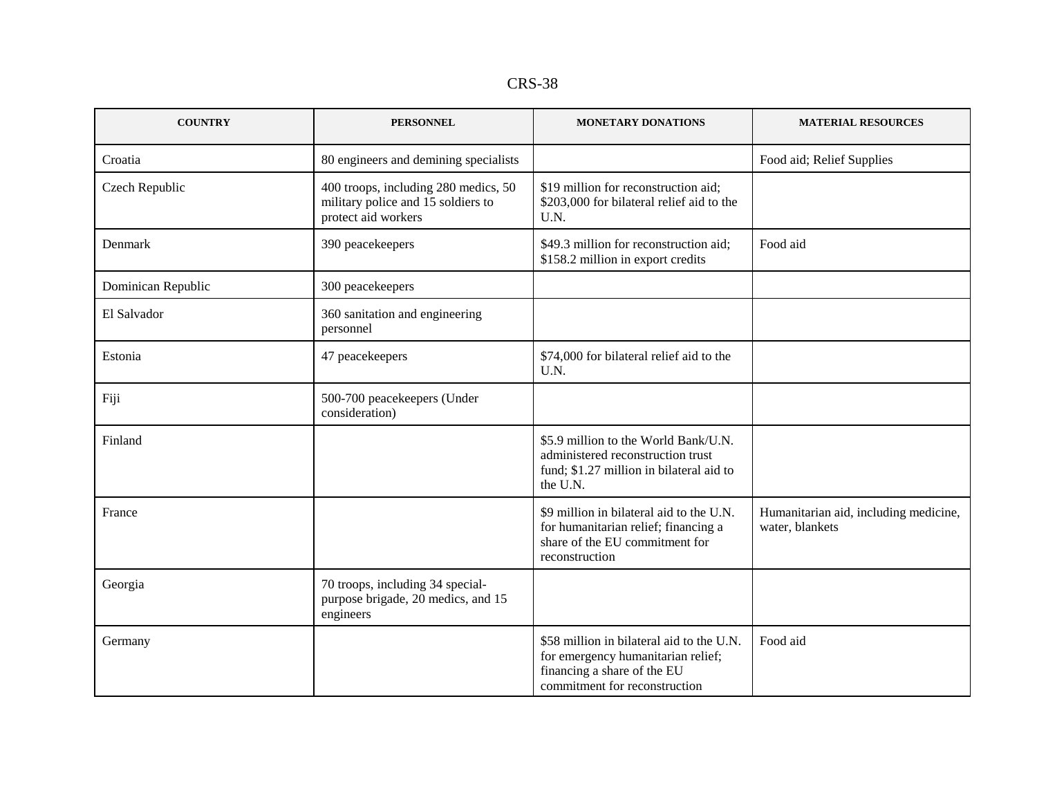| COUNTRY | PERSONNEL | MONETARY DONATIONS | MATERIAL RESOURCES |
|---|---|---|---|
| Croatia | 80 engineers and demining specialists | | Food aid; Relief Supplies |
| Czech Republic | 400 troops, including 280 medics, 50 military police and 15 soldiers to protect aid workers | $19 million for reconstruction aid; $203,000 for bilateral relief aid to the U.N. | |
| Denmark | 390 peacekeepers | $49.3 million for reconstruction aid; $158.2 million in export credits | Food aid |
| Dominican Republic | 300 peacekeepers | | |
| El Salvador | 360 sanitation and engineering personnel | | |
| Estonia | 47 peacekeepers | $74,000 for bilateral relief aid to the U.N. | |
| Fiji | 500-700 peacekeepers (Under consideration) | | |
| Finland | | $5.9 million to the World Bank/U.N. administered reconstruction trust fund; $1.27 million in bilateral aid to the U.N. | |
| France | | $9 million in bilateral aid to the U.N. for humanitarian relief; financing a share of the EU commitment for reconstruction | Humanitarian aid, including medicine, water, blankets |
| Georgia | 70 troops, including 34 special-purpose brigade, 20 medics, and 15 engineers | | |
| Germany | | $58 million in bilateral aid to the U.N. for emergency humanitarian relief; financing a share of the EU commitment for reconstruction | Food aid |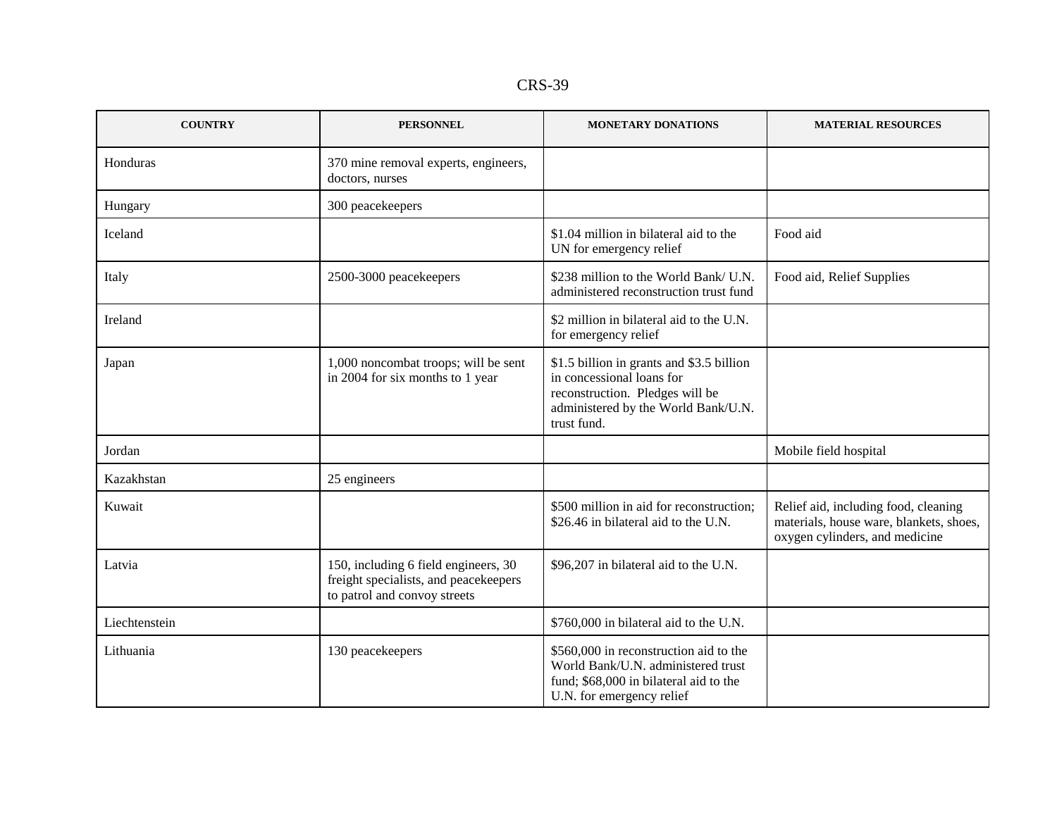| COUNTRY | PERSONNEL | MONETARY DONATIONS | MATERIAL RESOURCES |
|---|---|---|---|
| Honduras | 370 mine removal experts, engineers, doctors, nurses | | |
| Hungary | 300 peacekeepers | | |
| Iceland | | $1.04 million in bilateral aid to the UN for emergency relief | Food aid |
| Italy | 2500-3000 peacekeepers | $238 million to the World Bank/ U.N. administered reconstruction trust fund | Food aid, Relief Supplies |
| Ireland | | $2 million in bilateral aid to the U.N. for emergency relief | |
| Japan | 1,000 noncombat troops; will be sent in 2004 for six months to 1 year | $1.5 billion in grants and $3.5 billion in concessional loans for reconstruction. Pledges will be administered by the World Bank/U.N. trust fund. | |
| Jordan | | | Mobile field hospital |
| Kazakhstan | 25 engineers | | |
| Kuwait | | $500 million in aid for reconstruction; $26.46 in bilateral aid to the U.N. | Relief aid, including food, cleaning materials, house ware, blankets, shoes, oxygen cylinders, and medicine |
| Latvia | 150, including 6 field engineers, 30 freight specialists, and peacekeepers to patrol and convoy streets | $96,207 in bilateral aid to the U.N. | |
| Liechtenstein | | $760,000 in bilateral aid to the U.N. | |
| Lithuania | 130 peacekeepers | $560,000 in reconstruction aid to the World Bank/U.N. administered trust fund; $68,000 in bilateral aid to the U.N. for emergency relief | |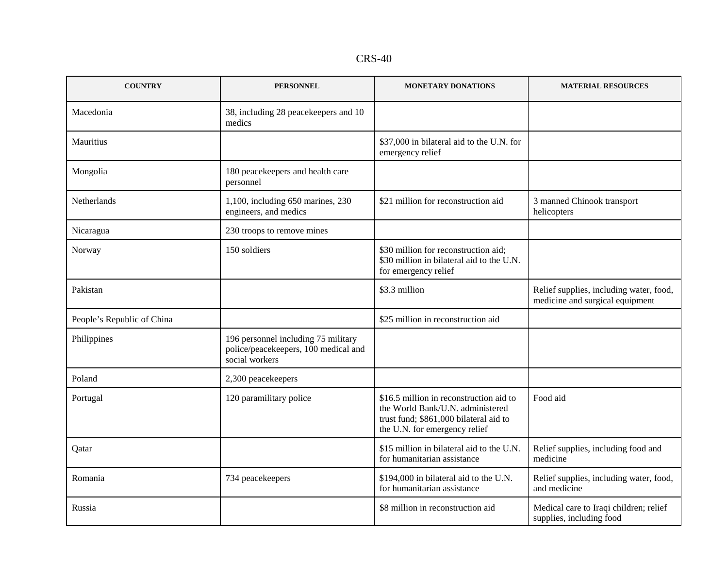| COUNTRY | PERSONNEL | MONETARY DONATIONS | MATERIAL RESOURCES |
|---|---|---|---|
| Macedonia | 38, including 28 peacekeepers and 10 medics | | |
| Mauritius | | $37,000 in bilateral aid to the U.N. for emergency relief | |
| Mongolia | 180 peacekeepers and health care personnel | | |
| Netherlands | 1,100, including 650 marines, 230 engineers, and medics | $21 million for reconstruction aid | 3 manned Chinook transport helicopters |
| Nicaragua | 230 troops to remove mines | | |
| Norway | 150 soldiers | $30 million for reconstruction aid; $30 million in bilateral aid to the U.N. for emergency relief | |
| Pakistan | | $3.3 million | Relief supplies, including water, food, medicine and surgical equipment |
| People's Republic of China | | $25 million in reconstruction aid | |
| Philippines | 196 personnel including 75 military police/peacekeepers, 100 medical and social workers | | |
| Poland | 2,300 peacekeepers | | |
| Portugal | 120 paramilitary police | $16.5 million in reconstruction aid to the World Bank/U.N. administered trust fund; $861,000 bilateral aid to the U.N. for emergency relief | Food aid |
| Qatar | | $15 million in bilateral aid to the U.N. for humanitarian assistance | Relief supplies, including food and medicine |
| Romania | 734 peacekeepers | $194,000 in bilateral aid to the U.N. for humanitarian assistance | Relief supplies, including water, food, and medicine |
| Russia | | $8 million in reconstruction aid | Medical care to Iraqi children; relief supplies, including food |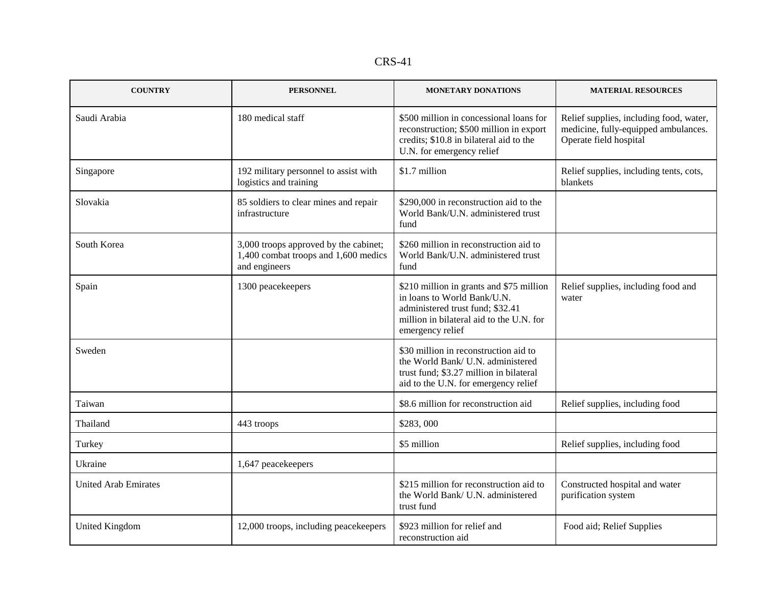| COUNTRY | PERSONNEL | MONETARY DONATIONS | MATERIAL RESOURCES |
|---|---|---|---|
| Saudi Arabia | 180 medical staff | $500 million in concessional loans for reconstruction; $500 million in export credits; $10.8 in bilateral aid to the U.N. for emergency relief | Relief supplies, including food, water, medicine, fully-equipped ambulances. Operate field hospital |
| Singapore | 192 military personnel to assist with logistics and training | $1.7 million | Relief supplies, including tents, cots, blankets |
| Slovakia | 85 soldiers to clear mines and repair infrastructure | $290,000 in reconstruction aid to the World Bank/U.N. administered trust fund | |
| South Korea | 3,000 troops approved by the cabinet; 1,400 combat troops and 1,600 medics and engineers | $260 million in reconstruction aid to World Bank/U.N. administered trust fund | |
| Spain | 1300 peacekeepers | $210 million in grants and $75 million in loans to World Bank/U.N. administered trust fund; $32.41 million in bilateral aid to the U.N. for emergency relief | Relief supplies, including food and water |
| Sweden | | $30 million in reconstruction aid to the World Bank/ U.N. administered trust fund; $3.27 million in bilateral aid to the U.N. for emergency relief | |
| Taiwan | | $8.6 million for reconstruction aid | Relief supplies, including food |
| Thailand | 443 troops | $283, 000 | |
| Turkey | | $5 million | Relief supplies, including food |
| Ukraine | 1,647 peacekeepers | | |
| United Arab Emirates | | $215 million for reconstruction aid to the World Bank/ U.N. administered trust fund | Constructed hospital and water purification system |
| United Kingdom | 12,000 troops, including peacekeepers | $923 million for relief and reconstruction aid | Food aid; Relief Supplies |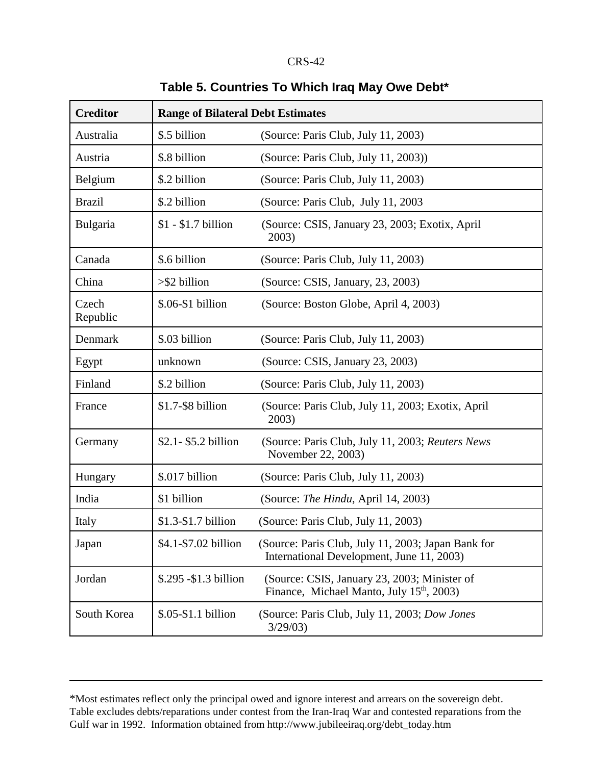**Table 5. Countries To Which Iraq May Owe Debt***

| Creditor | Range of Bilateral Debt Estimates |
|---|---|
| Australia | $.5 billion (Source: Paris Club, July 11, 2003) |
| Austria | $.8 billion (Source: Paris Club, July 11, 2003)) |
| Belgium | $.2 billion (Source: Paris Club, July 11, 2003) |
| Brazil | $.2 billion (Source: Paris Club, July 11, 2003 |
| Bulgaria | $1 - $1.7 billion (Source: CSIS, January 23, 2003; Exotix, April 2003) |
| Canada | $.6 billion (Source: Paris Club, July 11, 2003) |
| China | >$2 billion (Source: CSIS, January, 23, 2003) |
| Czech Republic | $.06-$1 billion (Source: Boston Globe, April 4, 2003) |
| Denmark | $.03 billion (Source: Paris Club, July 11, 2003) |
| Egypt | unknown (Source: CSIS, January 23, 2003) |
| Finland | $.2 billion (Source: Paris Club, July 11, 2003) |
| France | $1.7-$8 billion (Source: Paris Club, July 11, 2003; Exotix, April 2003) |
| Germany | $2.1- $5.2 billion (Source: Paris Club, July 11, 2003; *Reuters News* November 22, 2003) |
| Hungary | $.017 billion (Source: Paris Club, July 11, 2003) |
| India | $1 billion (Source: *The Hindu*, April 14, 2003) |
| Italy | $1.3-$1.7 billion (Source: Paris Club, July 11, 2003) |
| Japan | $4.1-$7.02 billion (Source: Paris Club, July 11, 2003; Japan Bank for International Development, June 11, 2003) |
| Jordan | $.295 -$1.3 billion (Source: CSIS, January 23, 2003; Minister of Finance, Michael Manto, July 15th, 2003) |
| South Korea | $.05-$1.1 billion (Source: Paris Club, July 11, 2003; *Dow Jones* 3/29/03) |

*Most estimates reflect only the principal owed and ignore interest and arrears on the sovereign debt. Table excludes debts/reparations under contest from the Iran-Iraq War and contested reparations from the Gulf war in 1992. Information obtained from http://www.jubileeiraq.org/debt_today.htm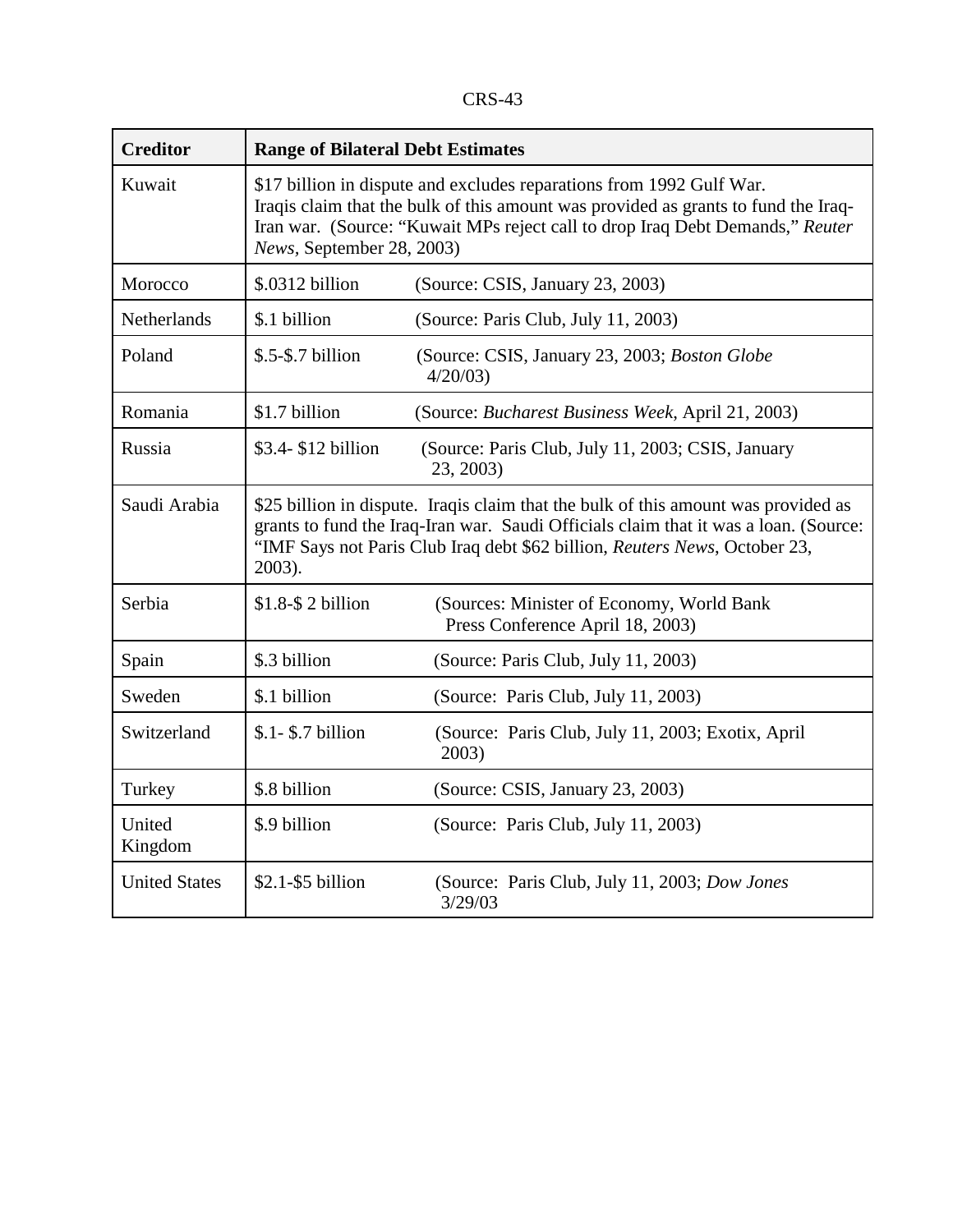| Creditor | Range of Bilateral Debt Estimates |
| --- | --- |
| Kuwait | $17 billion in dispute and excludes reparations from 1992 Gulf War. Iraqis claim that the bulk of this amount was provided as grants to fund the Iraq-Iran war. (Source: "Kuwait MPs reject call to drop Iraq Debt Demands," *Reuter News*, September 28, 2003) |
| Morocco | $.0312 billion (Source: CSIS, January 23, 2003) |
| Netherlands | $.1 billion (Source: Paris Club, July 11, 2003) |
| Poland | $.5-$.7 billion (Source: CSIS, January 23, 2003; *Boston Globe* 4/20/03) |
| Romania | $1.7 billion (Source: *Bucharest Business Week*, April 21, 2003) |
| Russia | $3.4- $12 billion (Source: Paris Club, July 11, 2003; CSIS, January 23, 2003) |
| Saudi Arabia | $25 billion in dispute. Iraqis claim that the bulk of this amount was provided as grants to fund the Iraq-Iran war. Saudi Officials claim that it was a loan. (Source: "IMF Says not Paris Club Iraq debt $62 billion, *Reuters News*, October 23, 2003). |
| Serbia | $1.8-$ 2 billion (Sources: Minister of Economy, World Bank Press Conference April 18, 2003) |
| Spain | $.3 billion (Source: Paris Club, July 11, 2003) |
| Sweden | $.1 billion (Source: Paris Club, July 11, 2003) |
| Switzerland | $.1- $.7 billion (Source: Paris Club, July 11, 2003; Exotix, April 2003) |
| Turkey | $.8 billion (Source: CSIS, January 23, 2003) |
| United Kingdom | $.9 billion (Source: Paris Club, July 11, 2003) |
| United States | $2.1-$5 billion (Source: Paris Club, July 11, 2003; *Dow Jones* 3/29/03 |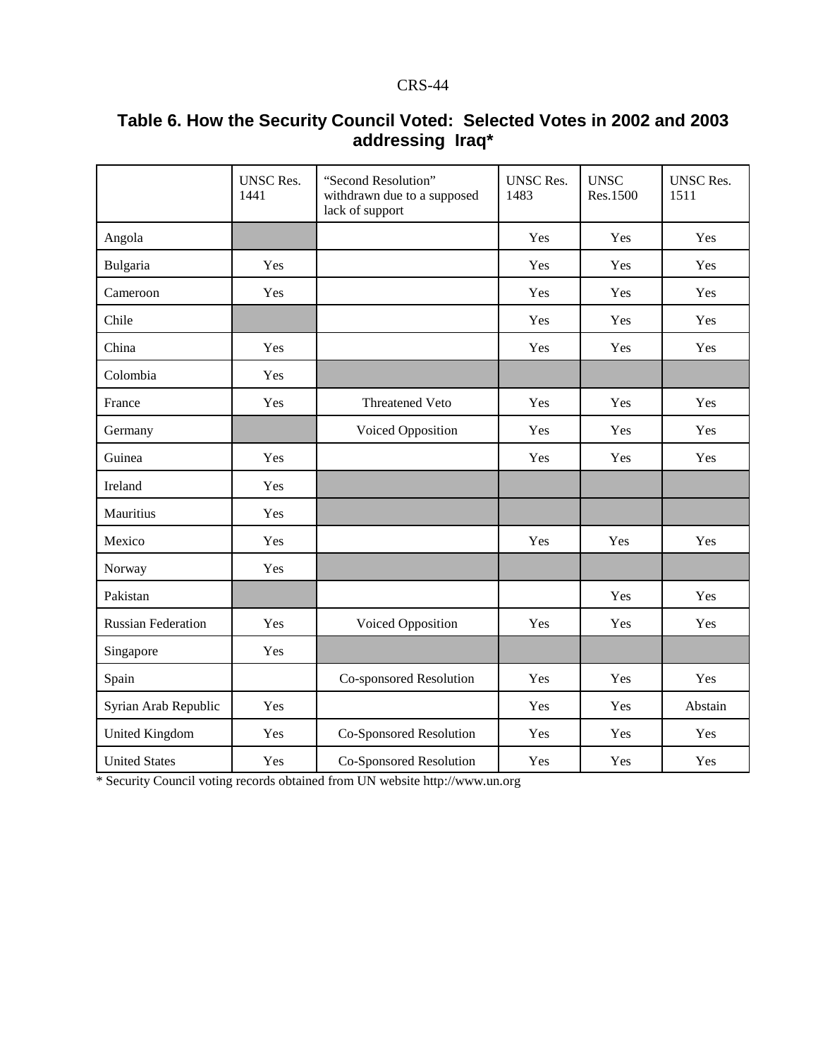**Table 6. How the Security Council Voted: Selected Votes in 2002 and 2003 addressing Iraq***

| | UNSC Res. 1441 | "Second Resolution" withdrawn due to a supposed lack of support | UNSC Res. 1483 | UNSC Res.1500 | UNSC Res. 1511 |
|---|---|---|---|---|---|
| Angola | | | Yes | Yes | Yes |
| Bulgaria | Yes | | Yes | Yes | Yes |
| Cameroon | Yes | | Yes | Yes | Yes |
| Chile | | | Yes | Yes | Yes |
| China | Yes | | Yes | Yes | Yes |
| Colombia | Yes | | | | |
| France | Yes | Threatened Veto | Yes | Yes | Yes |
| Germany | | Voiced Opposition | Yes | Yes | Yes |
| Guinea | Yes | | Yes | Yes | Yes |
| Ireland | Yes | | | | |
| Mauritius | Yes | | | | |
| Mexico | Yes | | Yes | Yes | Yes |
| Norway | Yes | | | | |
| Pakistan | | | | Yes | Yes |
| Russian Federation | Yes | Voiced Opposition | Yes | Yes | Yes |
| Singapore | Yes | | | | |
| Spain | | Co-sponsored Resolution | Yes | Yes | Yes |
| Syrian Arab Republic | Yes | | Yes | Yes | Abstain |
| United Kingdom | Yes | Co-Sponsored Resolution | Yes | Yes | Yes |
| United States | Yes | Co-Sponsored Resolution | Yes | Yes | Yes |

* Security Council voting records obtained from UN website http://www.un.org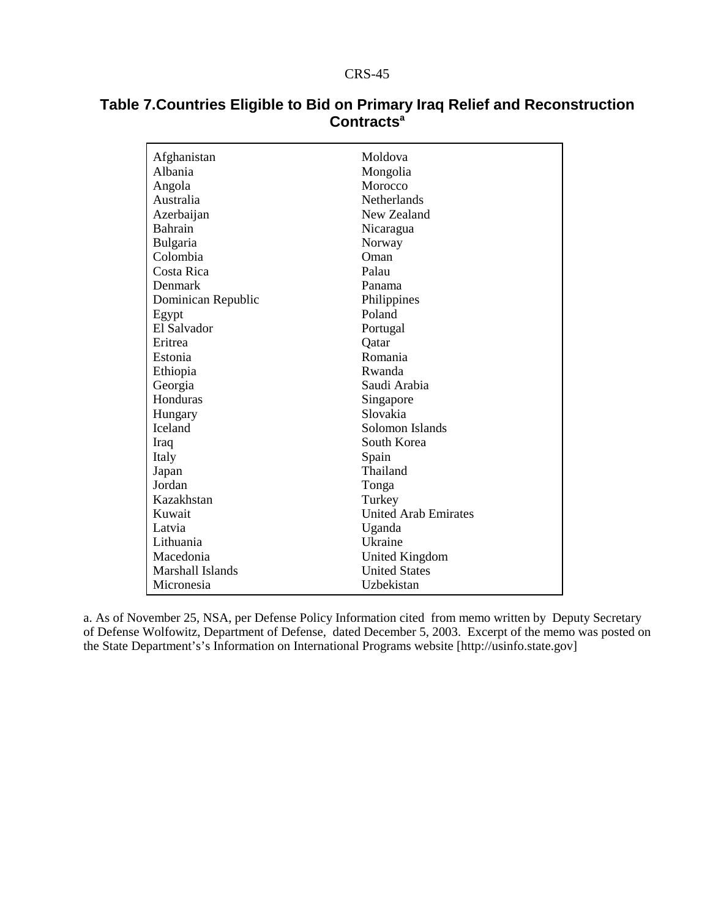### Table 7. Countries Eligible to Bid on Primary Iraq Relief and Reconstruction Contracts[a]

| | |
|---|---|
| Afghanistan | Moldova |
| Albania | Mongolia |
| Angola | Morocco |
| Australia | Netherlands |
| Azerbaijan | New Zealand |
| Bahrain | Nicaragua |
| Bulgaria | Norway |
| Colombia | Oman |
| Costa Rica | Palau |
| Denmark | Panama |
| Dominican Republic | Philippines |
| Egypt | Poland |
| El Salvador | Portugal |
| Eritrea | Qatar |
| Estonia | Romania |
| Ethiopia | Rwanda |
| Georgia | Saudi Arabia |
| Honduras | Singapore |
| Hungary | Slovakia |
| Iceland | Solomon Islands |
| Iraq | South Korea |
| Italy | Spain |
| Japan | Thailand |
| Jordan | Tonga |
| Kazakhstan | Turkey |
| Kuwait | United Arab Emirates |
| Latvia | Uganda |
| Lithuania | Ukraine |
| Macedonia | United Kingdom |
| Marshall Islands | United States |
| Micronesia | Uzbekistan |

a. As of November 25, NSA, per Defense Policy Information cited from memo written by Deputy Secretary of Defense Wolfowitz, Department of Defense, dated December 5, 2003. Excerpt of the memo was posted on the State Department's's Information on International Programs website [http://usinfo.state.gov]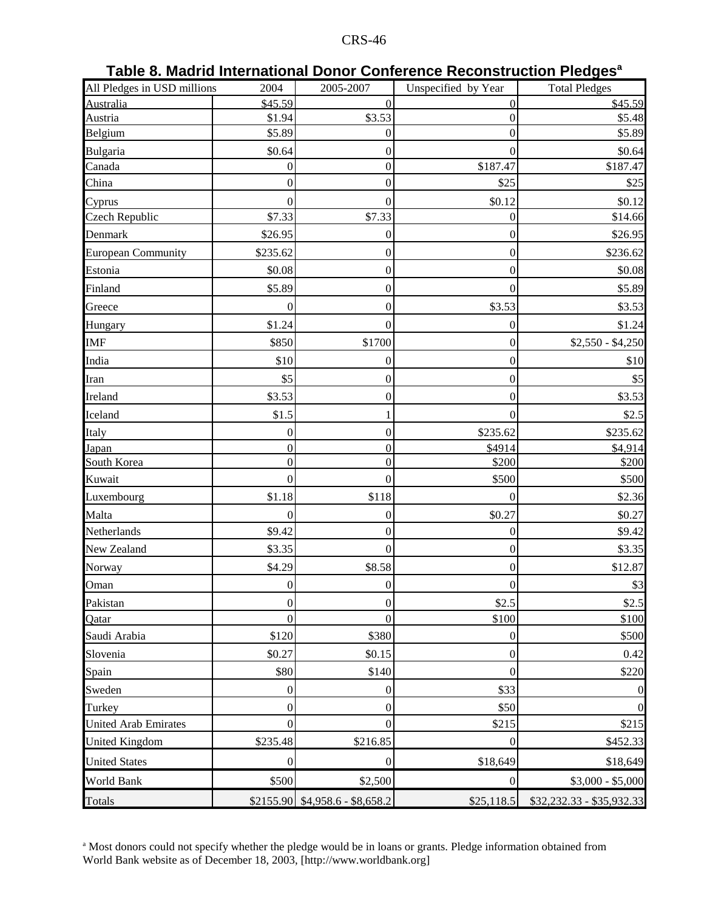## Table 8. Madrid International Donor Conference Reconstruction Pledges[a]

| All Pledges in USD millions | 2004 | 2005-2007 | Unspecified by Year | Total Pledges |
|---|---|---|---|---|
| Australia | $45.59 | 0 | 0 | $45.59 |
| Austria | $1.94 | $3.53 | 0 | $5.48 |
| Belgium | $5.89 | 0 | 0 | $5.89 |
| Bulgaria | $0.64 | 0 | 0 | $0.64 |
| Canada | 0 | 0 | $187.47 | $187.47 |
| China | 0 | 0 | $25 | $25 |
| Cyprus | 0 | 0 | $0.12 | $0.12 |
| Czech Republic | $7.33 | $7.33 | 0 | $14.66 |
| Denmark | $26.95 | 0 | 0 | $26.95 |
| European Community | $235.62 | 0 | 0 | $236.62 |
| Estonia | $0.08 | 0 | 0 | $0.08 |
| Finland | $5.89 | 0 | 0 | $5.89 |
| Greece | 0 | 0 | $3.53 | $3.53 |
| Hungary | $1.24 | 0 | 0 | $1.24 |
| IMF | $850 | $1700 | 0 | $2,550 - $4,250 |
| India | $10 | 0 | 0 | $10 |
| Iran | $5 | 0 | 0 | $5 |
| Ireland | $3.53 | 0 | 0 | $3.53 |
| Iceland | $1.5 | 1 | 0 | $2.5 |
| Italy | 0 | 0 | $235.62 | $235.62 |
| Japan | 0 | 0 | $4914 | $4,914 |
| South Korea | 0 | 0 | $200 | $200 |
| Kuwait | 0 | 0 | $500 | $500 |
| Luxembourg | $1.18 | $118 | 0 | $2.36 |
| Malta | 0 | 0 | $0.27 | $0.27 |
| Netherlands | $9.42 | 0 | 0 | $9.42 |
| New Zealand | $3.35 | 0 | 0 | $3.35 |
| Norway | $4.29 | $8.58 | 0 | $12.87 |
| Oman | 0 | 0 | 0 | $3 |
| Pakistan | 0 | 0 | $2.5 | $2.5 |
| Qatar | 0 | 0 | $100 | $100 |
| Saudi Arabia | $120 | $380 | 0 | $500 |
| Slovenia | $0.27 | $0.15 | 0 | 0.42 |
| Spain | $80 | $140 | 0 | $220 |
| Sweden | 0 | 0 | $33 | 0 |
| Turkey | 0 | 0 | $50 | 0 |
| United Arab Emirates | 0 | 0 | $215 | $215 |
| United Kingdom | $235.48 | $216.85 | 0 | $452.33 |
| United States | 0 | 0 | $18,649 | $18,649 |
| World Bank | $500 | $2,500 | 0 | $3,000 - $5,000 |
| Totals | $2155.90 | $4,958.6 - $8,658.2 | $25,118.5 | $32,232.33 - $35,932.33 |

[a] Most donors could not specify whether the pledge would be in loans or grants. Pledge information obtained from World Bank website as of December 18, 2003, [http://www.worldbank.org]